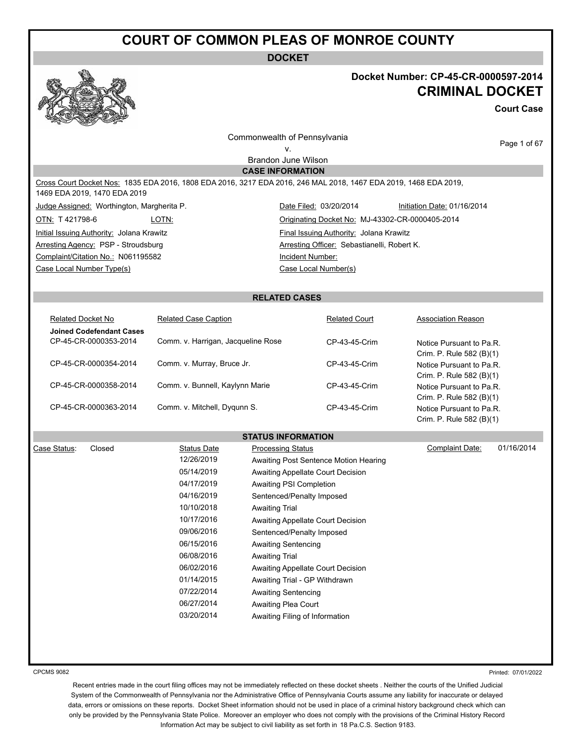# COURT OF COMMON PLEAS OF MONROE COUNTY

## DOCKET

**Docket Number: CP-45-CR-0000597-2014**

**CRIMINAL DOCKET**

**Court Case**

Commonwealth of Pennsylvania
v.
Brandon June Wilson

### CASE INFORMATION

Cross Court Docket Nos: 1835 EDA 2016, 1808 EDA 2016, 3217 EDA 2016, 246 MAL 2018, 1467 EDA 2019, 1468 EDA 2019, 1469 EDA 2019, 1470 EDA 2019

Judge Assigned: Worthington, Margherita P.
Date Filed: 03/20/2014
Initiation Date: 01/16/2014

OTN: T 421798-6
LOTN:
Originating Docket No: MJ-43302-CR-0000405-2014

Initial Issuing Authority: Jolana Krawitz
Final Issuing Authority: Jolana Krawitz

Arresting Agency: PSP - Stroudsburg
Arresting Officer: Sebastianelli, Robert K.

Complaint/Citation No.: N061195582
Incident Number:

Case Local Number Type(s)
Case Local Number(s)

### RELATED CASES

| Related Docket No | Related Case Caption | Related Court | Association Reason |
|---|---|---|---|
| **Joined Codefendant Cases** | | | |
| CP-45-CR-0000353-2014 | Comm. v. Harrigan, Jacqueline Rose | CP-43-45-Crim | Notice Pursuant to Pa.R. Crim. P. Rule 582 (B)(1) |
| CP-45-CR-0000354-2014 | Comm. v. Murray, Bruce Jr. | CP-43-45-Crim | Notice Pursuant to Pa.R. Crim. P. Rule 582 (B)(1) |
| CP-45-CR-0000358-2014 | Comm. v. Bunnell, Kaylynn Marie | CP-43-45-Crim | Notice Pursuant to Pa.R. Crim. P. Rule 582 (B)(1) |
| CP-45-CR-0000363-2014 | Comm. v. Mitchell, Dyqunn S. | CP-43-45-Crim | Notice Pursuant to Pa.R. Crim. P. Rule 582 (B)(1) |

### STATUS INFORMATION

Case Status: Closed

Complaint Date: 01/16/2014

| Status Date | Processing Status |
|---|---|
| 12/26/2019 | Awaiting Post Sentence Motion Hearing |
| 05/14/2019 | Awaiting Appellate Court Decision |
| 04/17/2019 | Awaiting PSI Completion |
| 04/16/2019 | Sentenced/Penalty Imposed |
| 10/10/2018 | Awaiting Trial |
| 10/17/2016 | Awaiting Appellate Court Decision |
| 09/06/2016 | Sentenced/Penalty Imposed |
| 06/15/2016 | Awaiting Sentencing |
| 06/08/2016 | Awaiting Trial |
| 06/02/2016 | Awaiting Appellate Court Decision |
| 01/14/2015 | Awaiting Trial - GP Withdrawn |
| 07/22/2014 | Awaiting Sentencing |
| 06/27/2014 | Awaiting Plea Court |
| 03/20/2014 | Awaiting Filing of Information |

Recent entries made in the court filing offices may not be immediately reflected on these docket sheets . Neither the courts of the Unified Judicial System of the Commonwealth of Pennsylvania nor the Administrative Office of Pennsylvania Courts assume any liability for inaccurate or delayed data, errors or omissions on these reports. Docket Sheet information should not be used in place of a criminal history background check which can only be provided by the Pennsylvania State Police. Moreover an employer who does not comply with the provisions of the Criminal History Record Information Act may be subject to civil liability as set forth in 18 Pa.C.S. Section 9183.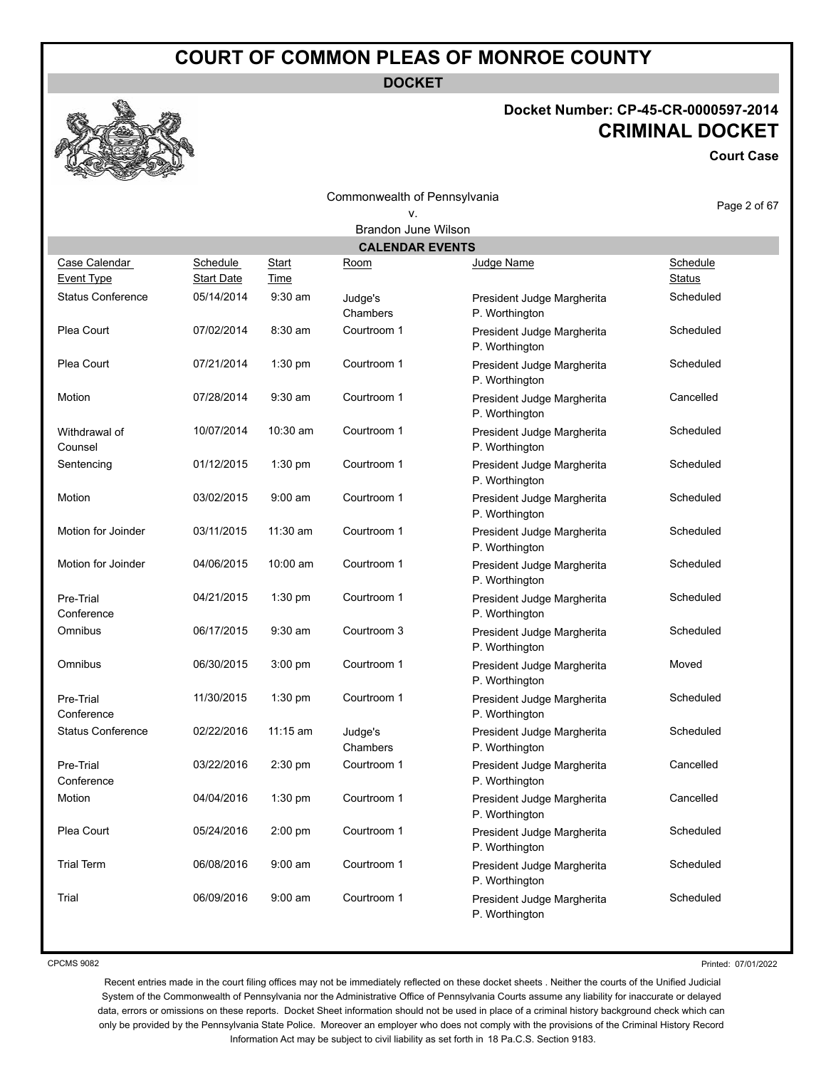# COURT OF COMMON PLEAS OF MONROE COUNTY

**DOCKET**

**Docket Number: CP-45-CR-0000597-2014**

**CRIMINAL DOCKET**

**Court Case**

Commonwealth of Pennsylvania
v.
Brandon June Wilson

## CALENDAR EVENTS

| Case Calendar Event Type | Schedule Start Date | Start Time | Room | Judge Name | Schedule Status |
|---|---|---|---|---|---|
| Status Conference | 05/14/2014 | 9:30 am | Judge's Chambers | President Judge Margherita P. Worthington | Scheduled |
| Plea Court | 07/02/2014 | 8:30 am | Courtroom 1 | President Judge Margherita P. Worthington | Scheduled |
| Plea Court | 07/21/2014 | 1:30 pm | Courtroom 1 | President Judge Margherita P. Worthington | Scheduled |
| Motion | 07/28/2014 | 9:30 am | Courtroom 1 | President Judge Margherita P. Worthington | Cancelled |
| Withdrawal of Counsel | 10/07/2014 | 10:30 am | Courtroom 1 | President Judge Margherita P. Worthington | Scheduled |
| Sentencing | 01/12/2015 | 1:30 pm | Courtroom 1 | President Judge Margherita P. Worthington | Scheduled |
| Motion | 03/02/2015 | 9:00 am | Courtroom 1 | President Judge Margherita P. Worthington | Scheduled |
| Motion for Joinder | 03/11/2015 | 11:30 am | Courtroom 1 | President Judge Margherita P. Worthington | Scheduled |
| Motion for Joinder | 04/06/2015 | 10:00 am | Courtroom 1 | President Judge Margherita P. Worthington | Scheduled |
| Pre-Trial Conference | 04/21/2015 | 1:30 pm | Courtroom 1 | President Judge Margherita P. Worthington | Scheduled |
| Omnibus | 06/17/2015 | 9:30 am | Courtroom 3 | President Judge Margherita P. Worthington | Scheduled |
| Omnibus | 06/30/2015 | 3:00 pm | Courtroom 1 | President Judge Margherita P. Worthington | Moved |
| Pre-Trial Conference | 11/30/2015 | 1:30 pm | Courtroom 1 | President Judge Margherita P. Worthington | Scheduled |
| Status Conference | 02/22/2016 | 11:15 am | Judge's Chambers | President Judge Margherita P. Worthington | Scheduled |
| Pre-Trial Conference | 03/22/2016 | 2:30 pm | Courtroom 1 | President Judge Margherita P. Worthington | Cancelled |
| Motion | 04/04/2016 | 1:30 pm | Courtroom 1 | President Judge Margherita P. Worthington | Cancelled |
| Plea Court | 05/24/2016 | 2:00 pm | Courtroom 1 | President Judge Margherita P. Worthington | Scheduled |
| Trial Term | 06/08/2016 | 9:00 am | Courtroom 1 | President Judge Margherita P. Worthington | Scheduled |
| Trial | 06/09/2016 | 9:00 am | Courtroom 1 | President Judge Margherita P. Worthington | Scheduled |

CPCMS 9082

Printed: 07/01/2022

Recent entries made in the court filing offices may not be immediately reflected on these docket sheets . Neither the courts of the Unified Judicial System of the Commonwealth of Pennsylvania nor the Administrative Office of Pennsylvania Courts assume any liability for inaccurate or delayed data, errors or omissions on these reports. Docket Sheet information should not be used in place of a criminal history background check which can only be provided by the Pennsylvania State Police. Moreover an employer who does not comply with the provisions of the Criminal History Record Information Act may be subject to civil liability as set forth in 18 Pa.C.S. Section 9183.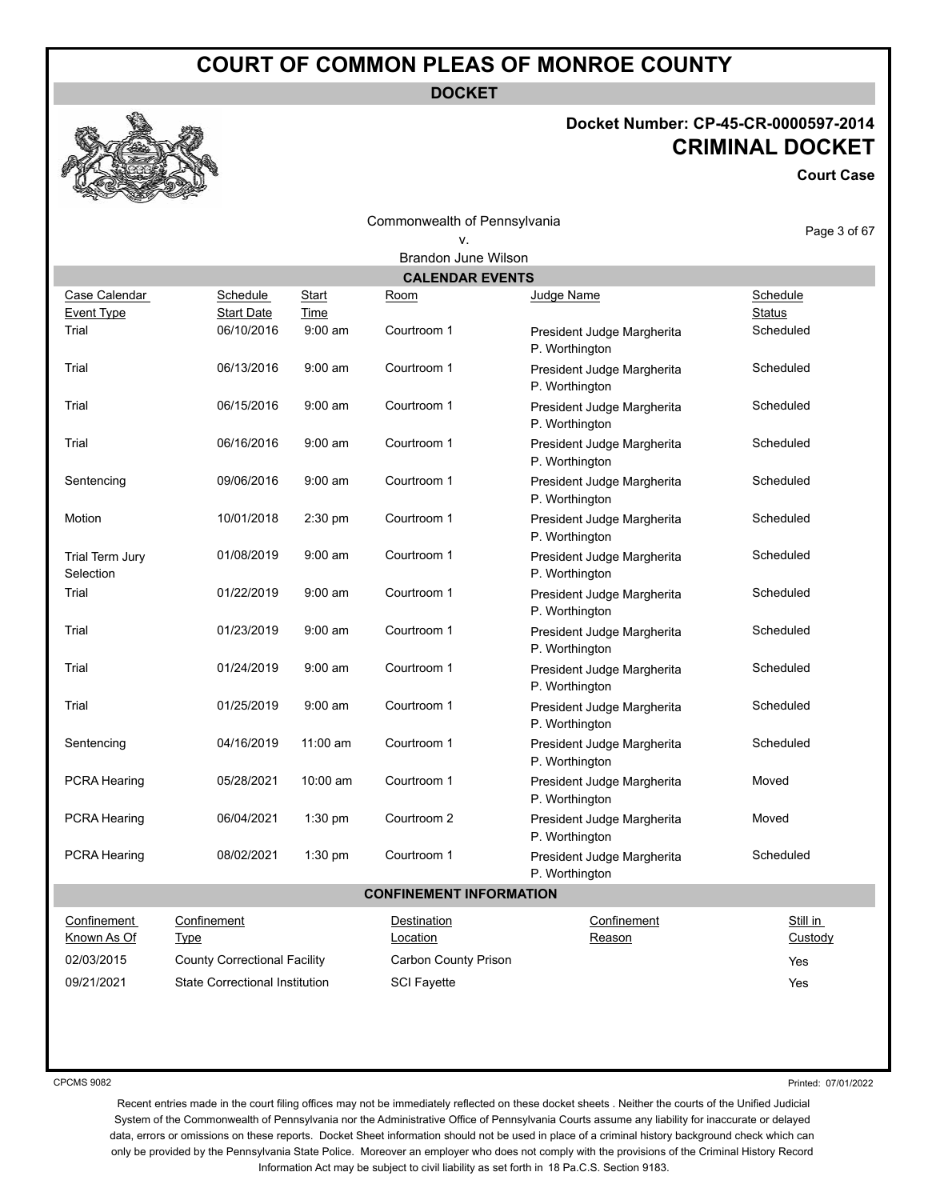# COURT OF COMMON PLEAS OF MONROE COUNTY

**DOCKET**

**Docket Number: CP-45-CR-0000597-2014**

**CRIMINAL DOCKET**

**Court Case**

Commonwealth of Pennsylvania
v.
Brandon June Wilson

## CALENDAR EVENTS

| Case Calendar Event Type | Schedule Start Date | Start Time | Room | Judge Name | Schedule Status |
|---|---|---|---|---|---|
| Trial | 06/10/2016 | 9:00 am | Courtroom 1 | President Judge Margherita P. Worthington | Scheduled |
| Trial | 06/13/2016 | 9:00 am | Courtroom 1 | President Judge Margherita P. Worthington | Scheduled |
| Trial | 06/15/2016 | 9:00 am | Courtroom 1 | President Judge Margherita P. Worthington | Scheduled |
| Trial | 06/16/2016 | 9:00 am | Courtroom 1 | President Judge Margherita P. Worthington | Scheduled |
| Sentencing | 09/06/2016 | 9:00 am | Courtroom 1 | President Judge Margherita P. Worthington | Scheduled |
| Motion | 10/01/2018 | 2:30 pm | Courtroom 1 | President Judge Margherita P. Worthington | Scheduled |
| Trial Term Jury Selection | 01/08/2019 | 9:00 am | Courtroom 1 | President Judge Margherita P. Worthington | Scheduled |
| Trial | 01/22/2019 | 9:00 am | Courtroom 1 | President Judge Margherita P. Worthington | Scheduled |
| Trial | 01/23/2019 | 9:00 am | Courtroom 1 | President Judge Margherita P. Worthington | Scheduled |
| Trial | 01/24/2019 | 9:00 am | Courtroom 1 | President Judge Margherita P. Worthington | Scheduled |
| Trial | 01/25/2019 | 9:00 am | Courtroom 1 | President Judge Margherita P. Worthington | Scheduled |
| Sentencing | 04/16/2019 | 11:00 am | Courtroom 1 | President Judge Margherita P. Worthington | Scheduled |
| PCRA Hearing | 05/28/2021 | 10:00 am | Courtroom 1 | President Judge Margherita P. Worthington | Moved |
| PCRA Hearing | 06/04/2021 | 1:30 pm | Courtroom 2 | President Judge Margherita P. Worthington | Moved |
| PCRA Hearing | 08/02/2021 | 1:30 pm | Courtroom 1 | President Judge Margherita P. Worthington | Scheduled |

## CONFINEMENT INFORMATION

| Confinement Known As Of | Confinement Type | Destination Location | Confinement Reason | Still in Custody |
|---|---|---|---|---|
| 02/03/2015 | County Correctional Facility | Carbon County Prison | | Yes |
| 09/21/2021 | State Correctional Institution | SCI Fayette | | Yes |

CPCMS 9082

Printed: 07/01/2022

Recent entries made in the court filing offices may not be immediately reflected on these docket sheets . Neither the courts of the Unified Judicial System of the Commonwealth of Pennsylvania nor the Administrative Office of Pennsylvania Courts assume any liability for inaccurate or delayed data, errors or omissions on these reports. Docket Sheet information should not be used in place of a criminal history background check which can only be provided by the Pennsylvania State Police. Moreover an employer who does not comply with the provisions of the Criminal History Record Information Act may be subject to civil liability as set forth in 18 Pa.C.S. Section 9183.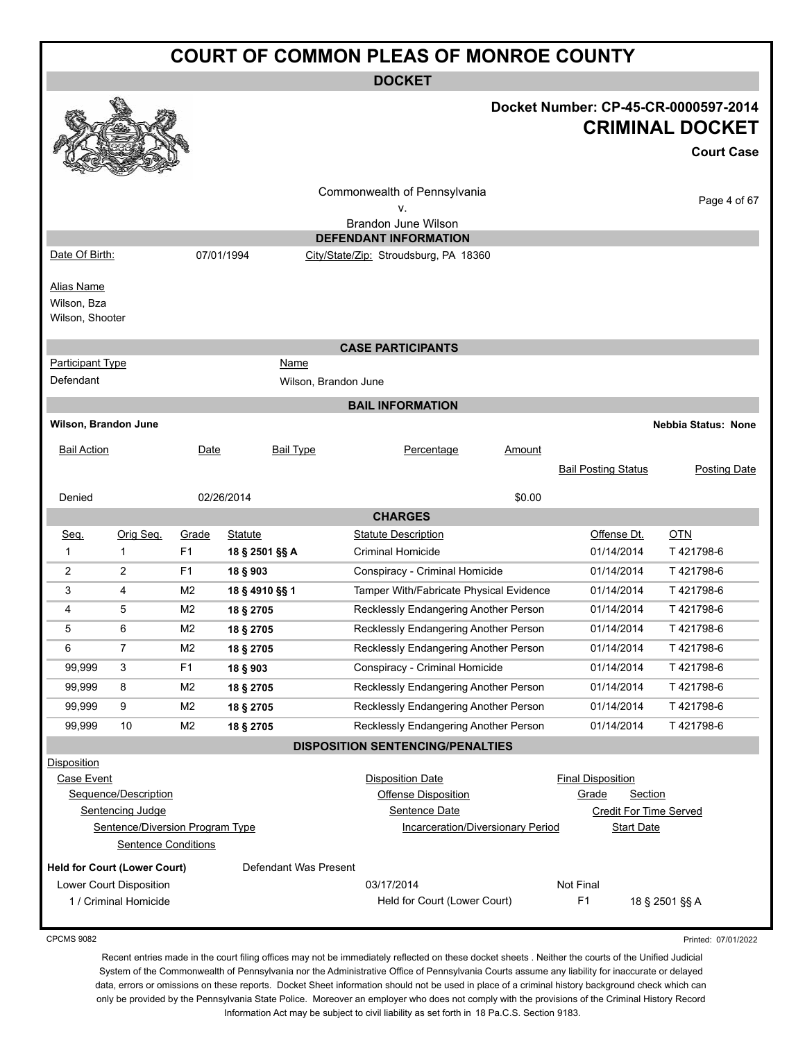# COURT OF COMMON PLEAS OF MONROE COUNTY

## DOCKET

**Docket Number: CP-45-CR-0000597-2014**

**CRIMINAL DOCKET**

**Court Case**

Commonwealth of Pennsylvania
v.
Brandon June Wilson

### DEFENDANT INFORMATION

Date Of Birth: 07/01/1994    City/State/Zip: Stroudsburg, PA 18360

Alias Name
Wilson, Bza
Wilson, Shooter

### CASE PARTICIPANTS

| Participant Type | Name |
|---|---|
| Defendant | Wilson, Brandon June |

### BAIL INFORMATION

**Wilson, Brandon June**    **Nebbia Status: None**

| Bail Action | Date | Bail Type | Percentage | Amount | Bail Posting Status | Posting Date |
|---|---|---|---|---|---|---|
| Denied | 02/26/2014 | | | $0.00 | | |

### CHARGES

| Seq. | Orig Seq. | Grade | Statute | Statute Description | Offense Dt. | OTN |
|---|---|---|---|---|---|---|
| 1 | 1 | F1 | **18 § 2501 §§ A** | Criminal Homicide | 01/14/2014 | T 421798-6 |
| 2 | 2 | F1 | **18 § 903** | Conspiracy - Criminal Homicide | 01/14/2014 | T 421798-6 |
| 3 | 4 | M2 | **18 § 4910 §§ 1** | Tamper With/Fabricate Physical Evidence | 01/14/2014 | T 421798-6 |
| 4 | 5 | M2 | **18 § 2705** | Recklessly Endangering Another Person | 01/14/2014 | T 421798-6 |
| 5 | 6 | M2 | **18 § 2705** | Recklessly Endangering Another Person | 01/14/2014 | T 421798-6 |
| 6 | 7 | M2 | **18 § 2705** | Recklessly Endangering Another Person | 01/14/2014 | T 421798-6 |
| 99,999 | 3 | F1 | **18 § 903** | Conspiracy - Criminal Homicide | 01/14/2014 | T 421798-6 |
| 99,999 | 8 | M2 | **18 § 2705** | Recklessly Endangering Another Person | 01/14/2014 | T 421798-6 |
| 99,999 | 9 | M2 | **18 § 2705** | Recklessly Endangering Another Person | 01/14/2014 | T 421798-6 |
| 99,999 | 10 | M2 | **18 § 2705** | Recklessly Endangering Another Person | 01/14/2014 | T 421798-6 |

### DISPOSITION SENTENCING/PENALTIES

| Disposition | | |
|---|---|---|
| Case Event | Disposition Date | Final Disposition |
| Sequence/Description | Offense Disposition | Grade / Section |
| Sentencing Judge | Sentence Date | Credit For Time Served |
| Sentence/Diversion Program Type | Incarceration/Diversionary Period | Start Date |
| Sentence Conditions | | |

**Held for Court (Lower Court)**    Defendant Was Present

| | | | |
|---|---|---|---|
| Lower Court Disposition | 03/17/2014 | Not Final | |
| 1 / Criminal Homicide | Held for Court (Lower Court) | F1 | 18 § 2501 §§ A |

CPCMS 9082    Printed: 07/01/2022

Recent entries made in the court filing offices may not be immediately reflected on these docket sheets . Neither the courts of the Unified Judicial System of the Commonwealth of Pennsylvania nor the Administrative Office of Pennsylvania Courts assume any liability for inaccurate or delayed data, errors or omissions on these reports. Docket Sheet information should not be used in place of a criminal history background check which can only be provided by the Pennsylvania State Police. Moreover an employer who does not comply with the provisions of the Criminal History Record Information Act may be subject to civil liability as set forth in 18 Pa.C.S. Section 9183.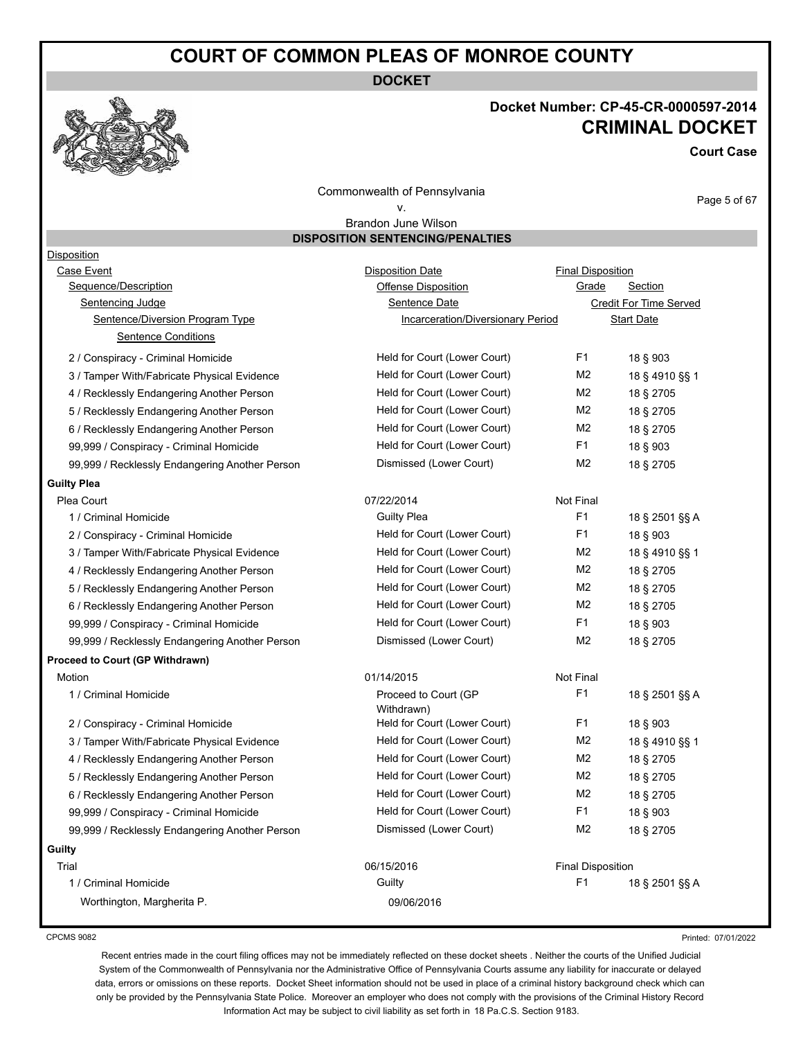# COURT OF COMMON PLEAS OF MONROE COUNTY

**DOCKET**

## Docket Number: CP-45-CR-0000597-2014
## CRIMINAL DOCKET

**Court Case**

Commonwealth of Pennsylvania
v.
Brandon June Wilson

### DISPOSITION SENTENCING/PENALTIES

| Disposition | | | |
|---|---|---|---|
| Case Event | Disposition Date | Final Disposition | |
| Sequence/Description | Offense Disposition | Grade | Section |
| Sentencing Judge | Sentence Date | Credit For Time Served | |
| Sentence/Diversion Program Type | Incarceration/Diversionary Period | Start Date | |
| Sentence Conditions | | | |
| 2 / Conspiracy - Criminal Homicide | Held for Court (Lower Court) | F1 | 18 § 903 |
| 3 / Tamper With/Fabricate Physical Evidence | Held for Court (Lower Court) | M2 | 18 § 4910 §§ 1 |
| 4 / Recklessly Endangering Another Person | Held for Court (Lower Court) | M2 | 18 § 2705 |
| 5 / Recklessly Endangering Another Person | Held for Court (Lower Court) | M2 | 18 § 2705 |
| 6 / Recklessly Endangering Another Person | Held for Court (Lower Court) | M2 | 18 § 2705 |
| 99,999 / Conspiracy - Criminal Homicide | Held for Court (Lower Court) | F1 | 18 § 903 |
| 99,999 / Recklessly Endangering Another Person | Dismissed (Lower Court) | M2 | 18 § 2705 |
| **Guilty Plea** | | | |
| Plea Court | 07/22/2014 | Not Final | |
| 1 / Criminal Homicide | Guilty Plea | F1 | 18 § 2501 §§ A |
| 2 / Conspiracy - Criminal Homicide | Held for Court (Lower Court) | F1 | 18 § 903 |
| 3 / Tamper With/Fabricate Physical Evidence | Held for Court (Lower Court) | M2 | 18 § 4910 §§ 1 |
| 4 / Recklessly Endangering Another Person | Held for Court (Lower Court) | M2 | 18 § 2705 |
| 5 / Recklessly Endangering Another Person | Held for Court (Lower Court) | M2 | 18 § 2705 |
| 6 / Recklessly Endangering Another Person | Held for Court (Lower Court) | M2 | 18 § 2705 |
| 99,999 / Conspiracy - Criminal Homicide | Held for Court (Lower Court) | F1 | 18 § 903 |
| 99,999 / Recklessly Endangering Another Person | Dismissed (Lower Court) | M2 | 18 § 2705 |
| **Proceed to Court (GP Withdrawn)** | | | |
| Motion | 01/14/2015 | Not Final | |
| 1 / Criminal Homicide | Proceed to Court (GP Withdrawn) | F1 | 18 § 2501 §§ A |
| 2 / Conspiracy - Criminal Homicide | Held for Court (Lower Court) | F1 | 18 § 903 |
| 3 / Tamper With/Fabricate Physical Evidence | Held for Court (Lower Court) | M2 | 18 § 4910 §§ 1 |
| 4 / Recklessly Endangering Another Person | Held for Court (Lower Court) | M2 | 18 § 2705 |
| 5 / Recklessly Endangering Another Person | Held for Court (Lower Court) | M2 | 18 § 2705 |
| 6 / Recklessly Endangering Another Person | Held for Court (Lower Court) | M2 | 18 § 2705 |
| 99,999 / Conspiracy - Criminal Homicide | Held for Court (Lower Court) | F1 | 18 § 903 |
| 99,999 / Recklessly Endangering Another Person | Dismissed (Lower Court) | M2 | 18 § 2705 |
| **Guilty** | | | |
| Trial | 06/15/2016 | Final Disposition | |
| 1 / Criminal Homicide | Guilty | F1 | 18 § 2501 §§ A |
| Worthington, Margherita P. | 09/06/2016 | | |

CPCMS 9082

Printed: 07/01/2022

Recent entries made in the court filing offices may not be immediately reflected on these docket sheets . Neither the courts of the Unified Judicial System of the Commonwealth of Pennsylvania nor the Administrative Office of Pennsylvania Courts assume any liability for inaccurate or delayed data, errors or omissions on these reports. Docket Sheet information should not be used in place of a criminal history background check which can only be provided by the Pennsylvania State Police. Moreover an employer who does not comply with the provisions of the Criminal History Record Information Act may be subject to civil liability as set forth in 18 Pa.C.S. Section 9183.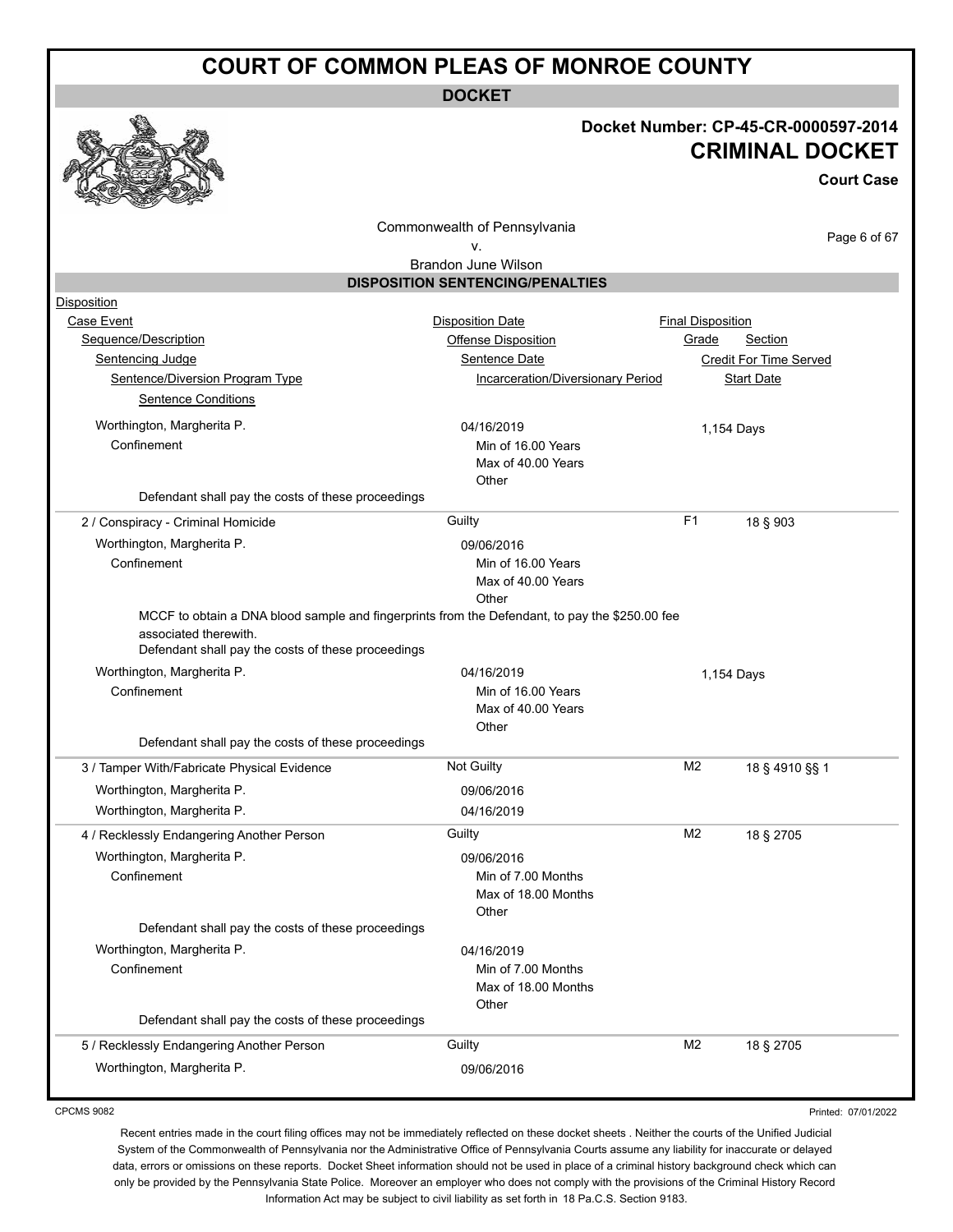# COURT OF COMMON PLEAS OF MONROE COUNTY

**DOCKET**

**Docket Number: CP-45-CR-0000597-2014**

## CRITICAL DOCKET

**Court Case**

Commonwealth of Pennsylvania
v.
Brandon June Wilson

### DISPOSITION SENTENCING/PENALTIES

Disposition
Case Event | Disposition Date | Final Disposition
Sequence/Description | Offense Disposition | Grade | Section
Sentencing Judge | Sentence Date | Credit For Time Served
Sentence/Diversion Program Type | Incarceration/Diversionary Period | Start Date
Sentence Conditions

Worthington, Margherita P. — 04/16/2019 — 1,154 Days
Confinement — Min of 16.00 Years, Max of 40.00 Years, Other
Defendant shall pay the costs of these proceedings

---

**2 / Conspiracy - Criminal Homicide** — Guilty — F1 — 18 § 903

Worthington, Margherita P. — 09/06/2016
Confinement — Min of 16.00 Years, Max of 40.00 Years, Other
MCCF to obtain a DNA blood sample and fingerprints from the Defendant, to pay the $250.00 fee associated therewith.
Defendant shall pay the costs of these proceedings

Worthington, Margherita P. — 04/16/2019 — 1,154 Days
Confinement — Min of 16.00 Years, Max of 40.00 Years, Other
Defendant shall pay the costs of these proceedings

---

**3 / Tamper With/Fabricate Physical Evidence** — Not Guilty — M2 — 18 § 4910 §§ 1

Worthington, Margherita P. — 09/06/2016
Worthington, Margherita P. — 04/16/2019

---

**4 / Recklessly Endangering Another Person** — Guilty — M2 — 18 § 2705

Worthington, Margherita P. — 09/06/2016
Confinement — Min of 7.00 Months, Max of 18.00 Months, Other
Defendant shall pay the costs of these proceedings

Worthington, Margherita P. — 04/16/2019
Confinement — Min of 7.00 Months, Max of 18.00 Months, Other
Defendant shall pay the costs of these proceedings

---

**5 / Recklessly Endangering Another Person** — Guilty — M2 — 18 § 2705

Worthington, Margherita P. — 09/06/2016

CPCMS 9082

Printed: 07/01/2022

Recent entries made in the court filing offices may not be immediately reflected on these docket sheets . Neither the courts of the Unified Judicial System of the Commonwealth of Pennsylvania nor the Administrative Office of Pennsylvania Courts assume any liability for inaccurate or delayed data, errors or omissions on these reports. Docket Sheet information should not be used in place of a criminal history background check which can only be provided by the Pennsylvania State Police. Moreover an employer who does not comply with the provisions of the Criminal History Record Information Act may be subject to civil liability as set forth in 18 Pa.C.S. Section 9183.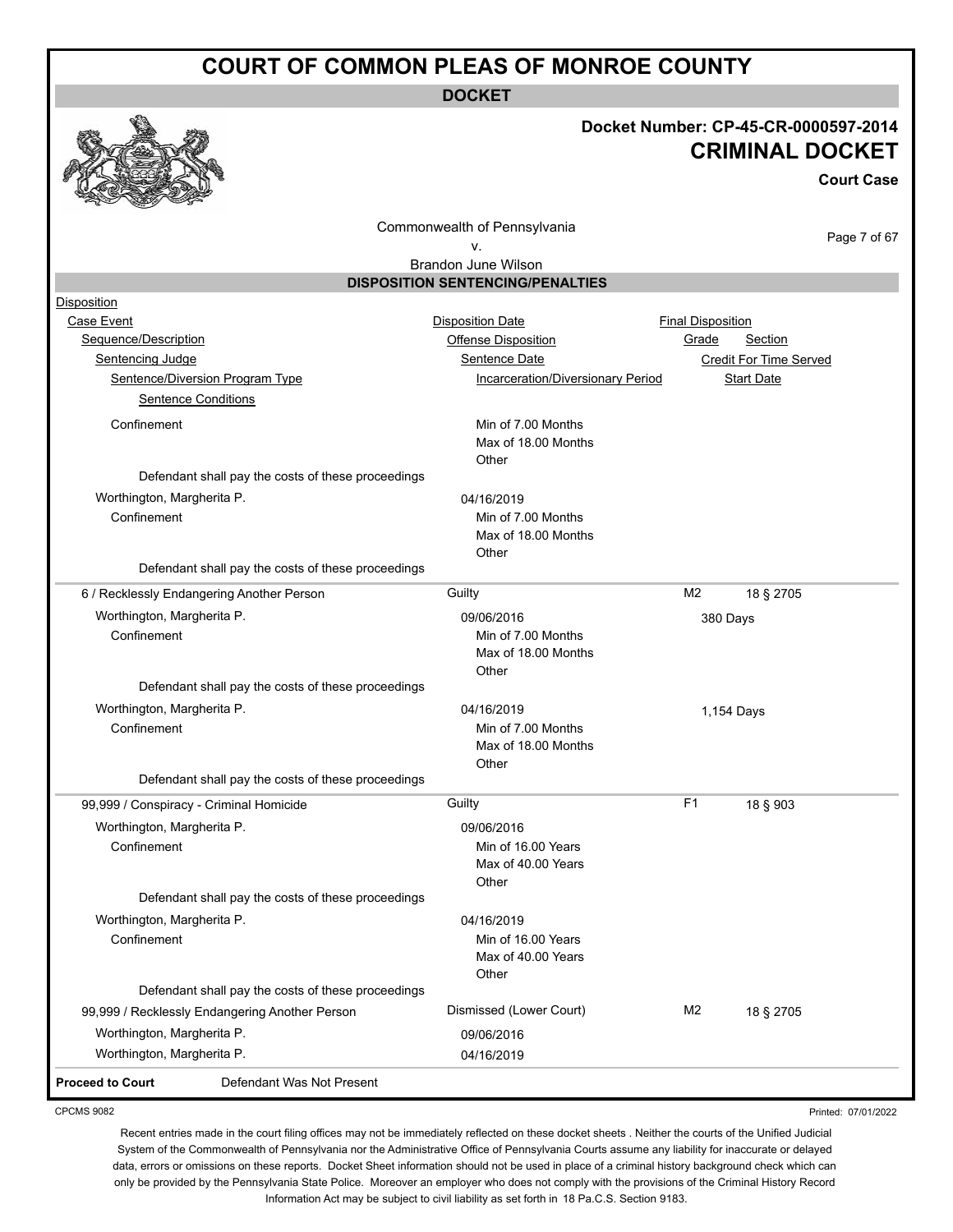# COURT OF COMMON PLEAS OF MONROE COUNTY

**DOCKET**

**Docket Number: CP-45-CR-0000597-2014**

**CRIMINAL DOCKET**

**Court Case**

Commonwealth of Pennsylvania
v.
Brandon June Wilson

## DISPOSITION SENTENCING/PENALTIES

| Disposition | | | | |
|---|---|---|---|---|
| Case Event | Disposition Date | Final Disposition | | |
| Sequence/Description | Offense Disposition | Grade | Section | |
| Sentencing Judge | Sentence Date | Credit For Time Served | | |
| Sentence/Diversion Program Type | Incarceration/Diversionary Period | Start Date | | |
| Sentence Conditions | | | | |
| Confinement | Min of 7.00 Months<br>Max of 18.00 Months<br>Other | | | |
| Defendant shall pay the costs of these proceedings | | | | |
| Worthington, Margherita P. | 04/16/2019 | | | |
| Confinement | Min of 7.00 Months<br>Max of 18.00 Months<br>Other | | | |
| Defendant shall pay the costs of these proceedings | | | | |
| 6 / Recklessly Endangering Another Person | Guilty | M2 | 18 § 2705 | |
| Worthington, Margherita P. | 09/06/2016 | 380 Days | | |
| Confinement | Min of 7.00 Months<br>Max of 18.00 Months<br>Other | | | |
| Defendant shall pay the costs of these proceedings | | | | |
| Worthington, Margherita P. | 04/16/2019 | 1,154 Days | | |
| Confinement | Min of 7.00 Months<br>Max of 18.00 Months<br>Other | | | |
| Defendant shall pay the costs of these proceedings | | | | |
| 99,999 / Conspiracy - Criminal Homicide | Guilty | F1 | 18 § 903 | |
| Worthington, Margherita P. | 09/06/2016 | | | |
| Confinement | Min of 16.00 Years<br>Max of 40.00 Years<br>Other | | | |
| Defendant shall pay the costs of these proceedings | | | | |
| Worthington, Margherita P. | 04/16/2019 | | | |
| Confinement | Min of 16.00 Years<br>Max of 40.00 Years<br>Other | | | |
| Defendant shall pay the costs of these proceedings | | | | |
| 99,999 / Recklessly Endangering Another Person | Dismissed (Lower Court) | M2 | 18 § 2705 | |
| Worthington, Margherita P. | 09/06/2016 | | | |
| Worthington, Margherita P. | 04/16/2019 | | | |

**Proceed to Court** Defendant Was Not Present

CPCMS 9082

Printed: 07/01/2022

Recent entries made in the court filing offices may not be immediately reflected on these docket sheets . Neither the courts of the Unified Judicial System of the Commonwealth of Pennsylvania nor the Administrative Office of Pennsylvania Courts assume any liability for inaccurate or delayed data, errors or omissions on these reports. Docket Sheet information should not be used in place of a criminal history background check which can only be provided by the Pennsylvania State Police. Moreover an employer who does not comply with the provisions of the Criminal History Record Information Act may be subject to civil liability as set forth in 18 Pa.C.S. Section 9183.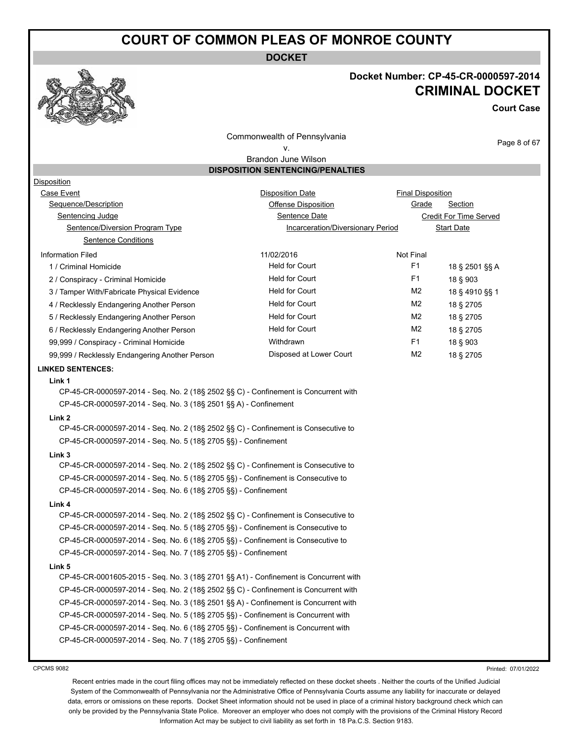# COURT OF COMMON PLEAS OF MONROE COUNTY

**DOCKET**

**Docket Number: CP-45-CR-0000597-2014**

**CRIMINAL DOCKET**

**Court Case**

Commonwealth of Pennsylvania
v.
Brandon June Wilson

## DISPOSITION SENTENCING/PENALTIES

Disposition
Case Event | Disposition Date | Final Disposition
Sequence/Description | Offense Disposition | Grade | Section
Sentencing Judge | Sentence Date | Credit For Time Served
Sentence/Diversion Program Type | Incarceration/Diversionary Period | Start Date
Sentence Conditions

| Case Event / Sequence/Description | Disposition Date / Offense Disposition | Final Disposition / Grade | Section |
|---|---|---|---|
| Information Filed | 11/02/2016 | Not Final | |
| 1 / Criminal Homicide | Held for Court | F1 | 18 § 2501 §§ A |
| 2 / Conspiracy - Criminal Homicide | Held for Court | F1 | 18 § 903 |
| 3 / Tamper With/Fabricate Physical Evidence | Held for Court | M2 | 18 § 4910 §§ 1 |
| 4 / Recklessly Endangering Another Person | Held for Court | M2 | 18 § 2705 |
| 5 / Recklessly Endangering Another Person | Held for Court | M2 | 18 § 2705 |
| 6 / Recklessly Endangering Another Person | Held for Court | M2 | 18 § 2705 |
| 99,999 / Conspiracy - Criminal Homicide | Withdrawn | F1 | 18 § 903 |
| 99,999 / Recklessly Endangering Another Person | Disposed at Lower Court | M2 | 18 § 2705 |

**LINKED SENTENCES:**

**Link 1**

CP-45-CR-0000597-2014 - Seq. No. 2 (18§ 2502 §§ C) - Confinement is Concurrent with
CP-45-CR-0000597-2014 - Seq. No. 3 (18§ 2501 §§ A) - Confinement

**Link 2**

CP-45-CR-0000597-2014 - Seq. No. 2 (18§ 2502 §§ C) - Confinement is Consecutive to
CP-45-CR-0000597-2014 - Seq. No. 5 (18§ 2705 §§) - Confinement

**Link 3**

CP-45-CR-0000597-2014 - Seq. No. 2 (18§ 2502 §§ C) - Confinement is Consecutive to
CP-45-CR-0000597-2014 - Seq. No. 5 (18§ 2705 §§) - Confinement is Consecutive to
CP-45-CR-0000597-2014 - Seq. No. 6 (18§ 2705 §§) - Confinement

**Link 4**

CP-45-CR-0000597-2014 - Seq. No. 2 (18§ 2502 §§ C) - Confinement is Consecutive to
CP-45-CR-0000597-2014 - Seq. No. 5 (18§ 2705 §§) - Confinement is Consecutive to
CP-45-CR-0000597-2014 - Seq. No. 6 (18§ 2705 §§) - Confinement is Consecutive to
CP-45-CR-0000597-2014 - Seq. No. 7 (18§ 2705 §§) - Confinement

**Link 5**

CP-45-CR-0001605-2015 - Seq. No. 3 (18§ 2701 §§ A1) - Confinement is Concurrent with
CP-45-CR-0000597-2014 - Seq. No. 2 (18§ 2502 §§ C) - Confinement is Concurrent with
CP-45-CR-0000597-2014 - Seq. No. 3 (18§ 2501 §§ A) - Confinement is Concurrent with
CP-45-CR-0000597-2014 - Seq. No. 5 (18§ 2705 §§) - Confinement is Concurrent with
CP-45-CR-0000597-2014 - Seq. No. 6 (18§ 2705 §§) - Confinement is Concurrent with
CP-45-CR-0000597-2014 - Seq. No. 7 (18§ 2705 §§) - Confinement

CPCMS 9082 Printed: 07/01/2022

Recent entries made in the court filing offices may not be immediately reflected on these docket sheets . Neither the courts of the Unified Judicial System of the Commonwealth of Pennsylvania nor the Administrative Office of Pennsylvania Courts assume any liability for inaccurate or delayed data, errors or omissions on these reports. Docket Sheet information should not be used in place of a criminal history background check which can only be provided by the Pennsylvania State Police. Moreover an employer who does not comply with the provisions of the Criminal History Record Information Act may be subject to civil liability as set forth in 18 Pa.C.S. Section 9183.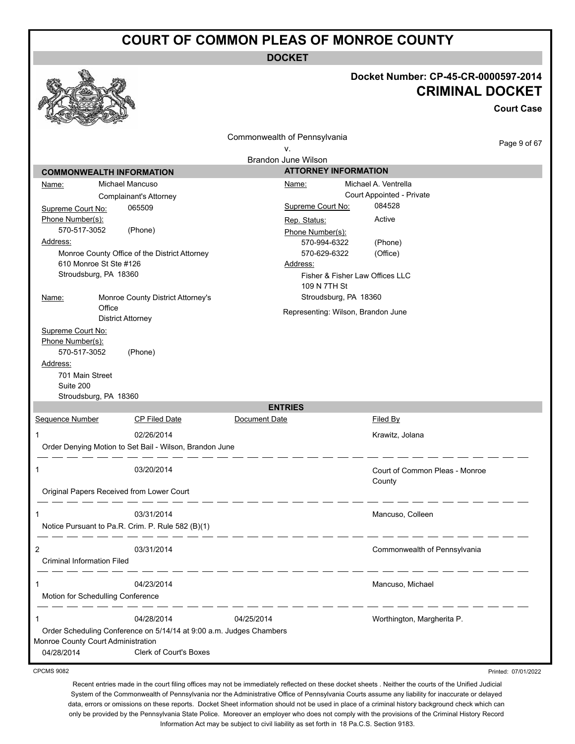# COURT OF COMMON PLEAS OF MONROE COUNTY

**DOCKET**

**Docket Number: CP-45-CR-0000597-2014**

**CRIMINAL DOCKET**

**Court Case**

Commonwealth of Pennsylvania
v.
Brandon June Wilson

## COMMONWEALTH INFORMATION

**Name:** Michael Mancuso
Complainant's Attorney

**Supreme Court No:** 065509

**Phone Number(s):**
570-517-3052 (Phone)

**Address:**
Monroe County Office of the District Attorney
610 Monroe St Ste #126
Stroudsburg, PA 18360

**Name:** Monroe County District Attorney's Office
District Attorney

**Supreme Court No:**

**Phone Number(s):**
570-517-3052 (Phone)

**Address:**
701 Main Street
Suite 200
Stroudsburg, PA 18360

## ATTORNEY INFORMATION

**Name:** Michael A. Ventrella
Court Appointed - Private

**Supreme Court No:** 084528

**Rep. Status:** Active

**Phone Number(s):**
570-994-6322 (Phone)
570-629-6322 (Office)

**Address:**
Fisher & Fisher Law Offices LLC
109 N 7TH St
Stroudsburg, PA 18360

Representing: Wilson, Brandon June

## ENTRIES

| Sequence Number | CP Filed Date | Document Date | Filed By |
|---|---|---|---|
| 1 | 02/26/2014 | | Krawitz, Jolana |
| Order Denying Motion to Set Bail - Wilson, Brandon June | | | |
| 1 | 03/20/2014 | | Court of Common Pleas - Monroe County |
| Original Papers Received from Lower Court | | | |
| 1 | 03/31/2014 | | Mancuso, Colleen |
| Notice Pursuant to Pa.R. Crim. P. Rule 582 (B)(1) | | | |
| 2 | 03/31/2014 | | Commonwealth of Pennsylvania |
| Criminal Information Filed | | | |
| 1 | 04/23/2014 | | Mancuso, Michael |
| Motion for Schedulling Conference | | | |
| 1 | 04/28/2014 | 04/25/2014 | Worthington, Margherita P. |
| Order Scheduling Conference on 5/14/14 at 9:00 a.m. Judges Chambers | | | |
| Monroe County Court Administration | | | |
| 04/28/2014 | Clerk of Court's Boxes | | |

CPCMS 9082

Printed: 07/01/2022

Recent entries made in the court filing offices may not be immediately reflected on these docket sheets . Neither the courts of the Unified Judicial System of the Commonwealth of Pennsylvania nor the Administrative Office of Pennsylvania Courts assume any liability for inaccurate or delayed data, errors or omissions on these reports. Docket Sheet information should not be used in place of a criminal history background check which can only be provided by the Pennsylvania State Police. Moreover an employer who does not comply with the provisions of the Criminal History Record Information Act may be subject to civil liability as set forth in 18 Pa.C.S. Section 9183.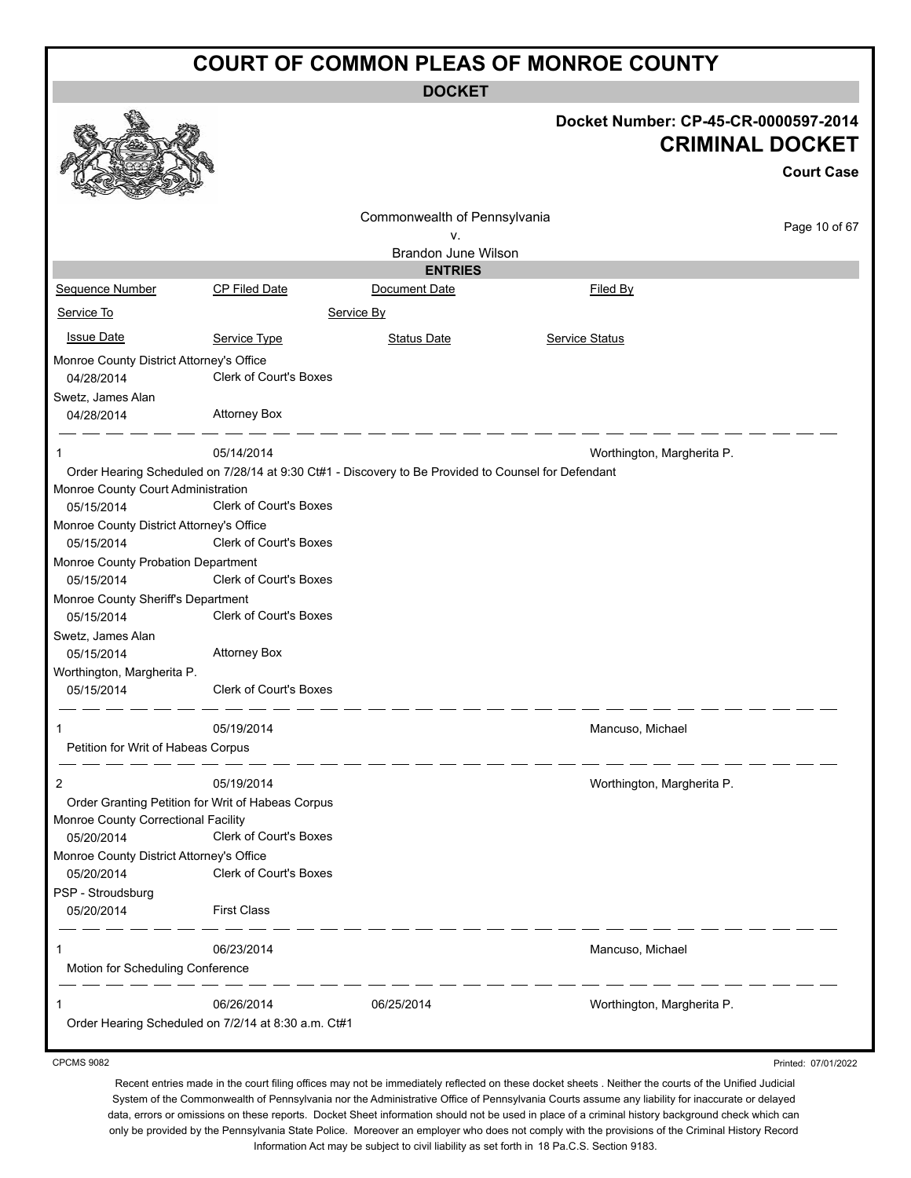# COURT OF COMMON PLEAS OF MONROE COUNTY

**DOCKET**

**Docket Number: CP-45-CR-0000597-2014**

**CRIMINAL DOCKET**

**Court Case**

Commonwealth of Pennsylvania
v.
Brandon June Wilson

**ENTRIES**

| Sequence Number | CP Filed Date | Document Date | Filed By |
|---|---|---|---|
| Service To | | Service By | |
| Issue Date | Service Type | Status Date | Service Status |
| Monroe County District Attorney's Office | | | |
| 04/28/2014 | Clerk of Court's Boxes | | |
| Swetz, James Alan | | | |
| 04/28/2014 | Attorney Box | | |
| 1 | 05/14/2014 | | Worthington, Margherita P. |
| Order Hearing Scheduled on 7/28/14 at 9:30 Ct#1 - Discovery to Be Provided to Counsel for Defendant | | | |
| Monroe County Court Administration | | | |
| 05/15/2014 | Clerk of Court's Boxes | | |
| Monroe County District Attorney's Office | | | |
| 05/15/2014 | Clerk of Court's Boxes | | |
| Monroe County Probation Department | | | |
| 05/15/2014 | Clerk of Court's Boxes | | |
| Monroe County Sheriff's Department | | | |
| 05/15/2014 | Clerk of Court's Boxes | | |
| Swetz, James Alan | | | |
| 05/15/2014 | Attorney Box | | |
| Worthington, Margherita P. | | | |
| 05/15/2014 | Clerk of Court's Boxes | | |
| 1 | 05/19/2014 | | Mancuso, Michael |
| Petition for Writ of Habeas Corpus | | | |
| 2 | 05/19/2014 | | Worthington, Margherita P. |
| Order Granting Petition for Writ of Habeas Corpus | | | |
| Monroe County Correctional Facility | | | |
| 05/20/2014 | Clerk of Court's Boxes | | |
| Monroe County District Attorney's Office | | | |
| 05/20/2014 | Clerk of Court's Boxes | | |
| PSP - Stroudsburg | | | |
| 05/20/2014 | First Class | | |
| 1 | 06/23/2014 | | Mancuso, Michael |
| Motion for Scheduling Conference | | | |
| 1 | 06/26/2014 | 06/25/2014 | Worthington, Margherita P. |
| Order Hearing Scheduled on 7/2/14 at 8:30 a.m. Ct#1 | | | |

CPCMS 9082

Printed: 07/01/2022

Recent entries made in the court filing offices may not be immediately reflected on these docket sheets . Neither the courts of the Unified Judicial System of the Commonwealth of Pennsylvania nor the Administrative Office of Pennsylvania Courts assume any liability for inaccurate or delayed data, errors or omissions on these reports. Docket Sheet information should not be used in place of a criminal history background check which can only be provided by the Pennsylvania State Police. Moreover an employer who does not comply with the provisions of the Criminal History Record Information Act may be subject to civil liability as set forth in 18 Pa.C.S. Section 9183.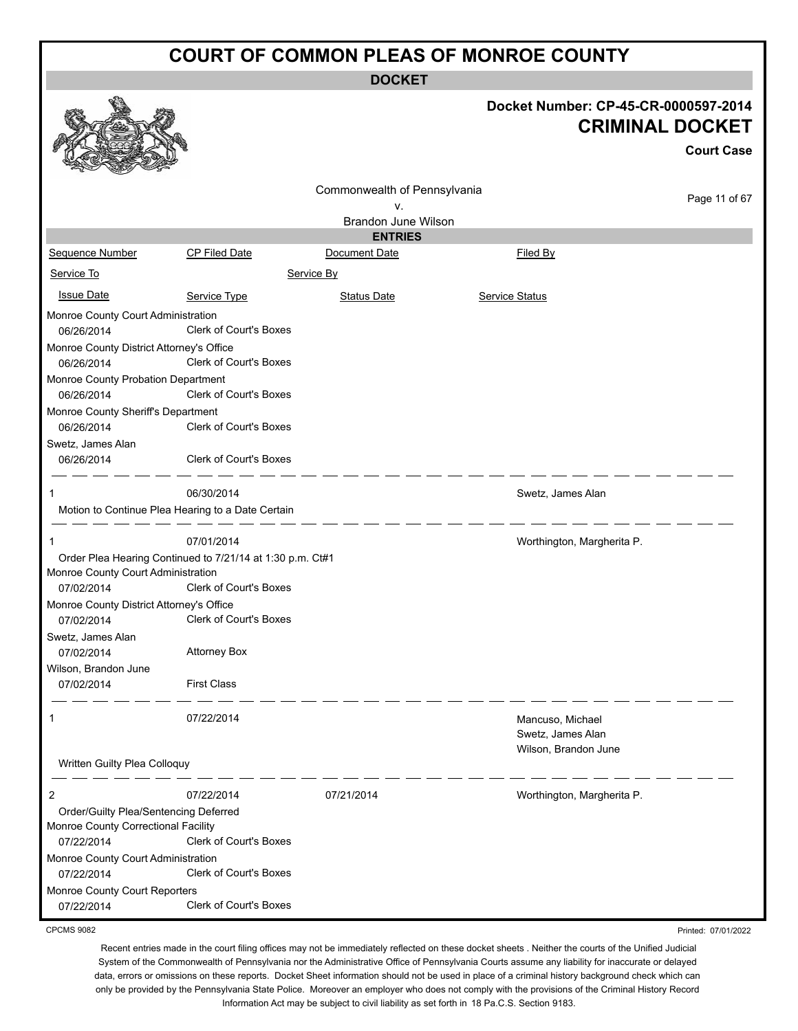# COURT OF COMMON PLEAS OF MONROE COUNTY

**DOCKET**

**Docket Number: CP-45-CR-0000597-2014**

**CRIMINAL DOCKET**

**Court Case**

Commonwealth of Pennsylvania
v.
Brandon June Wilson

**ENTRIES**

| Sequence Number | CP Filed Date | Document Date | Filed By |
|---|---|---|---|
| Service To | | Service By | |
| Issue Date | Service Type | Status Date | Service Status |

Monroe County Court Administration
06/26/2014 — Clerk of Court's Boxes

Monroe County District Attorney's Office
06/26/2014 — Clerk of Court's Boxes

Monroe County Probation Department
06/26/2014 — Clerk of Court's Boxes

Monroe County Sheriff's Department
06/26/2014 — Clerk of Court's Boxes

Swetz, James Alan
06/26/2014 — Clerk of Court's Boxes

---

| Sequence Number | CP Filed Date | Document Date | Filed By |
|---|---|---|---|
| 1 | 06/30/2014 | | Swetz, James Alan |

Motion to Continue Plea Hearing to a Date Certain

---

| Sequence Number | CP Filed Date | Document Date | Filed By |
|---|---|---|---|
| 1 | 07/01/2014 | | Worthington, Margherita P. |

Order Plea Hearing Continued to 7/21/14 at 1:30 p.m. Ct#1

Monroe County Court Administration
07/02/2014 — Clerk of Court's Boxes

Monroe County District Attorney's Office
07/02/2014 — Clerk of Court's Boxes

Swetz, James Alan
07/02/2014 — Attorney Box

Wilson, Brandon June
07/02/2014 — First Class

---

| Sequence Number | CP Filed Date | Document Date | Filed By |
|---|---|---|---|
| 1 | 07/22/2014 | | Mancuso, Michael<br>Swetz, James Alan<br>Wilson, Brandon June |

Written Guilty Plea Colloquy

---

| Sequence Number | CP Filed Date | Document Date | Filed By |
|---|---|---|---|
| 2 | 07/22/2014 | 07/21/2014 | Worthington, Margherita P. |

Order/Guilty Plea/Sentencing Deferred

Monroe County Correctional Facility
07/22/2014 — Clerk of Court's Boxes

Monroe County Court Administration
07/22/2014 — Clerk of Court's Boxes

Monroe County Court Reporters
07/22/2014 — Clerk of Court's Boxes

CPCMS 9082

Printed: 07/01/2022

Recent entries made in the court filing offices may not be immediately reflected on these docket sheets . Neither the courts of the Unified Judicial System of the Commonwealth of Pennsylvania nor the Administrative Office of Pennsylvania Courts assume any liability for inaccurate or delayed data, errors or omissions on these reports. Docket Sheet information should not be used in place of a criminal history background check which can only be provided by the Pennsylvania State Police. Moreover an employer who does not comply with the provisions of the Criminal History Record Information Act may be subject to civil liability as set forth in 18 Pa.C.S. Section 9183.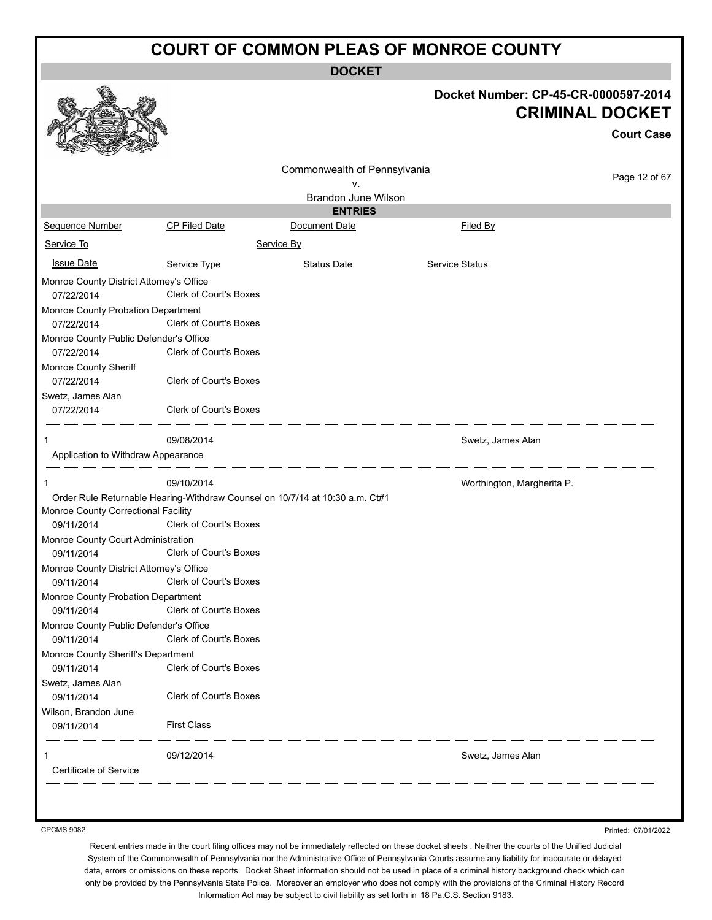# COURT OF COMMON PLEAS OF MONROE COUNTY

**DOCKET**

**Docket Number: CP-45-CR-0000597-2014**

**CRIMINAL DOCKET**

**Court Case**

Commonwealth of Pennsylvania
v.
Brandon June Wilson

**ENTRIES**

| Sequence Number | CP Filed Date | Document Date | Filed By |
|---|---|---|---|
| Service To | | Service By | |
| Issue Date | Service Type | Status Date | Service Status |

Monroe County District Attorney's Office
07/22/2014 — Clerk of Court's Boxes

Monroe County Probation Department
07/22/2014 — Clerk of Court's Boxes

Monroe County Public Defender's Office
07/22/2014 — Clerk of Court's Boxes

Monroe County Sheriff
07/22/2014 — Clerk of Court's Boxes

Swetz, James Alan
07/22/2014 — Clerk of Court's Boxes

---

| 1 | 09/08/2014 | | Swetz, James Alan |
|---|---|---|---|

Application to Withdraw Appearance

---

| 1 | 09/10/2014 | | Worthington, Margherita P. |
|---|---|---|---|

Order Rule Returnable Hearing-Withdraw Counsel on 10/7/14 at 10:30 a.m. Ct#1

Monroe County Correctional Facility
09/11/2014 — Clerk of Court's Boxes

Monroe County Court Administration
09/11/2014 — Clerk of Court's Boxes

Monroe County District Attorney's Office
09/11/2014 — Clerk of Court's Boxes

Monroe County Probation Department
09/11/2014 — Clerk of Court's Boxes

Monroe County Public Defender's Office
09/11/2014 — Clerk of Court's Boxes

Monroe County Sheriff's Department
09/11/2014 — Clerk of Court's Boxes

Swetz, James Alan
09/11/2014 — Clerk of Court's Boxes

Wilson, Brandon June
09/11/2014 — First Class

---

| 1 | 09/12/2014 | | Swetz, James Alan |
|---|---|---|---|

Certificate of Service

---

CPCMS 9082

Printed: 07/01/2022

Recent entries made in the court filing offices may not be immediately reflected on these docket sheets . Neither the courts of the Unified Judicial System of the Commonwealth of Pennsylvania nor the Administrative Office of Pennsylvania Courts assume any liability for inaccurate or delayed data, errors or omissions on these reports. Docket Sheet information should not be used in place of a criminal history background check which can only be provided by the Pennsylvania State Police. Moreover an employer who does not comply with the provisions of the Criminal History Record Information Act may be subject to civil liability as set forth in 18 Pa.C.S. Section 9183.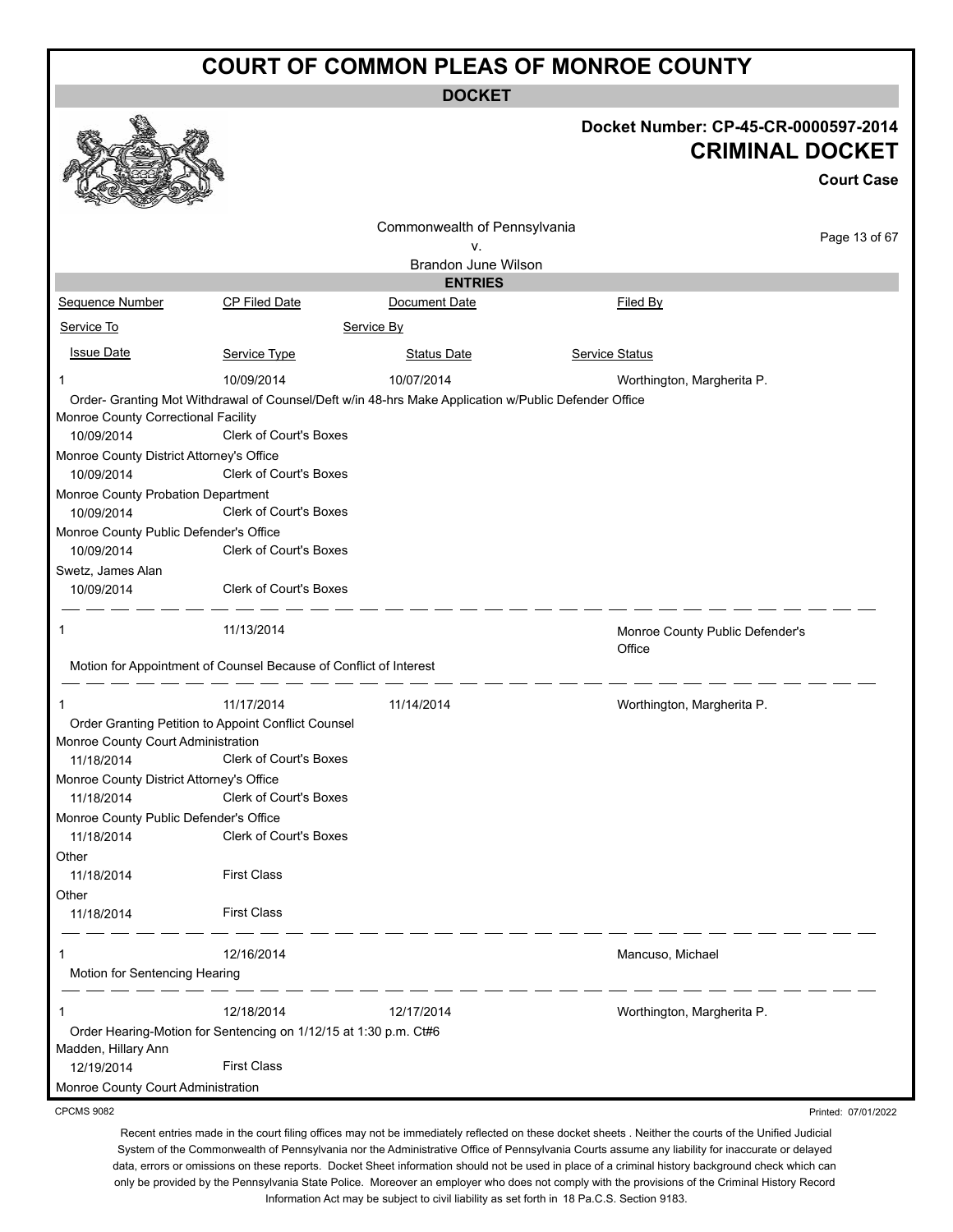# COURT OF COMMON PLEAS OF MONROE COUNTY

## DOCKET

**Docket Number: CP-45-CR-0000597-2014**

**CRIMINAL DOCKET**

**Court Case**

Commonwealth of Pennsylvania
v.
Brandon June Wilson

### ENTRIES

| Sequence Number | CP Filed Date | Document Date | Filed By |
|---|---|---|---|
| Service To | | Service By | |
| Issue Date | Service Type | Status Date | Service Status |

---

**1** | 10/09/2014 | 10/07/2014 | Worthington, Margherita P.

Order- Granting Mot Withdrawal of Counsel/Deft w/in 48-hrs Make Application w/Public Defender Office

| Service To | Issue Date | Service Type |
|---|---|---|
| Monroe County Correctional Facility | 10/09/2014 | Clerk of Court's Boxes |
| Monroe County District Attorney's Office | 10/09/2014 | Clerk of Court's Boxes |
| Monroe County Probation Department | 10/09/2014 | Clerk of Court's Boxes |
| Monroe County Public Defender's Office | 10/09/2014 | Clerk of Court's Boxes |
| Swetz, James Alan | 10/09/2014 | Clerk of Court's Boxes |

---

**1** | 11/13/2014 | | Monroe County Public Defender's Office

Motion for Appointment of Counsel Because of Conflict of Interest

---

**1** | 11/17/2014 | 11/14/2014 | Worthington, Margherita P.

Order Granting Petition to Appoint Conflict Counsel

| Service To | Issue Date | Service Type |
|---|---|---|
| Monroe County Court Administration | 11/18/2014 | Clerk of Court's Boxes |
| Monroe County District Attorney's Office | 11/18/2014 | Clerk of Court's Boxes |
| Monroe County Public Defender's Office | 11/18/2014 | Clerk of Court's Boxes |
| Other | 11/18/2014 | First Class |
| Other | 11/18/2014 | First Class |

---

**1** | 12/16/2014 | | Mancuso, Michael

Motion for Sentencing Hearing

---

**1** | 12/18/2014 | 12/17/2014 | Worthington, Margherita P.

Order Hearing-Motion for Sentencing on 1/12/15 at 1:30 p.m. Ct#6

| Service To | Issue Date | Service Type |
|---|---|---|
| Madden, Hillary Ann | 12/19/2014 | First Class |
| Monroe County Court Administration | | |

CPCMS 9082 Printed: 07/01/2022

Recent entries made in the court filing offices may not be immediately reflected on these docket sheets . Neither the courts of the Unified Judicial System of the Commonwealth of Pennsylvania nor the Administrative Office of Pennsylvania Courts assume any liability for inaccurate or delayed data, errors or omissions on these reports. Docket Sheet information should not be used in place of a criminal history background check which can only be provided by the Pennsylvania State Police. Moreover an employer who does not comply with the provisions of the Criminal History Record Information Act may be subject to civil liability as set forth in 18 Pa.C.S. Section 9183.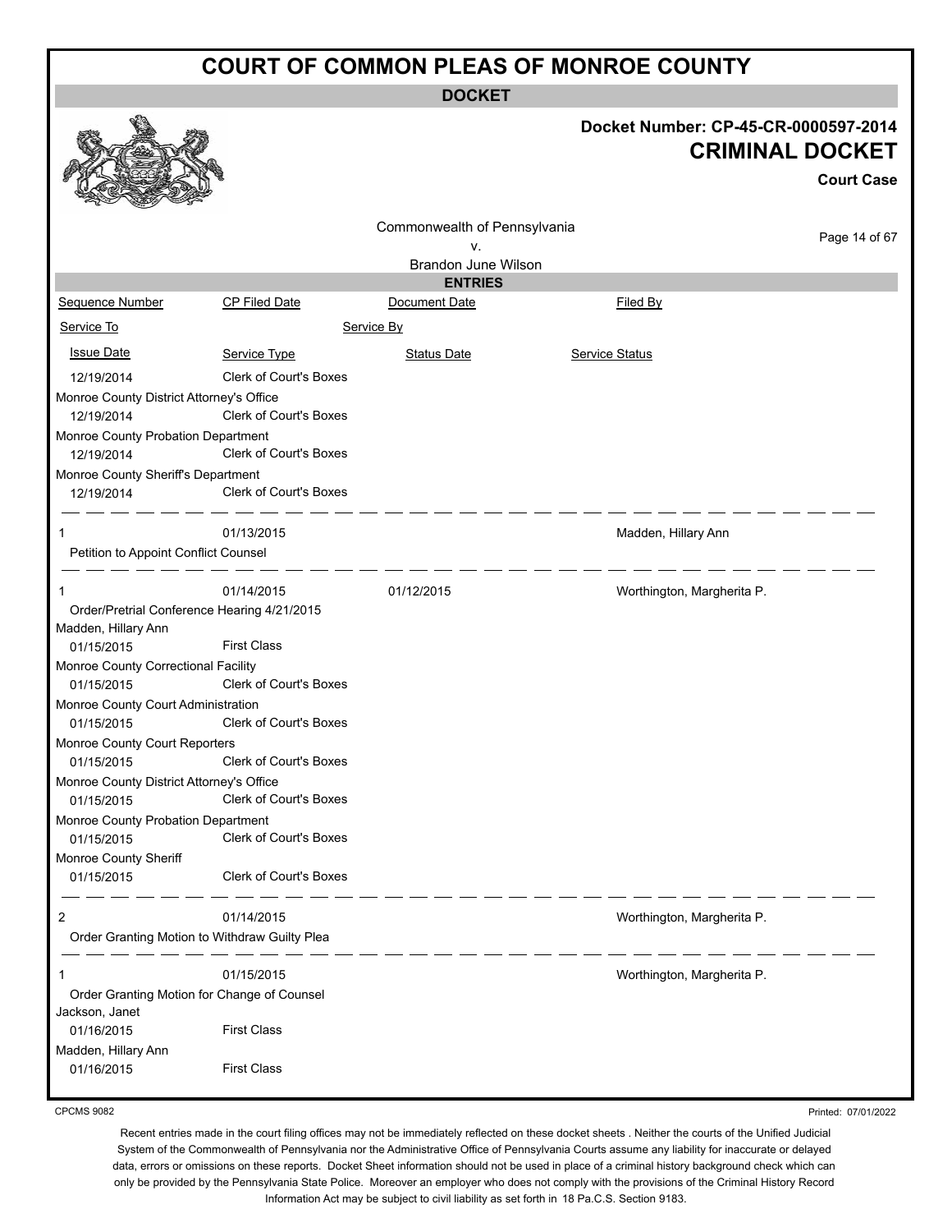# COURT OF COMMON PLEAS OF MONROE COUNTY

**DOCKET**

**Docket Number: CP-45-CR-0000597-2014**

**CRIMINAL DOCKET**

**Court Case**

Commonwealth of Pennsylvania
v.
Brandon June Wilson

**ENTRIES**

| Sequence Number | CP Filed Date | Document Date | Filed By |
|---|---|---|---|
| Service To | | Service By | |
| Issue Date | Service Type | Status Date | Service Status |
| 12/19/2014 | Clerk of Court's Boxes | | |
| Monroe County District Attorney's Office | | | |
| 12/19/2014 | Clerk of Court's Boxes | | |
| Monroe County Probation Department | | | |
| 12/19/2014 | Clerk of Court's Boxes | | |
| Monroe County Sheriff's Department | | | |
| 12/19/2014 | Clerk of Court's Boxes | | |
| 1 | 01/13/2015 | | Madden, Hillary Ann |
| Petition to Appoint Conflict Counsel | | | |
| 1 | 01/14/2015 | 01/12/2015 | Worthington, Margherita P. |
| Order/Pretrial Conference Hearing 4/21/2015 | | | |
| Madden, Hillary Ann | | | |
| 01/15/2015 | First Class | | |
| Monroe County Correctional Facility | | | |
| 01/15/2015 | Clerk of Court's Boxes | | |
| Monroe County Court Administration | | | |
| 01/15/2015 | Clerk of Court's Boxes | | |
| Monroe County Court Reporters | | | |
| 01/15/2015 | Clerk of Court's Boxes | | |
| Monroe County District Attorney's Office | | | |
| 01/15/2015 | Clerk of Court's Boxes | | |
| Monroe County Probation Department | | | |
| 01/15/2015 | Clerk of Court's Boxes | | |
| Monroe County Sheriff | | | |
| 01/15/2015 | Clerk of Court's Boxes | | |
| 2 | 01/14/2015 | | Worthington, Margherita P. |
| Order Granting Motion to Withdraw Guilty Plea | | | |
| 1 | 01/15/2015 | | Worthington, Margherita P. |
| Order Granting Motion for Change of Counsel | | | |
| Jackson, Janet | | | |
| 01/16/2015 | First Class | | |
| Madden, Hillary Ann | | | |
| 01/16/2015 | First Class | | |

CPCMS 9082

Printed: 07/01/2022

Recent entries made in the court filing offices may not be immediately reflected on these docket sheets . Neither the courts of the Unified Judicial System of the Commonwealth of Pennsylvania nor the Administrative Office of Pennsylvania Courts assume any liability for inaccurate or delayed data, errors or omissions on these reports. Docket Sheet information should not be used in place of a criminal history background check which can only be provided by the Pennsylvania State Police. Moreover an employer who does not comply with the provisions of the Criminal History Record Information Act may be subject to civil liability as set forth in 18 Pa.C.S. Section 9183.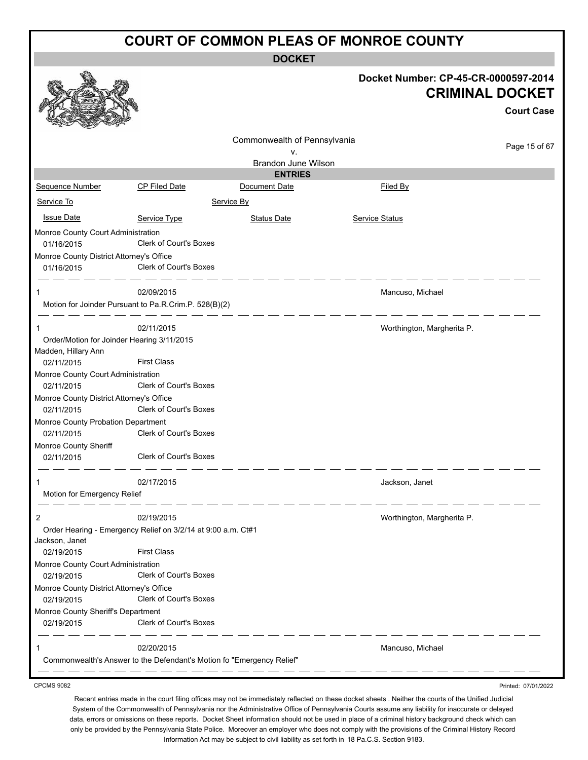# COURT OF COMMON PLEAS OF MONROE COUNTY

**DOCKET**

**Docket Number: CP-45-CR-0000597-2014**

**CRIMINAL DOCKET**

**Court Case**

Commonwealth of Pennsylvania
v.
Brandon June Wilson

**ENTRIES**

| Sequence Number | CP Filed Date | Document Date | Filed By |
|---|---|---|---|
| Service To | | Service By | |
| Issue Date | Service Type | Status Date | Service Status |

Monroe County Court Administration
01/16/2015 — Clerk of Court's Boxes

Monroe County District Attorney's Office
01/16/2015 — Clerk of Court's Boxes

---

| 1 | 02/09/2015 | | Mancuso, Michael |
|---|---|---|---|

Motion for Joinder Pursuant to Pa.R.Crim.P. 528(B)(2)

---

| 1 | 02/11/2015 | | Worthington, Margherita P. |
|---|---|---|---|

Order/Motion for Joinder Hearing 3/11/2015

| Service To | Issue Date | Service Type |
|---|---|---|
| Madden, Hillary Ann | 02/11/2015 | First Class |
| Monroe County Court Administration | 02/11/2015 | Clerk of Court's Boxes |
| Monroe County District Attorney's Office | 02/11/2015 | Clerk of Court's Boxes |
| Monroe County Probation Department | 02/11/2015 | Clerk of Court's Boxes |
| Monroe County Sheriff | 02/11/2015 | Clerk of Court's Boxes |

---

| 1 | 02/17/2015 | | Jackson, Janet |
|---|---|---|---|

Motion for Emergency Relief

---

| 2 | 02/19/2015 | | Worthington, Margherita P. |
|---|---|---|---|

Order Hearing - Emergency Relief on 3/2/14 at 9:00 a.m. Ct#1

| Service To | Issue Date | Service Type |
|---|---|---|
| Jackson, Janet | 02/19/2015 | First Class |
| Monroe County Court Administration | 02/19/2015 | Clerk of Court's Boxes |
| Monroe County District Attorney's Office | 02/19/2015 | Clerk of Court's Boxes |
| Monroe County Sheriff's Department | 02/19/2015 | Clerk of Court's Boxes |

---

| 1 | 02/20/2015 | | Mancuso, Michael |
|---|---|---|---|

Commonwealth's Answer to the Defendant's Motion fo "Emergency Relief"

---

CPCMS 9082

Printed: 07/01/2022

Recent entries made in the court filing offices may not be immediately reflected on these docket sheets . Neither the courts of the Unified Judicial System of the Commonwealth of Pennsylvania nor the Administrative Office of Pennsylvania Courts assume any liability for inaccurate or delayed data, errors or omissions on these reports. Docket Sheet information should not be used in place of a criminal history background check which can only be provided by the Pennsylvania State Police. Moreover an employer who does not comply with the provisions of the Criminal History Record Information Act may be subject to civil liability as set forth in 18 Pa.C.S. Section 9183.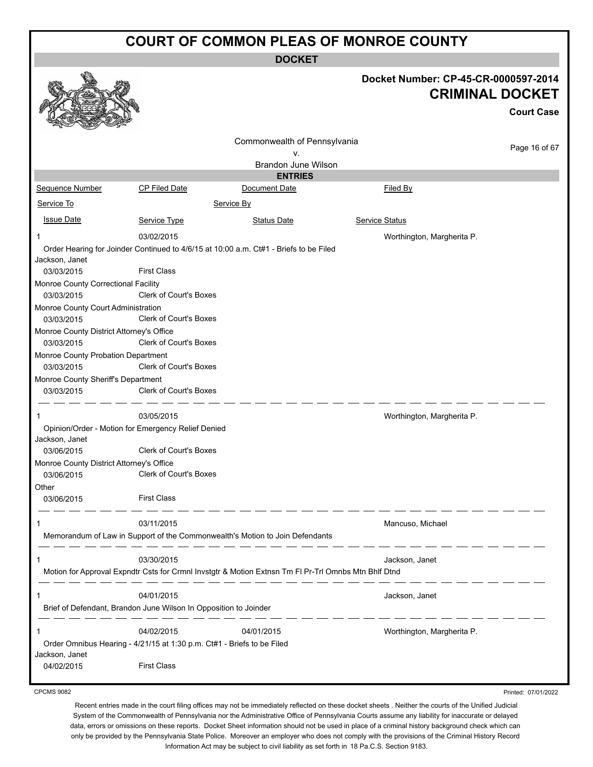# COURT OF COMMON PLEAS OF MONROE COUNTY

## DOCKET

**Docket Number: CP-45-CR-0000597-2014**

**CRIMINAL DOCKET**

**Court Case**

Commonwealth of Pennsylvania
v.
Brandon June Wilson

### ENTRIES

| Sequence Number | CP Filed Date | Document Date | Filed By |
|---|---|---|---|
| Service To | | Service By | |
| Issue Date | Service Type | Status Date | Service Status |

**1** — 03/02/2015 — Worthington, Margherita P.

Order Hearing for Joinder Continued to 4/6/15 at 10:00 a.m. Ct#1 - Briefs to be Filed

| Service To | Issue Date | Service Type |
|---|---|---|
| Jackson, Janet | 03/03/2015 | First Class |
| Monroe County Correctional Facility | 03/03/2015 | Clerk of Court's Boxes |
| Monroe County Court Administration | 03/03/2015 | Clerk of Court's Boxes |
| Monroe County District Attorney's Office | 03/03/2015 | Clerk of Court's Boxes |
| Monroe County Probation Department | 03/03/2015 | Clerk of Court's Boxes |
| Monroe County Sheriff's Department | 03/03/2015 | Clerk of Court's Boxes |

**1** — 03/05/2015 — Worthington, Margherita P.

Opinion/Order - Motion for Emergency Relief Denied

| Service To | Issue Date | Service Type |
|---|---|---|
| Jackson, Janet | 03/06/2015 | Clerk of Court's Boxes |
| Monroe County District Attorney's Office | 03/06/2015 | Clerk of Court's Boxes |
| Other | 03/06/2015 | First Class |

**1** — 03/11/2015 — Mancuso, Michael

Memorandum of Law in Support of the Commonwealth's Motion to Join Defendants

**1** — 03/30/2015 — Jackson, Janet

Motion for Approval Expndtr Csts for Crmnl Invstgtr & Motion Extnsn Tm Fl Pr-Trl Omnbs Mtn Bhlf Dtnd

**1** — 04/01/2015 — Jackson, Janet

Brief of Defendant, Brandon June Wilson In Opposition to Joinder

**1** — 04/02/2015 — Document Date: 04/01/2015 — Worthington, Margherita P.

Order Omnibus Hearing - 4/21/15 at 1:30 p.m. Ct#1 - Briefs to be Filed

| Service To | Issue Date | Service Type |
|---|---|---|
| Jackson, Janet | 04/02/2015 | First Class |

CPCMS 9082

Printed: 07/01/2022

Recent entries made in the court filing offices may not be immediately reflected on these docket sheets . Neither the courts of the Unified Judicial System of the Commonwealth of Pennsylvania nor the Administrative Office of Pennsylvania Courts assume any liability for inaccurate or delayed data, errors or omissions on these reports. Docket Sheet information should not be used in place of a criminal history background check which can only be provided by the Pennsylvania State Police. Moreover an employer who does not comply with the provisions of the Criminal History Record Information Act may be subject to civil liability as set forth in 18 Pa.C.S. Section 9183.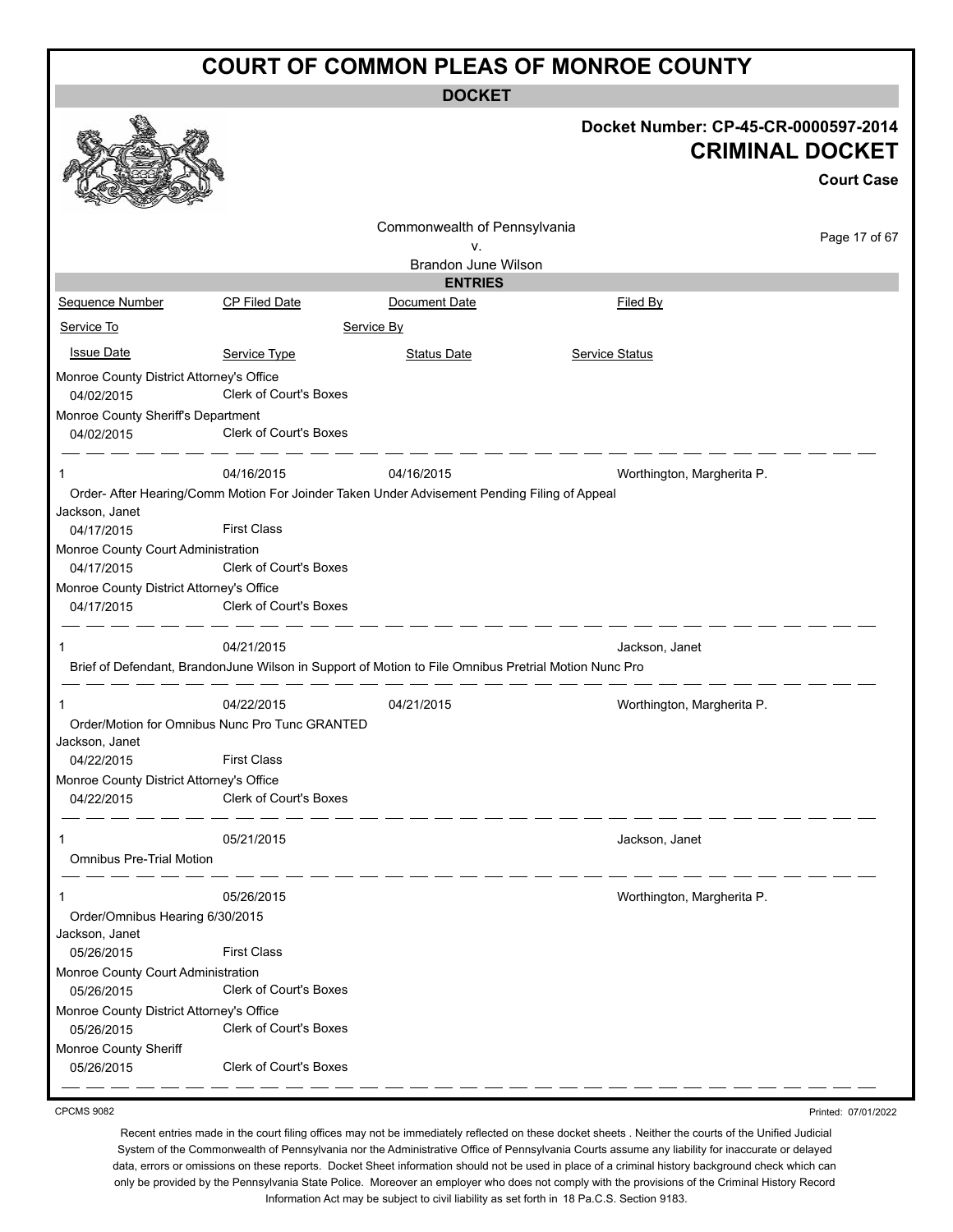# COURT OF COMMON PLEAS OF MONROE COUNTY

## DOCKET

**Docket Number: CP-45-CR-0000597-2014**

**CRIMINAL DOCKET**

**Court Case**

Commonwealth of Pennsylvania
v.
Brandon June Wilson

## ENTRIES

| Sequence Number | CP Filed Date | Document Date | Filed By |
|---|---|---|---|
| Service To | | Service By | |
| Issue Date | Service Type | Status Date | Service Status |

Monroe County District Attorney's Office
04/02/2015 — Clerk of Court's Boxes

Monroe County Sheriff's Department
04/02/2015 — Clerk of Court's Boxes

---

| 1 | 04/16/2015 | 04/16/2015 | Worthington, Margherita P. |
|---|---|---|---|

Order- After Hearing/Comm Motion For Joinder Taken Under Advisement Pending Filing of Appeal

| Service To | Issue Date | Service Type |
|---|---|---|
| Jackson, Janet | 04/17/2015 | First Class |
| Monroe County Court Administration | 04/17/2015 | Clerk of Court's Boxes |
| Monroe County District Attorney's Office | 04/17/2015 | Clerk of Court's Boxes |

---

| 1 | 04/21/2015 | | Jackson, Janet |
|---|---|---|---|

Brief of Defendant, BrandonJune Wilson in Support of Motion to File Omnibus Pretrial Motion Nunc Pro

---

| 1 | 04/22/2015 | 04/21/2015 | Worthington, Margherita P. |
|---|---|---|---|

Order/Motion for Omnibus Nunc Pro Tunc GRANTED

| Service To | Issue Date | Service Type |
|---|---|---|
| Jackson, Janet | 04/22/2015 | First Class |
| Monroe County District Attorney's Office | 04/22/2015 | Clerk of Court's Boxes |

---

| 1 | 05/21/2015 | | Jackson, Janet |
|---|---|---|---|

Omnibus Pre-Trial Motion

---

| 1 | 05/26/2015 | | Worthington, Margherita P. |
|---|---|---|---|

Order/Omnibus Hearing 6/30/2015

| Service To | Issue Date | Service Type |
|---|---|---|
| Jackson, Janet | 05/26/2015 | First Class |
| Monroe County Court Administration | 05/26/2015 | Clerk of Court's Boxes |
| Monroe County District Attorney's Office | 05/26/2015 | Clerk of Court's Boxes |
| Monroe County Sheriff | 05/26/2015 | Clerk of Court's Boxes |

---

CPCMS 9082

Printed: 07/01/2022

Recent entries made in the court filing offices may not be immediately reflected on these docket sheets . Neither the courts of the Unified Judicial System of the Commonwealth of Pennsylvania nor the Administrative Office of Pennsylvania Courts assume any liability for inaccurate or delayed data, errors or omissions on these reports. Docket Sheet information should not be used in place of a criminal history background check which can only be provided by the Pennsylvania State Police. Moreover an employer who does not comply with the provisions of the Criminal History Record Information Act may be subject to civil liability as set forth in 18 Pa.C.S. Section 9183.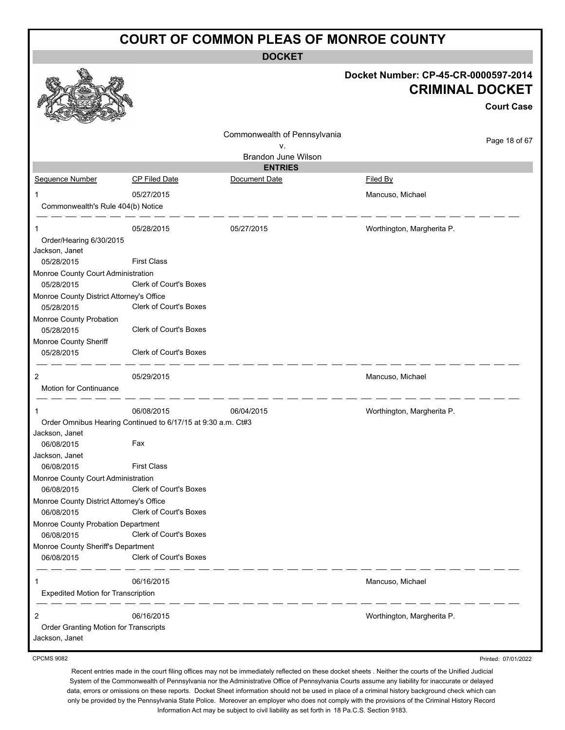# COURT OF COMMON PLEAS OF MONROE COUNTY

## DOCKET

**Docket Number: CP-45-CR-0000597-2014**

**CRIMINAL DOCKET**

**Court Case**

Commonwealth of Pennsylvania
v.
Brandon June Wilson

### ENTRIES

| Sequence Number | CP Filed Date | Document Date | Filed By |
|---|---|---|---|
| 1 | 05/27/2015 | | Mancuso, Michael |
| Commonwealth's Rule 404(b) Notice | | | |
| 1 | 05/28/2015 | 05/27/2015 | Worthington, Margherita P. |
| Order/Hearing 6/30/2015 | | | |
| Jackson, Janet | | | |
| 05/28/2015 | First Class | | |
| Monroe County Court Administration | | | |
| 05/28/2015 | Clerk of Court's Boxes | | |
| Monroe County District Attorney's Office | | | |
| 05/28/2015 | Clerk of Court's Boxes | | |
| Monroe County Probation | | | |
| 05/28/2015 | Clerk of Court's Boxes | | |
| Monroe County Sheriff | | | |
| 05/28/2015 | Clerk of Court's Boxes | | |
| 2 | 05/29/2015 | | Mancuso, Michael |
| Motion for Continuance | | | |
| 1 | 06/08/2015 | 06/04/2015 | Worthington, Margherita P. |
| Order Omnibus Hearing Continued to 6/17/15 at 9:30 a.m. Ct#3 | | | |
| Jackson, Janet | | | |
| 06/08/2015 | Fax | | |
| Jackson, Janet | | | |
| 06/08/2015 | First Class | | |
| Monroe County Court Administration | | | |
| 06/08/2015 | Clerk of Court's Boxes | | |
| Monroe County District Attorney's Office | | | |
| 06/08/2015 | Clerk of Court's Boxes | | |
| Monroe County Probation Department | | | |
| 06/08/2015 | Clerk of Court's Boxes | | |
| Monroe County Sheriff's Department | | | |
| 06/08/2015 | Clerk of Court's Boxes | | |
| 1 | 06/16/2015 | | Mancuso, Michael |
| Expedited Motion for Transcription | | | |
| 2 | 06/16/2015 | | Worthington, Margherita P. |
| Order Granting Motion for Transcripts | | | |
| Jackson, Janet | | | |

CPCMS 9082

Printed: 07/01/2022

Recent entries made in the court filing offices may not be immediately reflected on these docket sheets . Neither the courts of the Unified Judicial System of the Commonwealth of Pennsylvania nor the Administrative Office of Pennsylvania Courts assume any liability for inaccurate or delayed data, errors or omissions on these reports. Docket Sheet information should not be used in place of a criminal history background check which can only be provided by the Pennsylvania State Police. Moreover an employer who does not comply with the provisions of the Criminal History Record Information Act may be subject to civil liability as set forth in 18 Pa.C.S. Section 9183.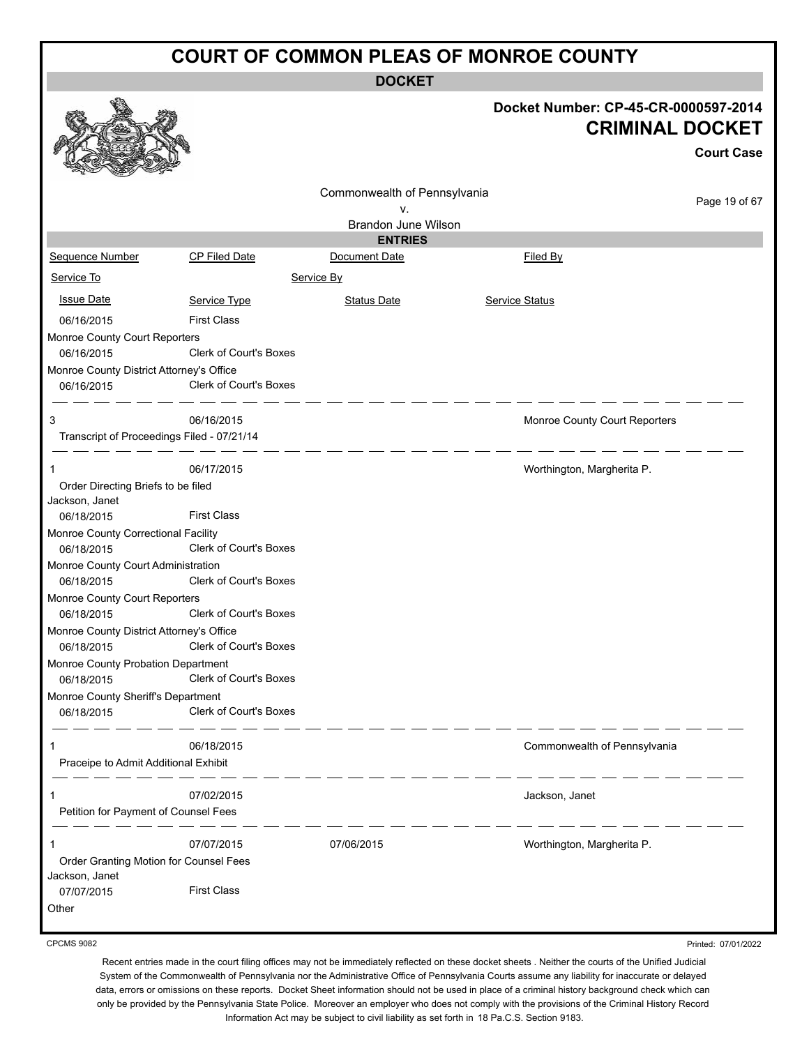# COURT OF COMMON PLEAS OF MONROE COUNTY

**DOCKET**

**Docket Number: CP-45-CR-0000597-2014**

**CRIMINAL DOCKET**

**Court Case**

Commonwealth of Pennsylvania
v.
Brandon June Wilson

**ENTRIES**

| Sequence Number | CP Filed Date | Document Date | Filed By |
|---|---|---|---|
| Service To | | Service By | |
| Issue Date | Service Type | Status Date | Service Status |
| 06/16/2015 | First Class | | |
| Monroe County Court Reporters | | | |
| 06/16/2015 | Clerk of Court's Boxes | | |
| Monroe County District Attorney's Office | | | |
| 06/16/2015 | Clerk of Court's Boxes | | |
| 3 | 06/16/2015 | | Monroe County Court Reporters |
| Transcript of Proceedings Filed - 07/21/14 | | | |
| 1 | 06/17/2015 | | Worthington, Margherita P. |
| Order Directing Briefs to be filed | | | |
| Jackson, Janet | | | |
| 06/18/2015 | First Class | | |
| Monroe County Correctional Facility | | | |
| 06/18/2015 | Clerk of Court's Boxes | | |
| Monroe County Court Administration | | | |
| 06/18/2015 | Clerk of Court's Boxes | | |
| Monroe County Court Reporters | | | |
| 06/18/2015 | Clerk of Court's Boxes | | |
| Monroe County District Attorney's Office | | | |
| 06/18/2015 | Clerk of Court's Boxes | | |
| Monroe County Probation Department | | | |
| 06/18/2015 | Clerk of Court's Boxes | | |
| Monroe County Sheriff's Department | | | |
| 06/18/2015 | Clerk of Court's Boxes | | |
| 1 | 06/18/2015 | | Commonwealth of Pennsylvania |
| Praceipe to Admit Additional Exhibit | | | |
| 1 | 07/02/2015 | | Jackson, Janet |
| Petition for Payment of Counsel Fees | | | |
| 1 | 07/07/2015 | 07/06/2015 | Worthington, Margherita P. |
| Order Granting Motion for Counsel Fees | | | |
| Jackson, Janet | | | |
| 07/07/2015 | First Class | | |
| Other | | | |

CPCMS 9082

Printed: 07/01/2022

Recent entries made in the court filing offices may not be immediately reflected on these docket sheets . Neither the courts of the Unified Judicial System of the Commonwealth of Pennsylvania nor the Administrative Office of Pennsylvania Courts assume any liability for inaccurate or delayed data, errors or omissions on these reports. Docket Sheet information should not be used in place of a criminal history background check which can only be provided by the Pennsylvania State Police. Moreover an employer who does not comply with the provisions of the Criminal History Record Information Act may be subject to civil liability as set forth in 18 Pa.C.S. Section 9183.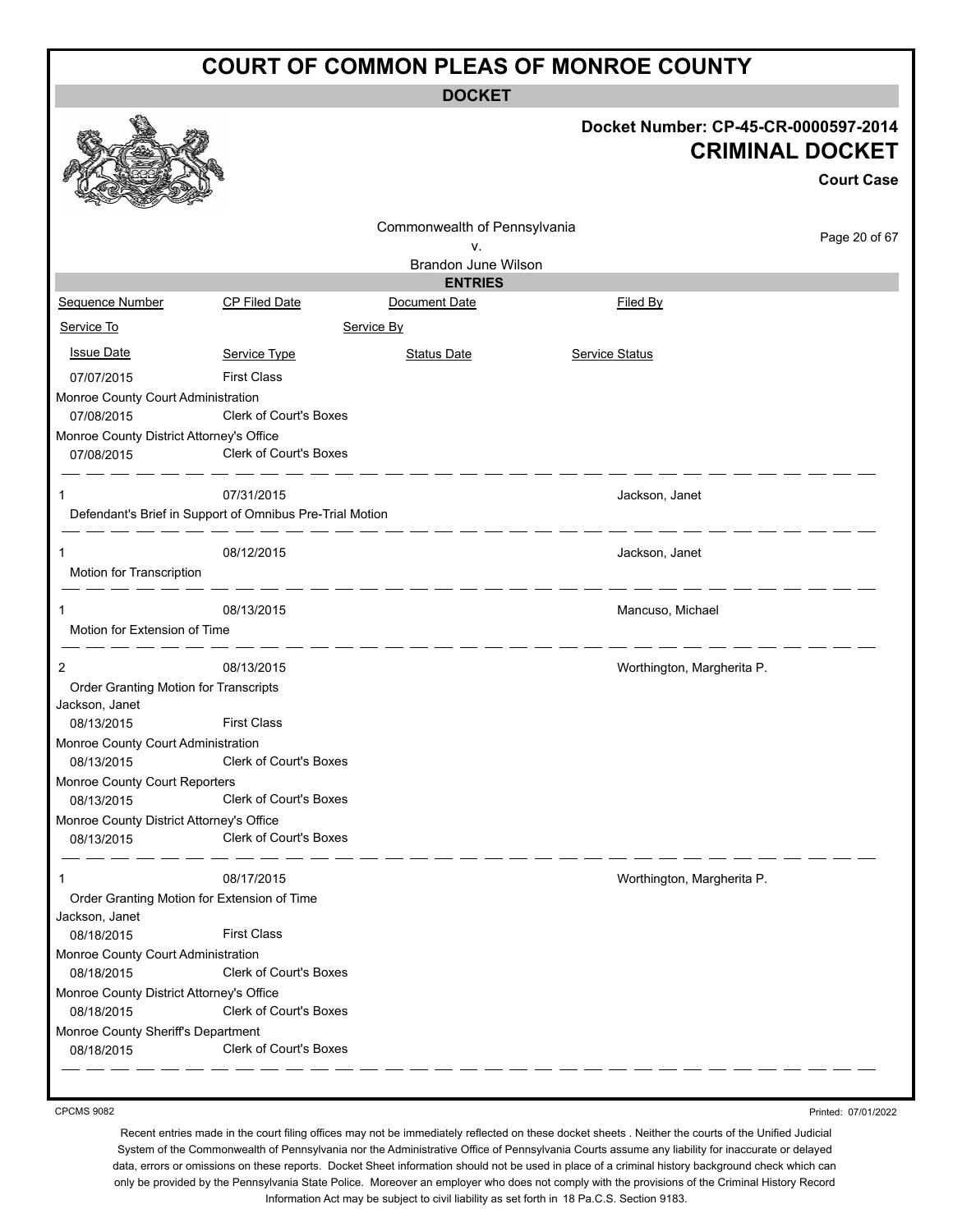# COURT OF COMMON PLEAS OF MONROE COUNTY

**DOCKET**

**Docket Number: CP-45-CR-0000597-2014**

**CRIMINAL DOCKET**

**Court Case**

Commonwealth of Pennsylvania
v.
Brandon June Wilson

**ENTRIES**

| Sequence Number | CP Filed Date | Document Date | Filed By |
|---|---|---|---|
| Service To | | Service By | |
| Issue Date | Service Type | Status Date | Service Status |
| 07/07/2015 | First Class | | |
| Monroe County Court Administration | | | |
| 07/08/2015 | Clerk of Court's Boxes | | |
| Monroe County District Attorney's Office | | | |
| 07/08/2015 | Clerk of Court's Boxes | | |
| 1 | 07/31/2015 | | Jackson, Janet |
| Defendant's Brief in Support of Omnibus Pre-Trial Motion | | | |
| 1 | 08/12/2015 | | Jackson, Janet |
| Motion for Transcription | | | |
| 1 | 08/13/2015 | | Mancuso, Michael |
| Motion for Extension of Time | | | |
| 2 | 08/13/2015 | | Worthington, Margherita P. |
| Order Granting Motion for Transcripts | | | |
| Jackson, Janet | | | |
| 08/13/2015 | First Class | | |
| Monroe County Court Administration | | | |
| 08/13/2015 | Clerk of Court's Boxes | | |
| Monroe County Court Reporters | | | |
| 08/13/2015 | Clerk of Court's Boxes | | |
| Monroe County District Attorney's Office | | | |
| 08/13/2015 | Clerk of Court's Boxes | | |
| 1 | 08/17/2015 | | Worthington, Margherita P. |
| Order Granting Motion for Extension of Time | | | |
| Jackson, Janet | | | |
| 08/18/2015 | First Class | | |
| Monroe County Court Administration | | | |
| 08/18/2015 | Clerk of Court's Boxes | | |
| Monroe County District Attorney's Office | | | |
| 08/18/2015 | Clerk of Court's Boxes | | |
| Monroe County Sheriff's Department | | | |
| 08/18/2015 | Clerk of Court's Boxes | | |

CPCMS 9082

Printed: 07/01/2022

Recent entries made in the court filing offices may not be immediately reflected on these docket sheets . Neither the courts of the Unified Judicial System of the Commonwealth of Pennsylvania nor the Administrative Office of Pennsylvania Courts assume any liability for inaccurate or delayed data, errors or omissions on these reports. Docket Sheet information should not be used in place of a criminal history background check which can only be provided by the Pennsylvania State Police. Moreover an employer who does not comply with the provisions of the Criminal History Record Information Act may be subject to civil liability as set forth in 18 Pa.C.S. Section 9183.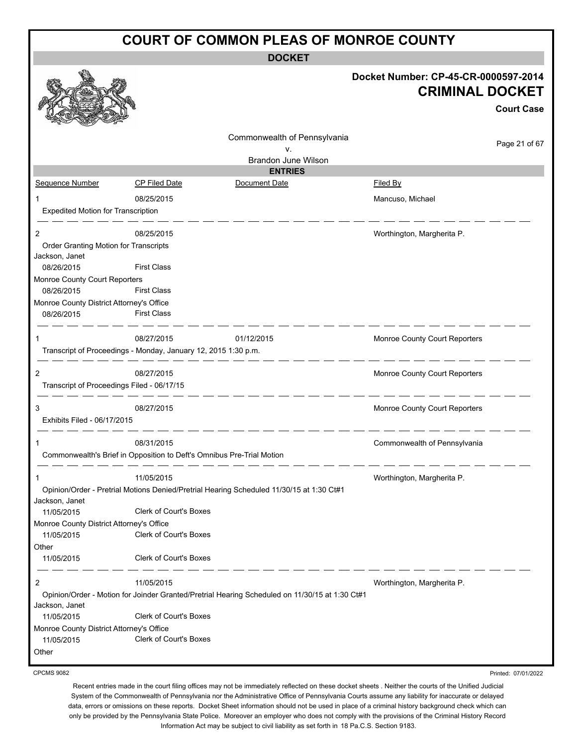# COURT OF COMMON PLEAS OF MONROE COUNTY

## DOCKET

**Docket Number: CP-45-CR-0000597-2014**

**CRIMINAL DOCKET**

**Court Case**

Commonwealth of Pennsylvania
v.
Brandon June Wilson

### ENTRIES

| Sequence Number | CP Filed Date | Document Date | Filed By |
|---|---|---|---|
| 1 | 08/25/2015 | | Mancuso, Michael |
| Expedited Motion for Transcription | | | |
| 2 | 08/25/2015 | | Worthington, Margherita P. |
| Order Granting Motion for Transcripts | | | |
| Jackson, Janet | | | |
| 08/26/2015 | First Class | | |
| Monroe County Court Reporters | | | |
| 08/26/2015 | First Class | | |
| Monroe County District Attorney's Office | | | |
| 08/26/2015 | First Class | | |
| 1 | 08/27/2015 | 01/12/2015 | Monroe County Court Reporters |
| Transcript of Proceedings - Monday, January 12, 2015 1:30 p.m. | | | |
| 2 | 08/27/2015 | | Monroe County Court Reporters |
| Transcript of Proceedings Filed - 06/17/15 | | | |
| 3 | 08/27/2015 | | Monroe County Court Reporters |
| Exhibits Filed - 06/17/2015 | | | |
| 1 | 08/31/2015 | | Commonwealth of Pennsylvania |
| Commonwealth's Brief in Opposition to Deft's Omnibus Pre-Trial Motion | | | |
| 1 | 11/05/2015 | | Worthington, Margherita P. |
| Opinion/Order - Pretrial Motions Denied/Pretrial Hearing Scheduled 11/30/15 at 1:30 Ct#1 | | | |
| Jackson, Janet | | | |
| 11/05/2015 | Clerk of Court's Boxes | | |
| Monroe County District Attorney's Office | | | |
| 11/05/2015 | Clerk of Court's Boxes | | |
| Other | | | |
| 11/05/2015 | Clerk of Court's Boxes | | |
| 2 | 11/05/2015 | | Worthington, Margherita P. |
| Opinion/Order - Motion for Joinder Granted/Pretrial Hearing Scheduled on 11/30/15 at 1:30 Ct#1 | | | |
| Jackson, Janet | | | |
| 11/05/2015 | Clerk of Court's Boxes | | |
| Monroe County District Attorney's Office | | | |
| 11/05/2015 | Clerk of Court's Boxes | | |
| Other | | | |

CPCMS 9082

Printed: 07/01/2022

Recent entries made in the court filing offices may not be immediately reflected on these docket sheets . Neither the courts of the Unified Judicial System of the Commonwealth of Pennsylvania nor the Administrative Office of Pennsylvania Courts assume any liability for inaccurate or delayed data, errors or omissions on these reports. Docket Sheet information should not be used in place of a criminal history background check which can only be provided by the Pennsylvania State Police. Moreover an employer who does not comply with the provisions of the Criminal History Record Information Act may be subject to civil liability as set forth in 18 Pa.C.S. Section 9183.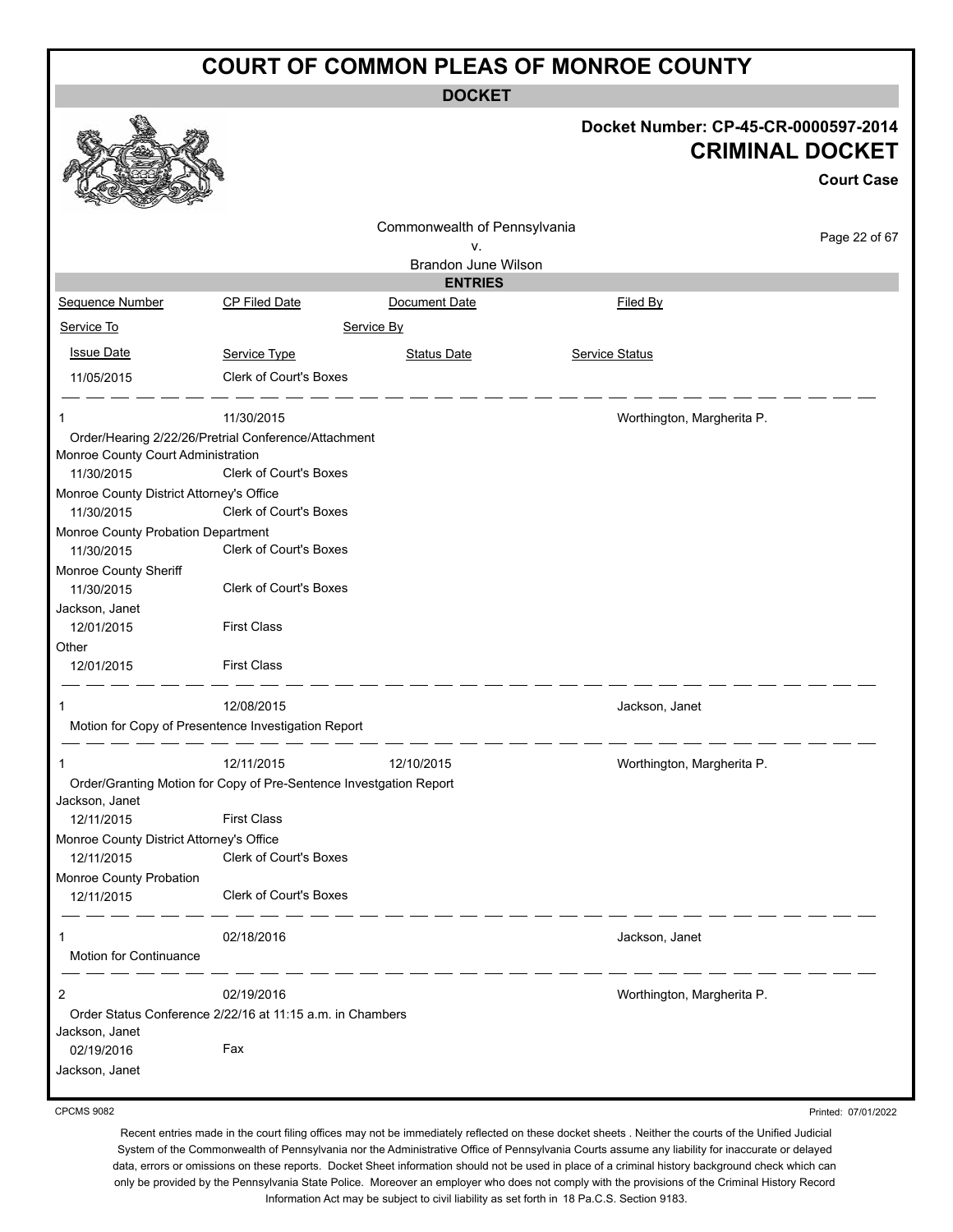# COURT OF COMMON PLEAS OF MONROE COUNTY

**DOCKET**

**Docket Number: CP-45-CR-0000597-2014**

**CRIMINAL DOCKET**

**Court Case**

Commonwealth of Pennsylvania
v.
Brandon June Wilson

**ENTRIES**

| Sequence Number | CP Filed Date | Document Date | Filed By |
|---|---|---|---|
| Service To | | Service By | |
| Issue Date | Service Type | Status Date | Service Status |
| 11/05/2015 | Clerk of Court's Boxes | | |
| 1 | 11/30/2015 | | Worthington, Margherita P. |
| Order/Hearing 2/22/26/Pretrial Conference/Attachment | | | |
| Monroe County Court Administration | | | |
| 11/30/2015 | Clerk of Court's Boxes | | |
| Monroe County District Attorney's Office | | | |
| 11/30/2015 | Clerk of Court's Boxes | | |
| Monroe County Probation Department | | | |
| 11/30/2015 | Clerk of Court's Boxes | | |
| Monroe County Sheriff | | | |
| 11/30/2015 | Clerk of Court's Boxes | | |
| Jackson, Janet | | | |
| 12/01/2015 | First Class | | |
| Other | | | |
| 12/01/2015 | First Class | | |
| 1 | 12/08/2015 | | Jackson, Janet |
| Motion for Copy of Presentence Investigation Report | | | |
| 1 | 12/11/2015 | 12/10/2015 | Worthington, Margherita P. |
| Order/Granting Motion for Copy of Pre-Sentence Investgation Report | | | |
| Jackson, Janet | | | |
| 12/11/2015 | First Class | | |
| Monroe County District Attorney's Office | | | |
| 12/11/2015 | Clerk of Court's Boxes | | |
| Monroe County Probation | | | |
| 12/11/2015 | Clerk of Court's Boxes | | |
| 1 | 02/18/2016 | | Jackson, Janet |
| Motion for Continuance | | | |
| 2 | 02/19/2016 | | Worthington, Margherita P. |
| Order Status Conference 2/22/16 at 11:15 a.m. in Chambers | | | |
| Jackson, Janet | | | |
| 02/19/2016 | Fax | | |
| Jackson, Janet | | | |

CPCMS 9082

Printed: 07/01/2022

Recent entries made in the court filing offices may not be immediately reflected on these docket sheets . Neither the courts of the Unified Judicial System of the Commonwealth of Pennsylvania nor the Administrative Office of Pennsylvania Courts assume any liability for inaccurate or delayed data, errors or omissions on these reports. Docket Sheet information should not be used in place of a criminal history background check which can only be provided by the Pennsylvania State Police. Moreover an employer who does not comply with the provisions of the Criminal History Record Information Act may be subject to civil liability as set forth in 18 Pa.C.S. Section 9183.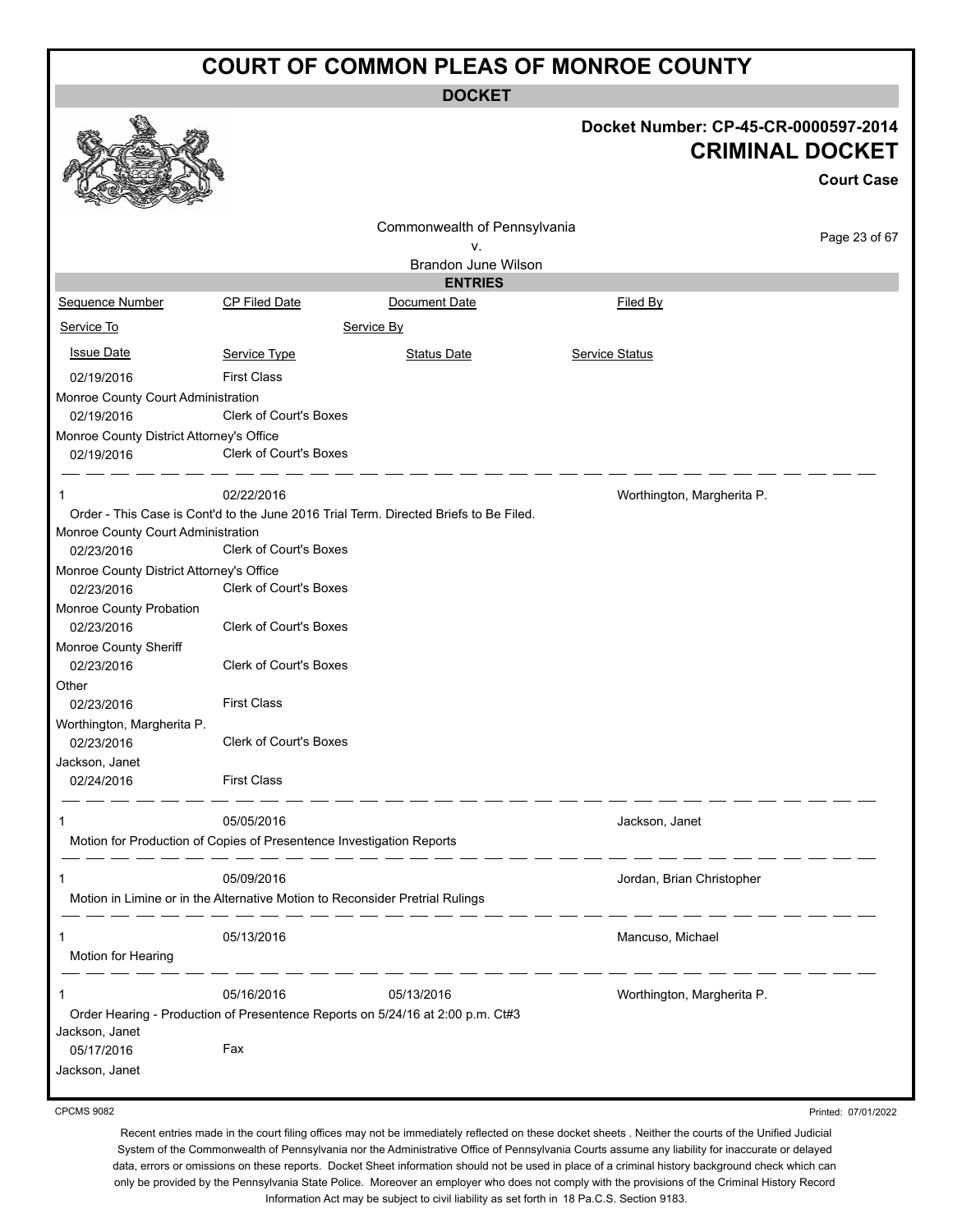# COURT OF COMMON PLEAS OF MONROE COUNTY

## DOCKET

**Docket Number: CP-45-CR-0000597-2014**

**CRIMINAL DOCKET**

**Court Case**

Commonwealth of Pennsylvania
v.
Brandon June Wilson

### ENTRIES

| Sequence Number | CP Filed Date | Document Date | Filed By |
|---|---|---|---|
| Service To | | Service By | |
| Issue Date | Service Type | Status Date | Service Status |

| | | | |
|---|---|---|---|
| 02/19/2016 | First Class | | |
| Monroe County Court Administration | | | |
| 02/19/2016 | Clerk of Court's Boxes | | |
| Monroe County District Attorney's Office | | | |
| 02/19/2016 | Clerk of Court's Boxes | | |

| | | | |
|---|---|---|---|
| 1 | 02/22/2016 | | Worthington, Margherita P. |
| Order - This Case is Cont'd to the June 2016 Trial Term. Directed Briefs to Be Filed. | | | |
| Monroe County Court Administration | | | |
| 02/23/2016 | Clerk of Court's Boxes | | |
| Monroe County District Attorney's Office | | | |
| 02/23/2016 | Clerk of Court's Boxes | | |
| Monroe County Probation | | | |
| 02/23/2016 | Clerk of Court's Boxes | | |
| Monroe County Sheriff | | | |
| 02/23/2016 | Clerk of Court's Boxes | | |
| Other | | | |
| 02/23/2016 | First Class | | |
| Worthington, Margherita P. | | | |
| 02/23/2016 | Clerk of Court's Boxes | | |
| Jackson, Janet | | | |
| 02/24/2016 | First Class | | |

| | | | |
|---|---|---|---|
| 1 | 05/05/2016 | | Jackson, Janet |
| Motion for Production of Copies of Presentence Investigation Reports | | | |

| | | | |
|---|---|---|---|
| 1 | 05/09/2016 | | Jordan, Brian Christopher |
| Motion in Limine or in the Alternative Motion to Reconsider Pretrial Rulings | | | |

| | | | |
|---|---|---|---|
| 1 | 05/13/2016 | | Mancuso, Michael |
| Motion for Hearing | | | |

| | | | |
|---|---|---|---|
| 1 | 05/16/2016 | 05/13/2016 | Worthington, Margherita P. |
| Order Hearing - Production of Presentence Reports on 5/24/16 at 2:00 p.m. Ct#3 | | | |
| Jackson, Janet | | | |
| 05/17/2016 | Fax | | |
| Jackson, Janet | | | |

CPCMS 9082 Printed: 07/01/2022

Recent entries made in the court filing offices may not be immediately reflected on these docket sheets . Neither the courts of the Unified Judicial System of the Commonwealth of Pennsylvania nor the Administrative Office of Pennsylvania Courts assume any liability for inaccurate or delayed data, errors or omissions on these reports. Docket Sheet information should not be used in place of a criminal history background check which can only be provided by the Pennsylvania State Police. Moreover an employer who does not comply with the provisions of the Criminal History Record Information Act may be subject to civil liability as set forth in 18 Pa.C.S. Section 9183.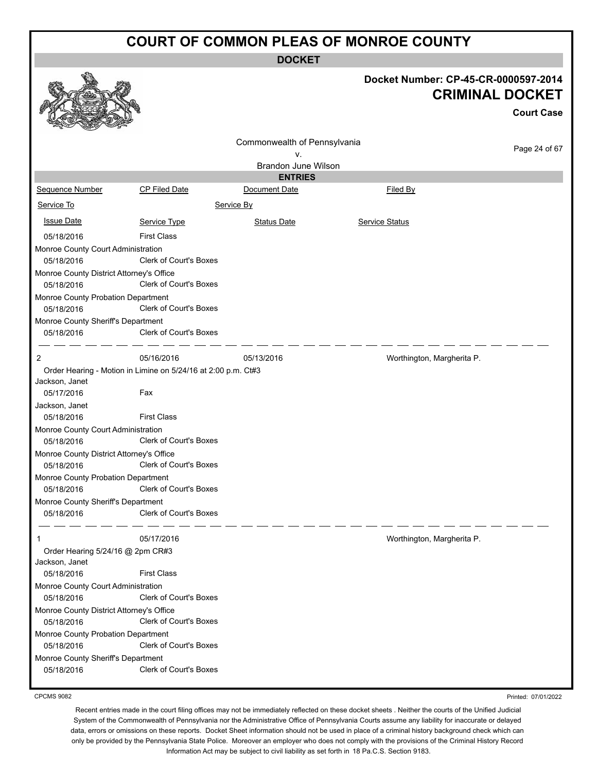# COURT OF COMMON PLEAS OF MONROE COUNTY

## DOCKET

**Docket Number: CP-45-CR-0000597-2014**

**CRIMINAL DOCKET**

**Court Case**

Commonwealth of Pennsylvania
v.
Brandon June Wilson

### ENTRIES

| Sequence Number | CP Filed Date | Document Date | Filed By |
|---|---|---|---|
| Service To | | Service By | |
| Issue Date | Service Type | Status Date | Service Status |
| 05/18/2016 | First Class | | |
| Monroe County Court Administration | | | |
| 05/18/2016 | Clerk of Court's Boxes | | |
| Monroe County District Attorney's Office | | | |
| 05/18/2016 | Clerk of Court's Boxes | | |
| Monroe County Probation Department | | | |
| 05/18/2016 | Clerk of Court's Boxes | | |
| Monroe County Sheriff's Department | | | |
| 05/18/2016 | Clerk of Court's Boxes | | |
| 2 | 05/16/2016 | 05/13/2016 | Worthington, Margherita P. |
| Order Hearing - Motion in Limine on 5/24/16 at 2:00 p.m. Ct#3 | | | |
| Jackson, Janet | | | |
| 05/17/2016 | Fax | | |
| Jackson, Janet | | | |
| 05/18/2016 | First Class | | |
| Monroe County Court Administration | | | |
| 05/18/2016 | Clerk of Court's Boxes | | |
| Monroe County District Attorney's Office | | | |
| 05/18/2016 | Clerk of Court's Boxes | | |
| Monroe County Probation Department | | | |
| 05/18/2016 | Clerk of Court's Boxes | | |
| Monroe County Sheriff's Department | | | |
| 05/18/2016 | Clerk of Court's Boxes | | |
| 1 | 05/17/2016 | | Worthington, Margherita P. |
| Order Hearing 5/24/16 @ 2pm CR#3 | | | |
| Jackson, Janet | | | |
| 05/18/2016 | First Class | | |
| Monroe County Court Administration | | | |
| 05/18/2016 | Clerk of Court's Boxes | | |
| Monroe County District Attorney's Office | | | |
| 05/18/2016 | Clerk of Court's Boxes | | |
| Monroe County Probation Department | | | |
| 05/18/2016 | Clerk of Court's Boxes | | |
| Monroe County Sheriff's Department | | | |
| 05/18/2016 | Clerk of Court's Boxes | | |

CPCMS 9082

Printed: 07/01/2022

Recent entries made in the court filing offices may not be immediately reflected on these docket sheets . Neither the courts of the Unified Judicial System of the Commonwealth of Pennsylvania nor the Administrative Office of Pennsylvania Courts assume any liability for inaccurate or delayed data, errors or omissions on these reports. Docket Sheet information should not be used in place of a criminal history background check which can only be provided by the Pennsylvania State Police. Moreover an employer who does not comply with the provisions of the Criminal History Record Information Act may be subject to civil liability as set forth in 18 Pa.C.S. Section 9183.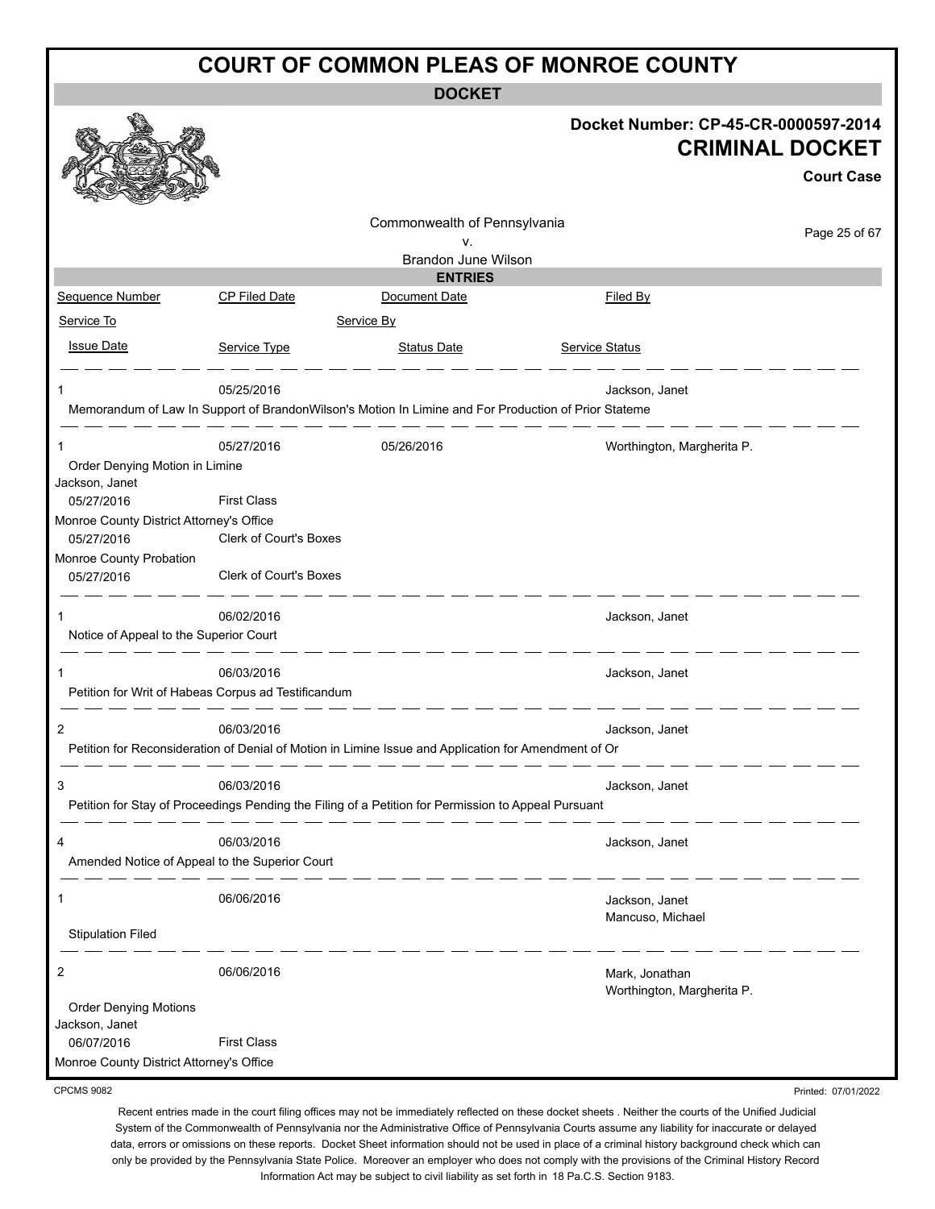# COURT OF COMMON PLEAS OF MONROE COUNTY

## DOCKET

**Docket Number: CP-45-CR-0000597-2014**

**CRIMINAL DOCKET**

**Court Case**

Commonwealth of Pennsylvania
v.
Brandon June Wilson

### ENTRIES

| Sequence Number | CP Filed Date | Document Date | Filed By |
|---|---|---|---|
| Service To | | Service By | |
| Issue Date | Service Type | Status Date | Service Status |

---

1 | 05/25/2016 | | Jackson, Janet

Memorandum of Law In Support of BrandonWilson's Motion In Limine and For Production of Prior Stateme

---

1 | 05/27/2016 | 05/26/2016 | Worthington, Margherita P.

Order Denying Motion in Limine

| Service To | Issue Date | Service Type |
|---|---|---|
| Jackson, Janet | 05/27/2016 | First Class |
| Monroe County District Attorney's Office | 05/27/2016 | Clerk of Court's Boxes |
| Monroe County Probation | 05/27/2016 | Clerk of Court's Boxes |

---

1 | 06/02/2016 | | Jackson, Janet

Notice of Appeal to the Superior Court

---

1 | 06/03/2016 | | Jackson, Janet

Petition for Writ of Habeas Corpus ad Testificandum

---

2 | 06/03/2016 | | Jackson, Janet

Petition for Reconsideration of Denial of Motion in Limine Issue and Application for Amendment of Or

---

3 | 06/03/2016 | | Jackson, Janet

Petition for Stay of Proceedings Pending the Filing of a Petition for Permission to Appeal Pursuant

---

4 | 06/03/2016 | | Jackson, Janet

Amended Notice of Appeal to the Superior Court

---

1 | 06/06/2016 | | Jackson, Janet; Mancuso, Michael

Stipulation Filed

---

2 | 06/06/2016 | | Mark, Jonathan; Worthington, Margherita P.

Order Denying Motions

| Service To | Issue Date | Service Type |
|---|---|---|
| Jackson, Janet | 06/07/2016 | First Class |
| Monroe County District Attorney's Office | | |

CPCMS 9082

Printed: 07/01/2022

Recent entries made in the court filing offices may not be immediately reflected on these docket sheets . Neither the courts of the Unified Judicial System of the Commonwealth of Pennsylvania nor the Administrative Office of Pennsylvania Courts assume any liability for inaccurate or delayed data, errors or omissions on these reports. Docket Sheet information should not be used in place of a criminal history background check which can only be provided by the Pennsylvania State Police. Moreover an employer who does not comply with the provisions of the Criminal History Record Information Act may be subject to civil liability as set forth in 18 Pa.C.S. Section 9183.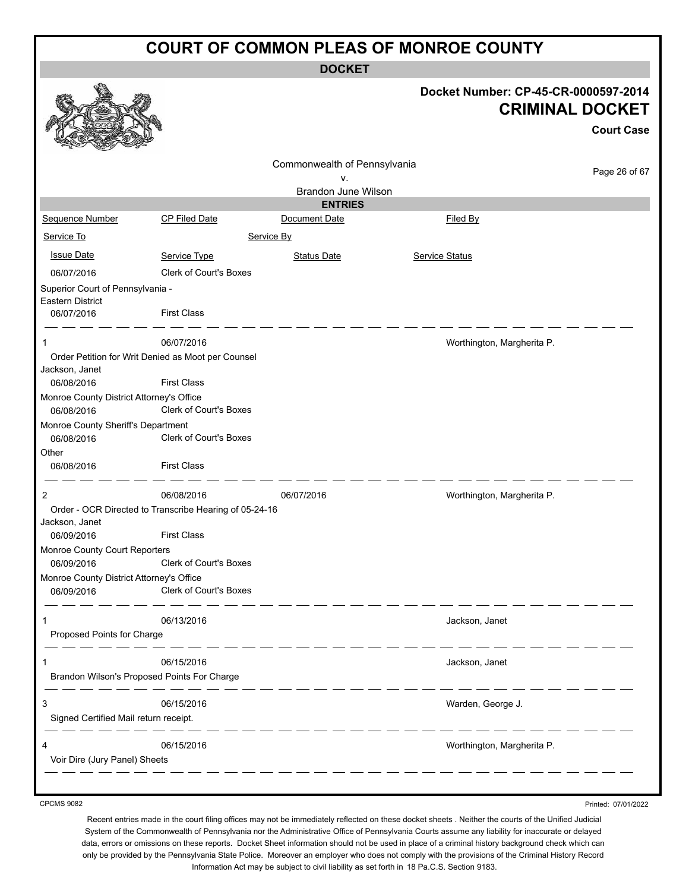# COURT OF COMMON PLEAS OF MONROE COUNTY

**DOCKET**

**Docket Number: CP-45-CR-0000597-2014**

**CRIMINAL DOCKET**

**Court Case**

Commonwealth of Pennsylvania
v.
Brandon June Wilson

**ENTRIES**

| Sequence Number | CP Filed Date | Document Date | Filed By |
|---|---|---|---|
| Service To | | Service By | |
| Issue Date | Service Type | Status Date | Service Status |

| | | | |
|---|---|---|---|
| 06/07/2016 | Clerk of Court's Boxes | | |
| Superior Court of Pennsylvania - Eastern District | | | |
| 06/07/2016 | First Class | | |
| **1** | 06/07/2016 | | Worthington, Margherita P. |
| Order Petition for Writ Denied as Moot per Counsel | | | |
| Jackson, Janet | | | |
| 06/08/2016 | First Class | | |
| Monroe County District Attorney's Office | | | |
| 06/08/2016 | Clerk of Court's Boxes | | |
| Monroe County Sheriff's Department | | | |
| 06/08/2016 | Clerk of Court's Boxes | | |
| Other | | | |
| 06/08/2016 | First Class | | |
| **2** | 06/08/2016 | 06/07/2016 | Worthington, Margherita P. |
| Order - OCR Directed to Transcribe Hearing of 05-24-16 | | | |
| Jackson, Janet | | | |
| 06/09/2016 | First Class | | |
| Monroe County Court Reporters | | | |
| 06/09/2016 | Clerk of Court's Boxes | | |
| Monroe County District Attorney's Office | | | |
| 06/09/2016 | Clerk of Court's Boxes | | |
| **1** | 06/13/2016 | | Jackson, Janet |
| Proposed Points for Charge | | | |
| **1** | 06/15/2016 | | Jackson, Janet |
| Brandon Wilson's Proposed Points For Charge | | | |
| **3** | 06/15/2016 | | Warden, George J. |
| Signed Certified Mail return receipt. | | | |
| **4** | 06/15/2016 | | Worthington, Margherita P. |
| Voir Dire (Jury Panel) Sheets | | | |

CPCMS 9082

Printed: 07/01/2022

Recent entries made in the court filing offices may not be immediately reflected on these docket sheets . Neither the courts of the Unified Judicial System of the Commonwealth of Pennsylvania nor the Administrative Office of Pennsylvania Courts assume any liability for inaccurate or delayed data, errors or omissions on these reports. Docket Sheet information should not be used in place of a criminal history background check which can only be provided by the Pennsylvania State Police. Moreover an employer who does not comply with the provisions of the Criminal History Record Information Act may be subject to civil liability as set forth in 18 Pa.C.S. Section 9183.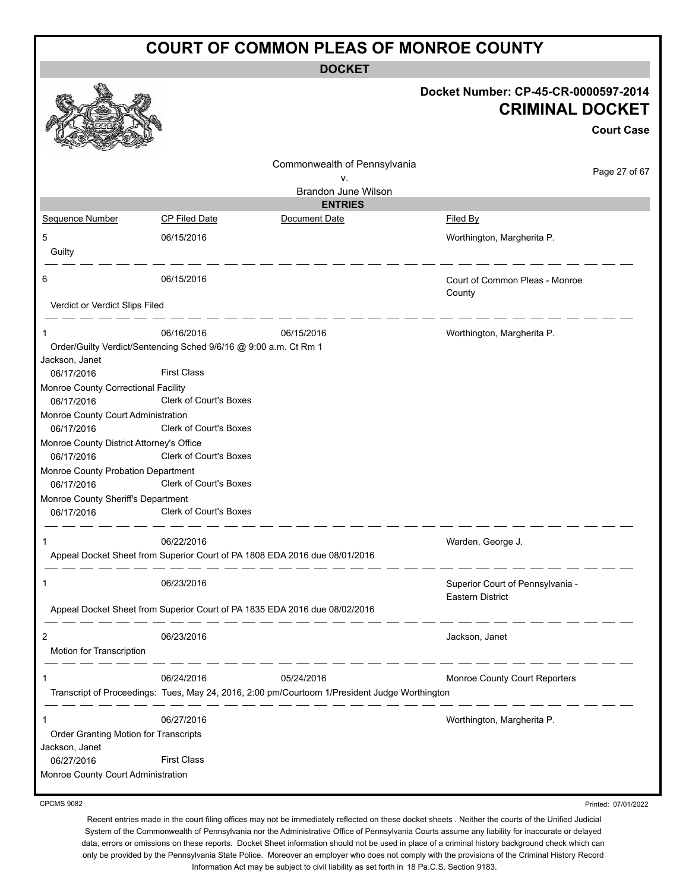# COURT OF COMMON PLEAS OF MONROE COUNTY

## DOCKET

**Docket Number: CP-45-CR-0000597-2014**

**CRIMINAL DOCKET**

**Court Case**

Commonwealth of Pennsylvania
v.
Brandon June Wilson

### ENTRIES

| Sequence Number | CP Filed Date | Document Date | Filed By |
|---|---|---|---|
| 5 | 06/15/2016 | | Worthington, Margherita P. |
| Guilty | | | |
| 6 | 06/15/2016 | | Court of Common Pleas - Monroe County |
| Verdict or Verdict Slips Filed | | | |
| 1 | 06/16/2016 | 06/15/2016 | Worthington, Margherita P. |
| Order/Guilty Verdict/Sentencing Sched 9/6/16 @ 9:00 a.m. Ct Rm 1 | | | |
| Jackson, Janet | | | |
| 06/17/2016 | First Class | | |
| Monroe County Correctional Facility | | | |
| 06/17/2016 | Clerk of Court's Boxes | | |
| Monroe County Court Administration | | | |
| 06/17/2016 | Clerk of Court's Boxes | | |
| Monroe County District Attorney's Office | | | |
| 06/17/2016 | Clerk of Court's Boxes | | |
| Monroe County Probation Department | | | |
| 06/17/2016 | Clerk of Court's Boxes | | |
| Monroe County Sheriff's Department | | | |
| 06/17/2016 | Clerk of Court's Boxes | | |
| 1 | 06/22/2016 | | Warden, George J. |
| Appeal Docket Sheet from Superior Court of PA 1808 EDA 2016 due 08/01/2016 | | | |
| 1 | 06/23/2016 | | Superior Court of Pennsylvania - Eastern District |
| Appeal Docket Sheet from Superior Court of PA 1835 EDA 2016 due 08/02/2016 | | | |
| 2 | 06/23/2016 | | Jackson, Janet |
| Motion for Transcription | | | |
| 1 | 06/24/2016 | 05/24/2016 | Monroe County Court Reporters |
| Transcript of Proceedings: Tues, May 24, 2016, 2:00 pm/Courtoom 1/President Judge Worthington | | | |
| 1 | 06/27/2016 | | Worthington, Margherita P. |
| Order Granting Motion for Transcripts | | | |
| Jackson, Janet | | | |
| 06/27/2016 | First Class | | |
| Monroe County Court Administration | | | |

CPCMS 9082

Printed: 07/01/2022

Recent entries made in the court filing offices may not be immediately reflected on these docket sheets . Neither the courts of the Unified Judicial System of the Commonwealth of Pennsylvania nor the Administrative Office of Pennsylvania Courts assume any liability for inaccurate or delayed data, errors or omissions on these reports. Docket Sheet information should not be used in place of a criminal history background check which can only be provided by the Pennsylvania State Police. Moreover an employer who does not comply with the provisions of the Criminal History Record Information Act may be subject to civil liability as set forth in 18 Pa.C.S. Section 9183.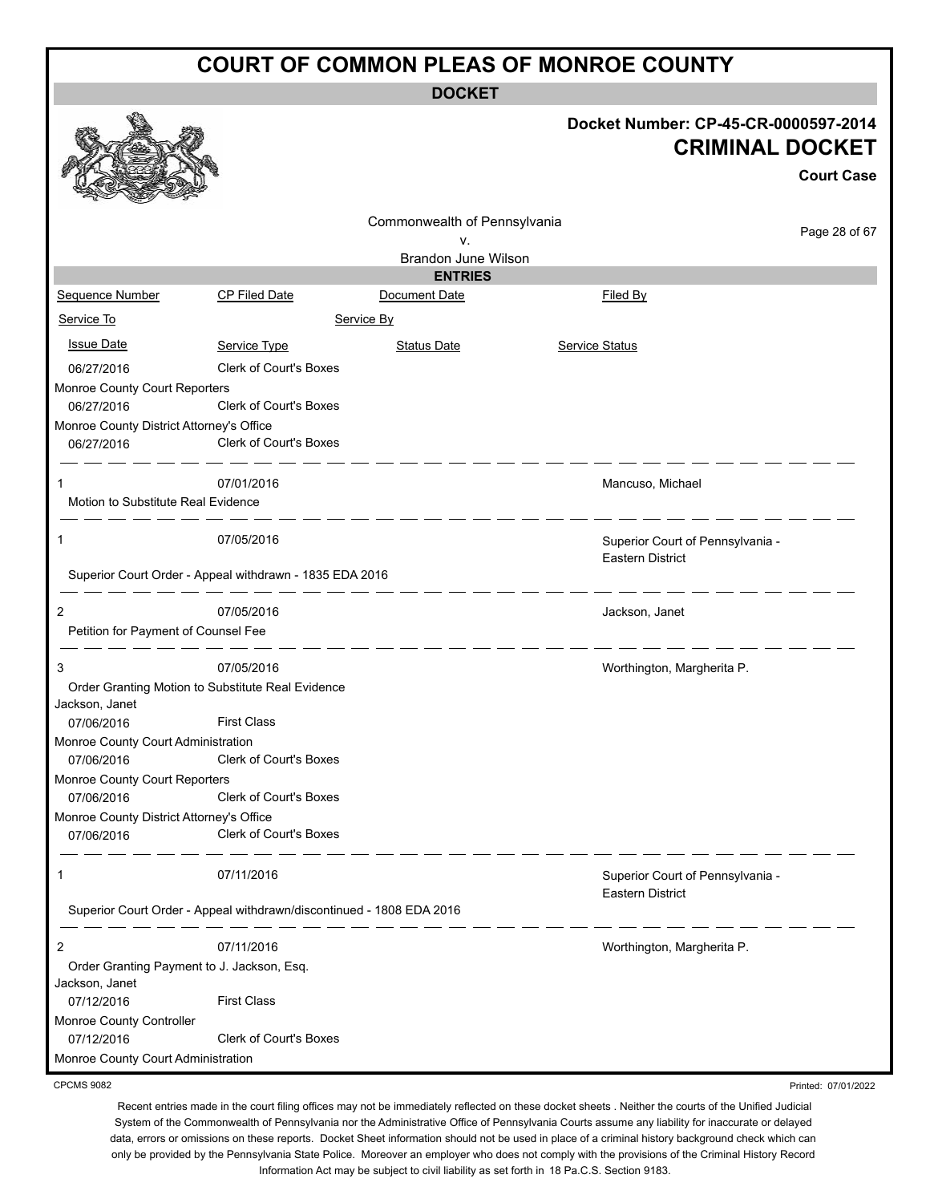# COURT OF COMMON PLEAS OF MONROE COUNTY

## DOCKET

**Docket Number: CP-45-CR-0000597-2014**

**CRIMINAL DOCKET**

**Court Case**

Commonwealth of Pennsylvania
v.
Brandon June Wilson

### ENTRIES

| Sequence Number | CP Filed Date | Document Date | Filed By |
|---|---|---|---|
| Service To | | Service By | |
| Issue Date | Service Type | Status Date | Service Status |
| 06/27/2016 | Clerk of Court's Boxes | | |
| Monroe County Court Reporters | | | |
| 06/27/2016 | Clerk of Court's Boxes | | |
| Monroe County District Attorney's Office | | | |
| 06/27/2016 | Clerk of Court's Boxes | | |
| 1 | 07/01/2016 | | Mancuso, Michael |
| Motion to Substitute Real Evidence | | | |
| 1 | 07/05/2016 | | Superior Court of Pennsylvania - Eastern District |
| Superior Court Order - Appeal withdrawn - 1835 EDA 2016 | | | |
| 2 | 07/05/2016 | | Jackson, Janet |
| Petition for Payment of Counsel Fee | | | |
| 3 | 07/05/2016 | | Worthington, Margherita P. |
| Order Granting Motion to Substitute Real Evidence | | | |
| Jackson, Janet | | | |
| 07/06/2016 | First Class | | |
| Monroe County Court Administration | | | |
| 07/06/2016 | Clerk of Court's Boxes | | |
| Monroe County Court Reporters | | | |
| 07/06/2016 | Clerk of Court's Boxes | | |
| Monroe County District Attorney's Office | | | |
| 07/06/2016 | Clerk of Court's Boxes | | |
| 1 | 07/11/2016 | | Superior Court of Pennsylvania - Eastern District |
| Superior Court Order - Appeal withdrawn/discontinued - 1808 EDA 2016 | | | |
| 2 | 07/11/2016 | | Worthington, Margherita P. |
| Order Granting Payment to J. Jackson, Esq. | | | |
| Jackson, Janet | | | |
| 07/12/2016 | First Class | | |
| Monroe County Controller | | | |
| 07/12/2016 | Clerk of Court's Boxes | | |
| Monroe County Court Administration | | | |

CPCMS 9082

Printed: 07/01/2022

Recent entries made in the court filing offices may not be immediately reflected on these docket sheets . Neither the courts of the Unified Judicial System of the Commonwealth of Pennsylvania nor the Administrative Office of Pennsylvania Courts assume any liability for inaccurate or delayed data, errors or omissions on these reports. Docket Sheet information should not be used in place of a criminal history background check which can only be provided by the Pennsylvania State Police. Moreover an employer who does not comply with the provisions of the Criminal History Record Information Act may be subject to civil liability as set forth in 18 Pa.C.S. Section 9183.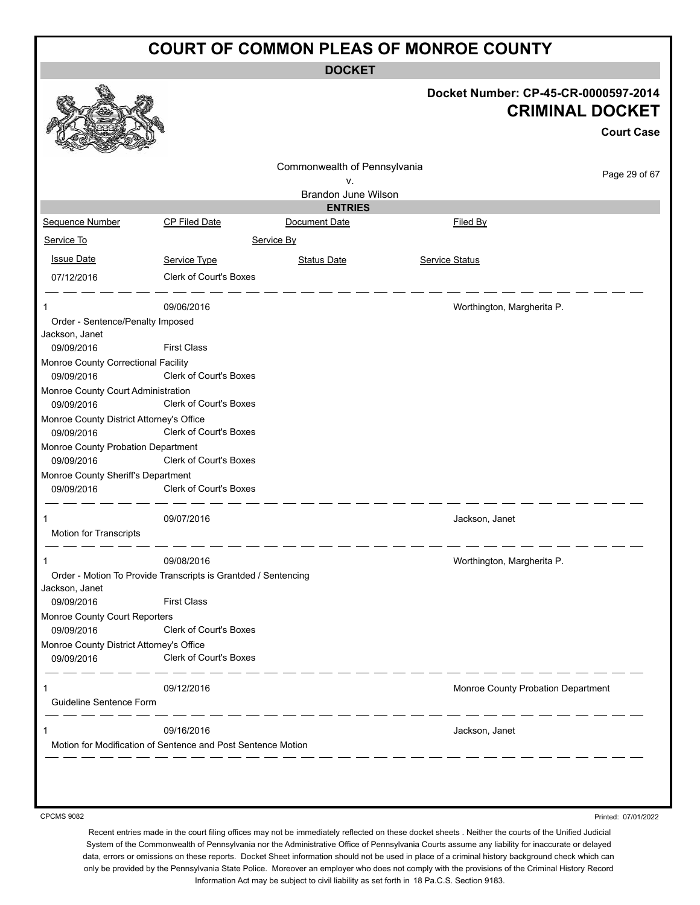# COURT OF COMMON PLEAS OF MONROE COUNTY

**DOCKET**

**Docket Number: CP-45-CR-0000597-2014**

**CRIMINAL DOCKET**

**Court Case**

Commonwealth of Pennsylvania
v.
Brandon June Wilson

**ENTRIES**

| Sequence Number | CP Filed Date | Document Date | Filed By |
|---|---|---|---|
| Service To | | Service By | |
| Issue Date | Service Type | Status Date | Service Status |
| 07/12/2016 | Clerk of Court's Boxes | | |
| 1 | 09/06/2016 | | Worthington, Margherita P. |
| Order - Sentence/Penalty Imposed | | | |
| Jackson, Janet | | | |
| 09/09/2016 | First Class | | |
| Monroe County Correctional Facility | | | |
| 09/09/2016 | Clerk of Court's Boxes | | |
| Monroe County Court Administration | | | |
| 09/09/2016 | Clerk of Court's Boxes | | |
| Monroe County District Attorney's Office | | | |
| 09/09/2016 | Clerk of Court's Boxes | | |
| Monroe County Probation Department | | | |
| 09/09/2016 | Clerk of Court's Boxes | | |
| Monroe County Sheriff's Department | | | |
| 09/09/2016 | Clerk of Court's Boxes | | |
| 1 | 09/07/2016 | | Jackson, Janet |
| Motion for Transcripts | | | |
| 1 | 09/08/2016 | | Worthington, Margherita P. |
| Order - Motion To Provide Transcripts is Grantded / Sentencing | | | |
| Jackson, Janet | | | |
| 09/09/2016 | First Class | | |
| Monroe County Court Reporters | | | |
| 09/09/2016 | Clerk of Court's Boxes | | |
| Monroe County District Attorney's Office | | | |
| 09/09/2016 | Clerk of Court's Boxes | | |
| 1 | 09/12/2016 | | Monroe County Probation Department |
| Guideline Sentence Form | | | |
| 1 | 09/16/2016 | | Jackson, Janet |
| Motion for Modification of Sentence and Post Sentence Motion | | | |

CPCMS 9082

Printed: 07/01/2022

Recent entries made in the court filing offices may not be immediately reflected on these docket sheets . Neither the courts of the Unified Judicial System of the Commonwealth of Pennsylvania nor the Administrative Office of Pennsylvania Courts assume any liability for inaccurate or delayed data, errors or omissions on these reports. Docket Sheet information should not be used in place of a criminal history background check which can only be provided by the Pennsylvania State Police. Moreover an employer who does not comply with the provisions of the Criminal History Record Information Act may be subject to civil liability as set forth in 18 Pa.C.S. Section 9183.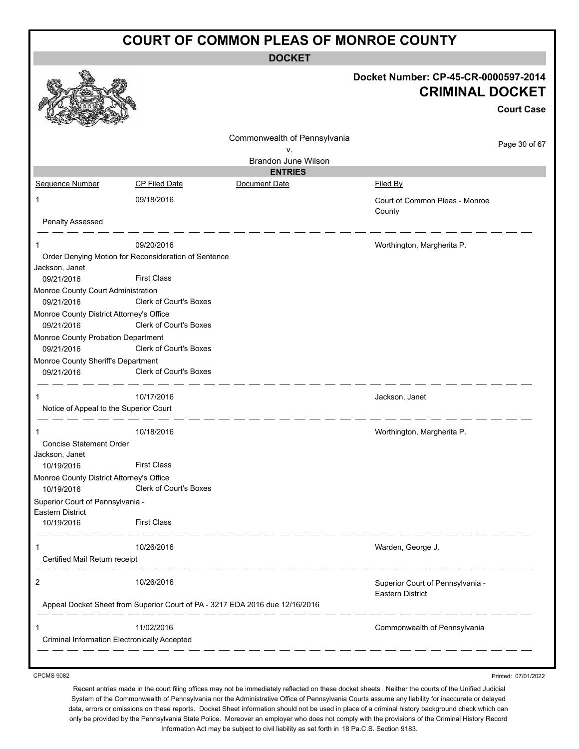# COURT OF COMMON PLEAS OF MONROE COUNTY

## DOCKET

**Docket Number: CP-45-CR-0000597-2014**

**CRIMINAL DOCKET**

**Court Case**

Commonwealth of Pennsylvania
v.
Brandon June Wilson

## ENTRIES

| Sequence Number | CP Filed Date | Document Date | Filed By |
|---|---|---|---|
| 1 | 09/18/2016 | | Court of Common Pleas - Monroe County |
| Penalty Assessed | | | |
| 1 | 09/20/2016 | | Worthington, Margherita P. |
| Order Denying Motion for Reconsideration of Sentence | | | |
| Jackson, Janet | | | |
| 09/21/2016 | First Class | | |
| Monroe County Court Administration | | | |
| 09/21/2016 | Clerk of Court's Boxes | | |
| Monroe County District Attorney's Office | | | |
| 09/21/2016 | Clerk of Court's Boxes | | |
| Monroe County Probation Department | | | |
| 09/21/2016 | Clerk of Court's Boxes | | |
| Monroe County Sheriff's Department | | | |
| 09/21/2016 | Clerk of Court's Boxes | | |
| 1 | 10/17/2016 | | Jackson, Janet |
| Notice of Appeal to the Superior Court | | | |
| 1 | 10/18/2016 | | Worthington, Margherita P. |
| Concise Statement Order | | | |
| Jackson, Janet | | | |
| 10/19/2016 | First Class | | |
| Monroe County District Attorney's Office | | | |
| 10/19/2016 | Clerk of Court's Boxes | | |
| Superior Court of Pennsylvania - Eastern District | | | |
| 10/19/2016 | First Class | | |
| 1 | 10/26/2016 | | Warden, George J. |
| Certified Mail Return receipt | | | |
| 2 | 10/26/2016 | | Superior Court of Pennsylvania - Eastern District |
| Appeal Docket Sheet from Superior Court of PA - 3217 EDA 2016 due 12/16/2016 | | | |
| 1 | 11/02/2016 | | Commonwealth of Pennsylvania |
| Criminal Information Electronically Accepted | | | |

CPCMS 9082

Printed: 07/01/2022

Recent entries made in the court filing offices may not be immediately reflected on these docket sheets . Neither the courts of the Unified Judicial System of the Commonwealth of Pennsylvania nor the Administrative Office of Pennsylvania Courts assume any liability for inaccurate or delayed data, errors or omissions on these reports. Docket Sheet information should not be used in place of a criminal history background check which can only be provided by the Pennsylvania State Police. Moreover an employer who does not comply with the provisions of the Criminal History Record Information Act may be subject to civil liability as set forth in 18 Pa.C.S. Section 9183.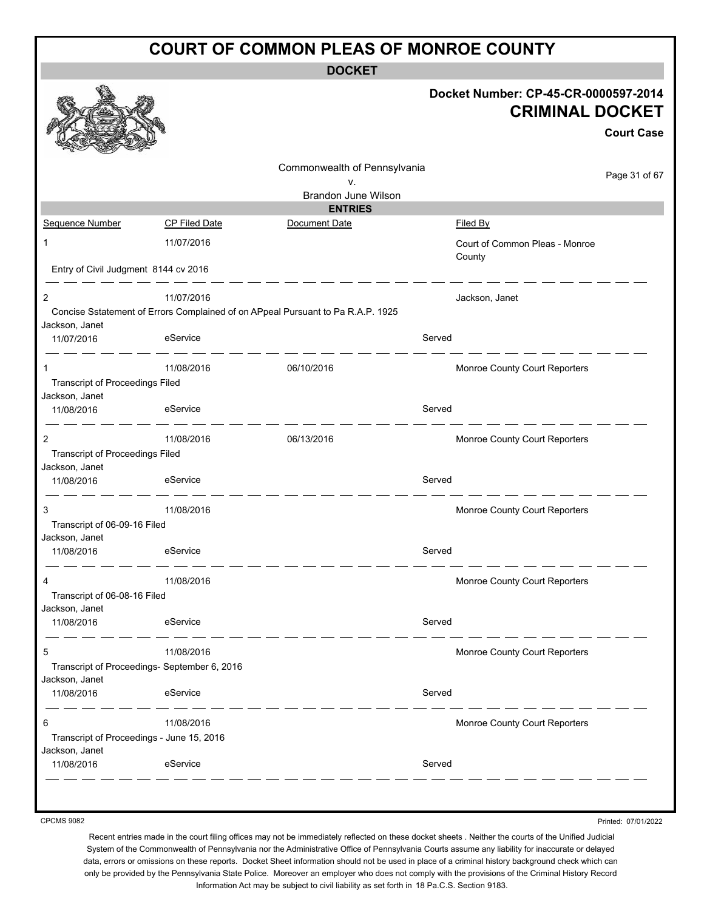# COURT OF COMMON PLEAS OF MONROE COUNTY

**DOCKET**

**Docket Number: CP-45-CR-0000597-2014**

**CRIMINAL DOCKET**

**Court Case**

Commonwealth of Pennsylvania
v.
Brandon June Wilson

**ENTRIES**

| Sequence Number | CP Filed Date | Document Date | | Filed By |
|---|---|---|---|---|
| 1 | 11/07/2016 | | | Court of Common Pleas - Monroe County |
| Entry of Civil Judgment 8144 cv 2016 | | | | |
| 2 | 11/07/2016 | | | Jackson, Janet |
| Concise Sstatement of Errors Complained of on APpeal Pursuant to Pa R.A.P. 1925 | | | | |
| Jackson, Janet | | | | |
| 11/07/2016 | eService | | Served | |
| 1 | 11/08/2016 | 06/10/2016 | | Monroe County Court Reporters |
| Transcript of Proceedings Filed | | | | |
| Jackson, Janet | | | | |
| 11/08/2016 | eService | | Served | |
| 2 | 11/08/2016 | 06/13/2016 | | Monroe County Court Reporters |
| Transcript of Proceedings Filed | | | | |
| Jackson, Janet | | | | |
| 11/08/2016 | eService | | Served | |
| 3 | 11/08/2016 | | | Monroe County Court Reporters |
| Transcript of 06-09-16 Filed | | | | |
| Jackson, Janet | | | | |
| 11/08/2016 | eService | | Served | |
| 4 | 11/08/2016 | | | Monroe County Court Reporters |
| Transcript of 06-08-16 Filed | | | | |
| Jackson, Janet | | | | |
| 11/08/2016 | eService | | Served | |
| 5 | 11/08/2016 | | | Monroe County Court Reporters |
| Transcript of Proceedings- September 6, 2016 | | | | |
| Jackson, Janet | | | | |
| 11/08/2016 | eService | | Served | |
| 6 | 11/08/2016 | | | Monroe County Court Reporters |
| Transcript of Proceedings - June 15, 2016 | | | | |
| Jackson, Janet | | | | |
| 11/08/2016 | eService | | Served | |

CPCMS 9082

Printed: 07/01/2022

Recent entries made in the court filing offices may not be immediately reflected on these docket sheets . Neither the courts of the Unified Judicial System of the Commonwealth of Pennsylvania nor the Administrative Office of Pennsylvania Courts assume any liability for inaccurate or delayed data, errors or omissions on these reports. Docket Sheet information should not be used in place of a criminal history background check which can only be provided by the Pennsylvania State Police. Moreover an employer who does not comply with the provisions of the Criminal History Record Information Act may be subject to civil liability as set forth in 18 Pa.C.S. Section 9183.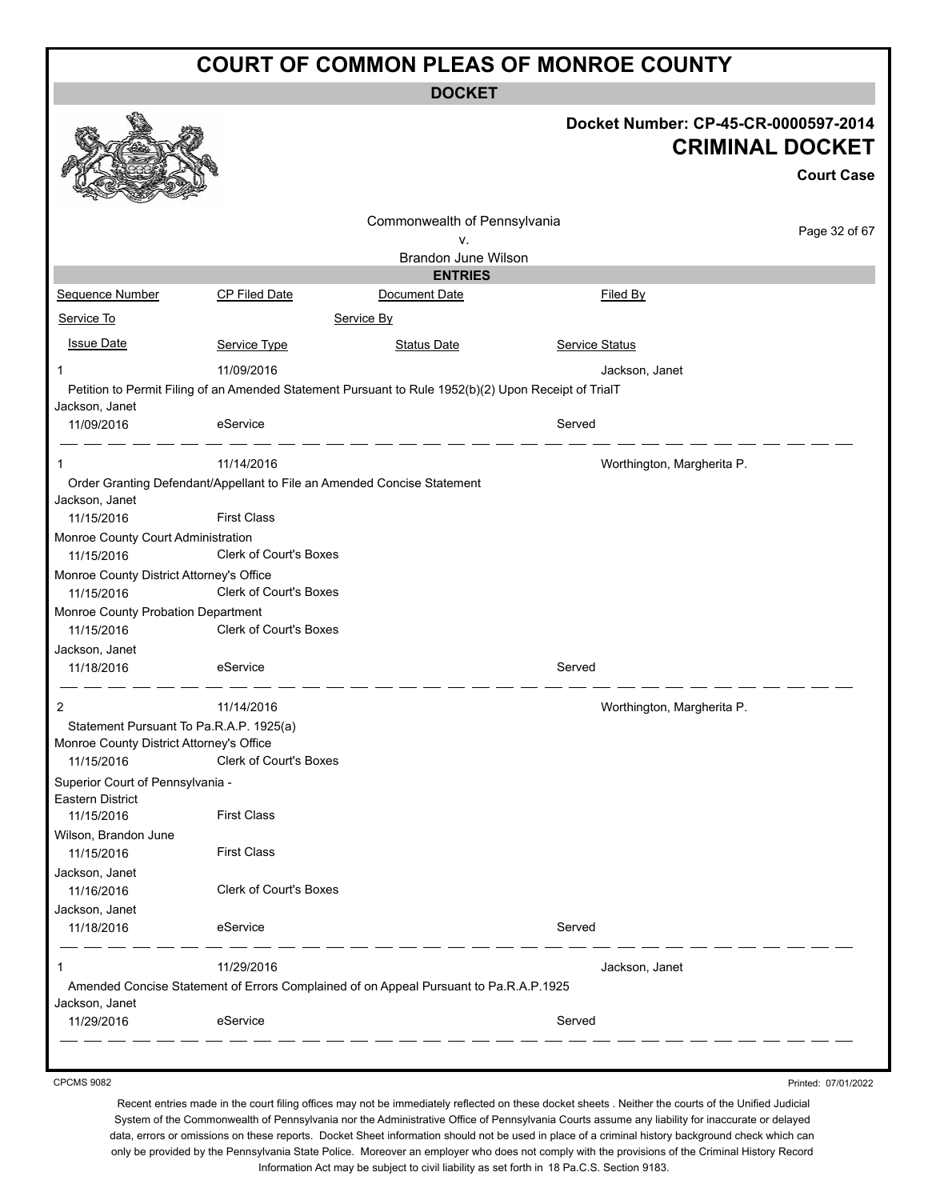# COURT OF COMMON PLEAS OF MONROE COUNTY

## DOCKET

**Docket Number: CP-45-CR-0000597-2014**

**CRIMINAL DOCKET**

**Court Case**

Commonwealth of Pennsylvania
v.
Brandon June Wilson

### ENTRIES

| Sequence Number | CP Filed Date | Document Date | Filed By |
|---|---|---|---|
| Service To | | Service By | |
| Issue Date | Service Type | Status Date | Service Status |

---

**1** | 11/09/2016 | | Jackson, Janet

Petition to Permit Filing of an Amended Statement Pursuant to Rule 1952(b)(2) Upon Receipt of TrialT

| Service To | Issue Date | Service Type | Status Date | Service Status |
|---|---|---|---|---|
| Jackson, Janet | 11/09/2016 | eService | | Served |

---

**1** | 11/14/2016 | | Worthington, Margherita P.

Order Granting Defendant/Appellant to File an Amended Concise Statement

| Service To | Issue Date | Service Type | Status Date | Service Status |
|---|---|---|---|---|
| Jackson, Janet | 11/15/2016 | First Class | | |
| Monroe County Court Administration | 11/15/2016 | Clerk of Court's Boxes | | |
| Monroe County District Attorney's Office | 11/15/2016 | Clerk of Court's Boxes | | |
| Monroe County Probation Department | 11/15/2016 | Clerk of Court's Boxes | | |
| Jackson, Janet | 11/18/2016 | eService | | Served |

---

**2** | 11/14/2016 | | Worthington, Margherita P.

Statement Pursuant To Pa.R.A.P. 1925(a)

| Service To | Issue Date | Service Type | Status Date | Service Status |
|---|---|---|---|---|
| Monroe County District Attorney's Office | 11/15/2016 | Clerk of Court's Boxes | | |
| Superior Court of Pennsylvania - Eastern District | 11/15/2016 | First Class | | |
| Wilson, Brandon June | 11/15/2016 | First Class | | |
| Jackson, Janet | 11/16/2016 | Clerk of Court's Boxes | | |
| Jackson, Janet | 11/18/2016 | eService | | Served |

---

**1** | 11/29/2016 | | Jackson, Janet

Amended Concise Statement of Errors Complained of on Appeal Pursuant to Pa.R.A.P.1925

| Service To | Issue Date | Service Type | Status Date | Service Status |
|---|---|---|---|---|
| Jackson, Janet | 11/29/2016 | eService | | Served |

---

CPCMS 9082 — Printed: 07/01/2022

Recent entries made in the court filing offices may not be immediately reflected on these docket sheets . Neither the courts of the Unified Judicial System of the Commonwealth of Pennsylvania nor the Administrative Office of Pennsylvania Courts assume any liability for inaccurate or delayed data, errors or omissions on these reports. Docket Sheet information should not be used in place of a criminal history background check which can only be provided by the Pennsylvania State Police. Moreover an employer who does not comply with the provisions of the Criminal History Record Information Act may be subject to civil liability as set forth in 18 Pa.C.S. Section 9183.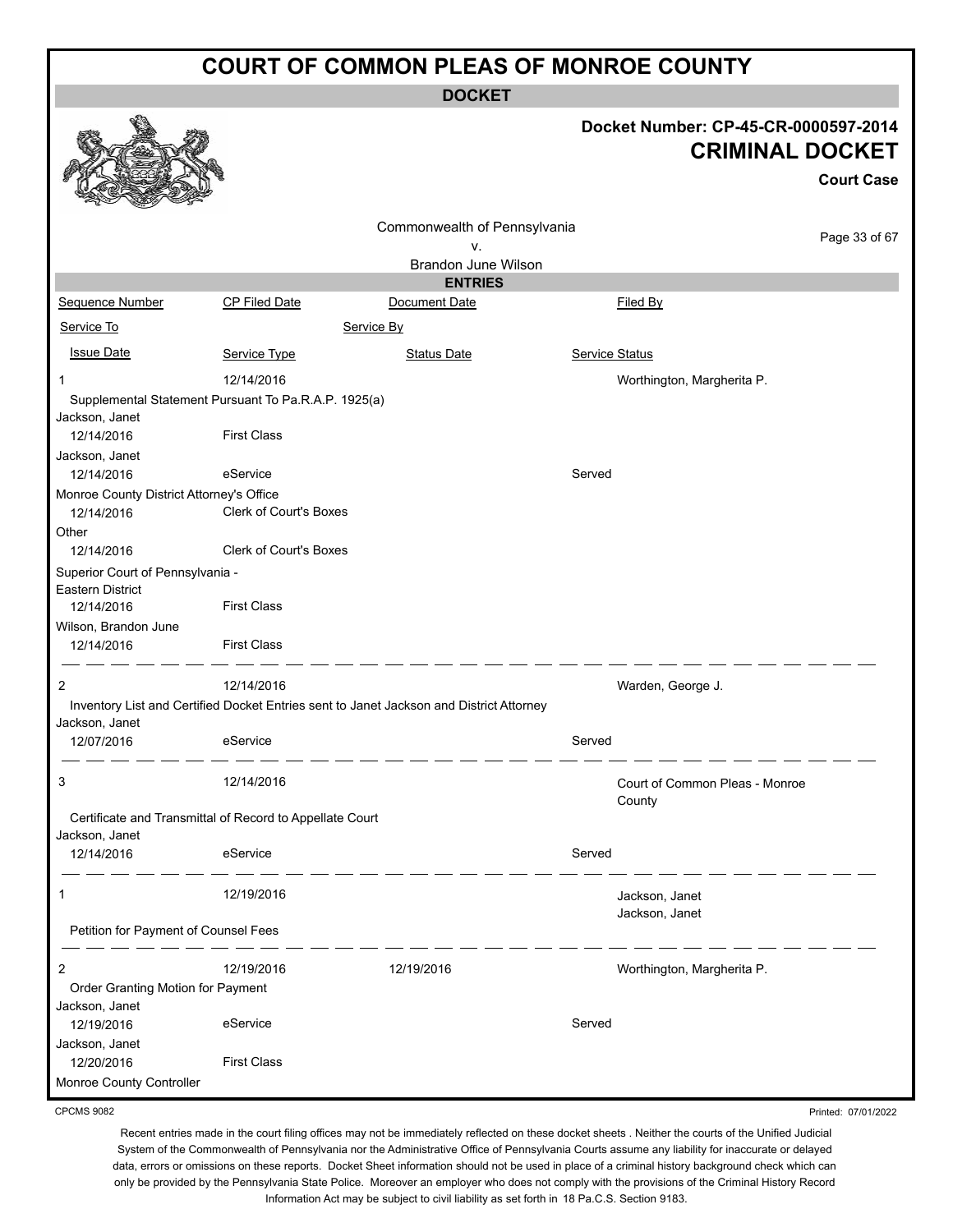# COURT OF COMMON PLEAS OF MONROE COUNTY

## DOCKET

**Docket Number: CP-45-CR-0000597-2014**

**CRIMINAL DOCKET**

**Court Case**

Commonwealth of Pennsylvania
v.
Brandon June Wilson

### ENTRIES

| Sequence Number | CP Filed Date | Document Date | | Filed By |
|---|---|---|---|---|
| Service To | | Service By | | |
| Issue Date | Service Type | Status Date | Service Status | |
| 1 | 12/14/2016 | | | Worthington, Margherita P. |
| Supplemental Statement Pursuant To Pa.R.A.P. 1925(a) | | | | |
| Jackson, Janet | | | | |
| 12/14/2016 | First Class | | | |
| Jackson, Janet | | | | |
| 12/14/2016 | eService | | Served | |
| Monroe County District Attorney's Office | | | | |
| 12/14/2016 | Clerk of Court's Boxes | | | |
| Other | | | | |
| 12/14/2016 | Clerk of Court's Boxes | | | |
| Superior Court of Pennsylvania - Eastern District | | | | |
| 12/14/2016 | First Class | | | |
| Wilson, Brandon June | | | | |
| 12/14/2016 | First Class | | | |
| 2 | 12/14/2016 | | | Warden, George J. |
| Inventory List and Certified Docket Entries sent to Janet Jackson and District Attorney | | | | |
| Jackson, Janet | | | | |
| 12/07/2016 | eService | | Served | |
| 3 | 12/14/2016 | | | Court of Common Pleas - Monroe County |
| Certificate and Transmittal of Record to Appellate Court | | | | |
| Jackson, Janet | | | | |
| 12/14/2016 | eService | | Served | |
| 1 | 12/19/2016 | | | Jackson, Janet<br>Jackson, Janet |
| Petition for Payment of Counsel Fees | | | | |
| 2 | 12/19/2016 | 12/19/2016 | | Worthington, Margherita P. |
| Order Granting Motion for Payment | | | | |
| Jackson, Janet | | | | |
| 12/19/2016 | eService | | Served | |
| Jackson, Janet | | | | |
| 12/20/2016 | First Class | | | |
| Monroe County Controller | | | | |

CPCMS 9082

Printed: 07/01/2022

Recent entries made in the court filing offices may not be immediately reflected on these docket sheets . Neither the courts of the Unified Judicial System of the Commonwealth of Pennsylvania nor the Administrative Office of Pennsylvania Courts assume any liability for inaccurate or delayed data, errors or omissions on these reports. Docket Sheet information should not be used in place of a criminal history background check which can only be provided by the Pennsylvania State Police. Moreover an employer who does not comply with the provisions of the Criminal History Record Information Act may be subject to civil liability as set forth in 18 Pa.C.S. Section 9183.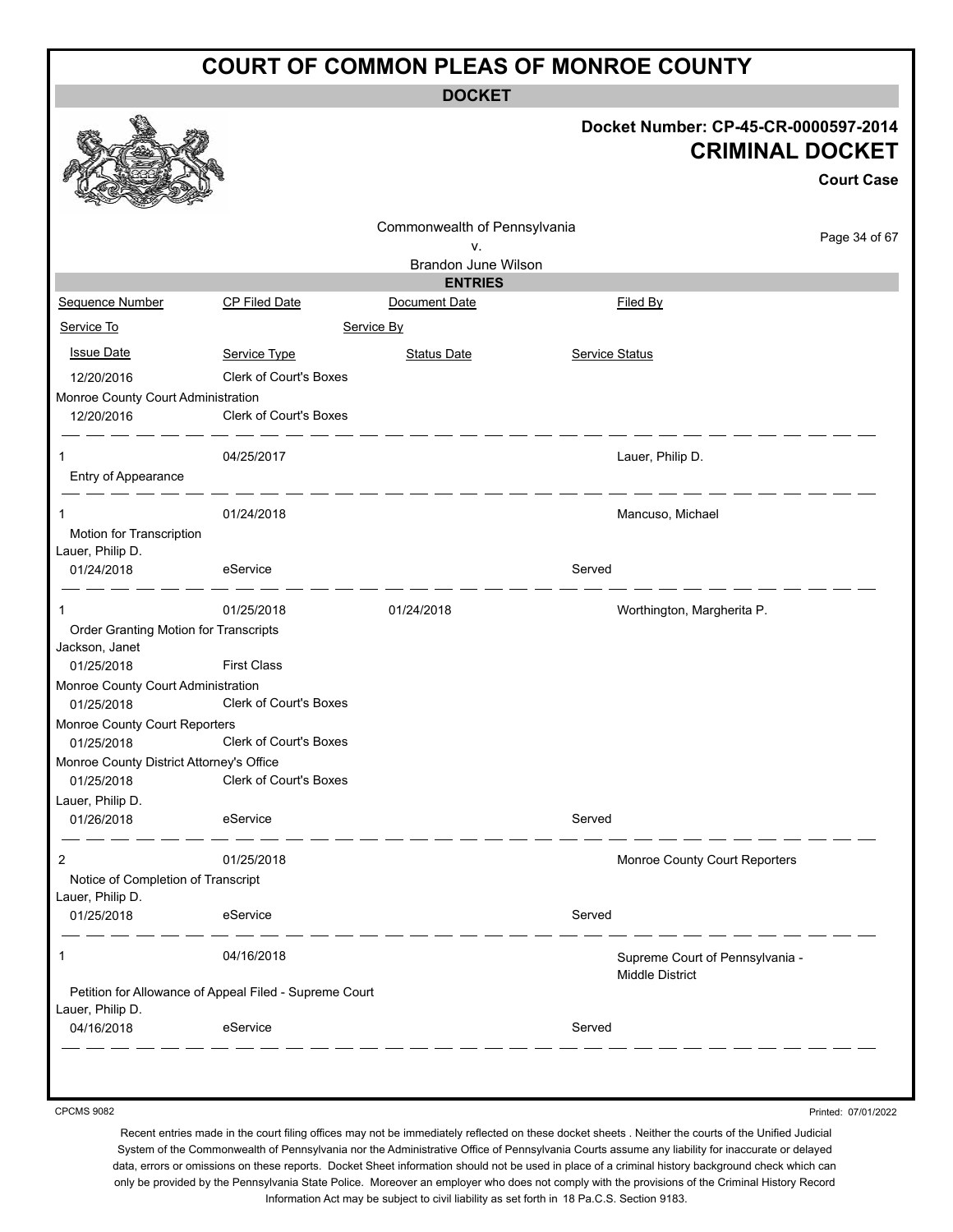# COURT OF COMMON PLEAS OF MONROE COUNTY

**DOCKET**

**Docket Number: CP-45-CR-0000597-2014**

**CRIMINAL DOCKET**

**Court Case**

Commonwealth of Pennsylvania
v.
Brandon June Wilson

**ENTRIES**

| Sequence Number | CP Filed Date | Document Date | Filed By |
|---|---|---|---|
| Service To | | Service By | |
| Issue Date | Service Type | Status Date | Service Status |
| 12/20/2016 | Clerk of Court's Boxes | | |
| Monroe County Court Administration | | | |
| 12/20/2016 | Clerk of Court's Boxes | | |
| 1 | 04/25/2017 | | Lauer, Philip D. |
| Entry of Appearance | | | |
| 1 | 01/24/2018 | | Mancuso, Michael |
| Motion for Transcription | | | |
| Lauer, Philip D. | | | |
| 01/24/2018 | eService | | Served |
| 1 | 01/25/2018 | 01/24/2018 | Worthington, Margherita P. |
| Order Granting Motion for Transcripts | | | |
| Jackson, Janet | | | |
| 01/25/2018 | First Class | | |
| Monroe County Court Administration | | | |
| 01/25/2018 | Clerk of Court's Boxes | | |
| Monroe County Court Reporters | | | |
| 01/25/2018 | Clerk of Court's Boxes | | |
| Monroe County District Attorney's Office | | | |
| 01/25/2018 | Clerk of Court's Boxes | | |
| Lauer, Philip D. | | | |
| 01/26/2018 | eService | | Served |
| 2 | 01/25/2018 | | Monroe County Court Reporters |
| Notice of Completion of Transcript | | | |
| Lauer, Philip D. | | | |
| 01/25/2018 | eService | | Served |
| 1 | 04/16/2018 | | Supreme Court of Pennsylvania - Middle District |
| Petition for Allowance of Appeal Filed - Supreme Court | | | |
| Lauer, Philip D. | | | |
| 04/16/2018 | eService | | Served |

CPCMS 9082 Printed: 07/01/2022

Recent entries made in the court filing offices may not be immediately reflected on these docket sheets . Neither the courts of the Unified Judicial System of the Commonwealth of Pennsylvania nor the Administrative Office of Pennsylvania Courts assume any liability for inaccurate or delayed data, errors or omissions on these reports. Docket Sheet information should not be used in place of a criminal history background check which can only be provided by the Pennsylvania State Police. Moreover an employer who does not comply with the provisions of the Criminal History Record Information Act may be subject to civil liability as set forth in 18 Pa.C.S. Section 9183.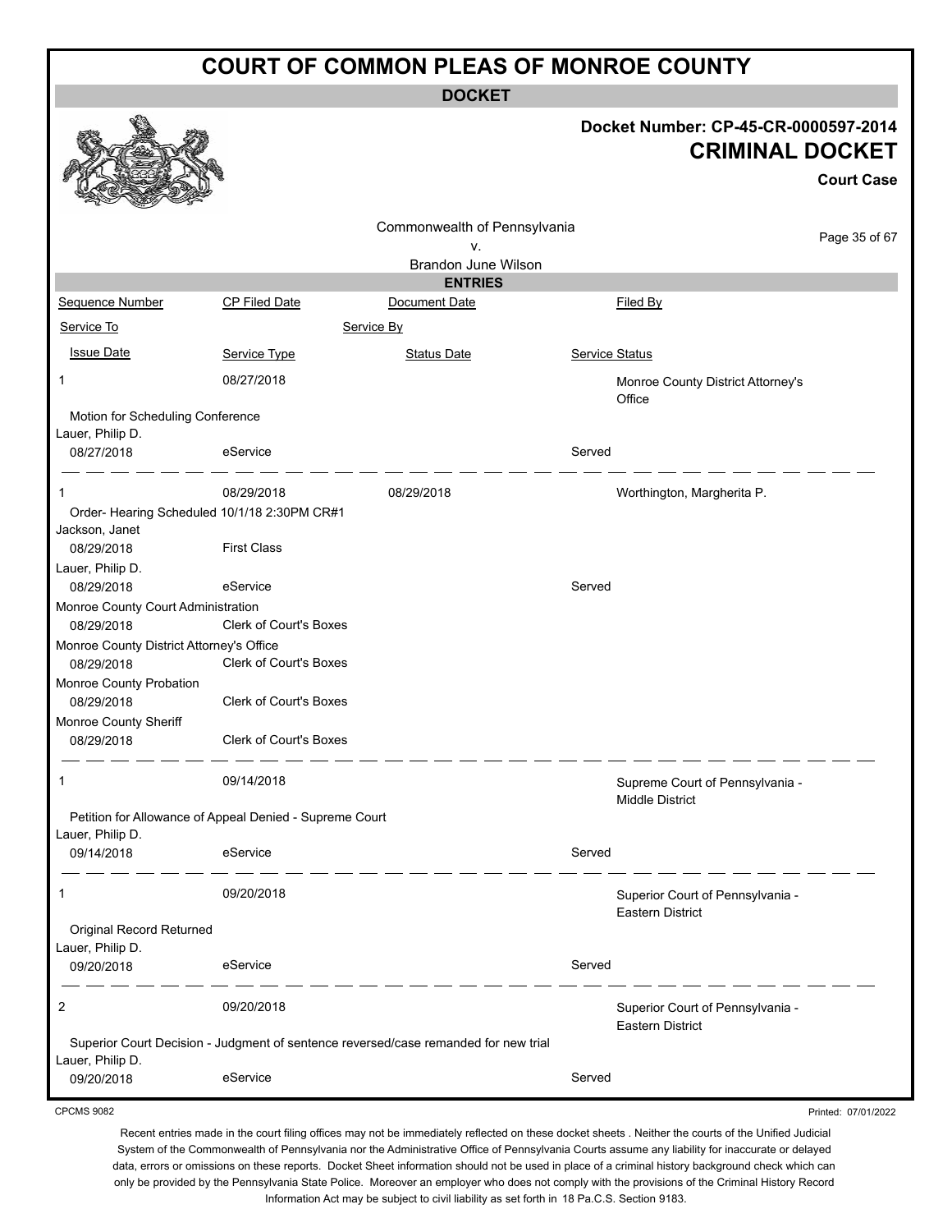# COURT OF COMMON PLEAS OF MONROE COUNTY

**DOCKET**

**Docket Number: CP-45-CR-0000597-2014**

**CRIMINAL DOCKET**

**Court Case**

Commonwealth of Pennsylvania
v.
Brandon June Wilson

**ENTRIES**

| Sequence Number | CP Filed Date | Document Date | Filed By |
|---|---|---|---|
| Service To | | Service By | |
| Issue Date | Service Type | Status Date | Service Status |
| 1 | 08/27/2018 | | Monroe County District Attorney's Office |
| Motion for Scheduling Conference | | | |
| Lauer, Philip D. | | | |
| 08/27/2018 | eService | | Served |
| 1 | 08/29/2018 | 08/29/2018 | Worthington, Margherita P. |
| Order- Hearing Scheduled 10/1/18 2:30PM CR#1 | | | |
| Jackson, Janet | | | |
| 08/29/2018 | First Class | | |
| Lauer, Philip D. | | | |
| 08/29/2018 | eService | | Served |
| Monroe County Court Administration | | | |
| 08/29/2018 | Clerk of Court's Boxes | | |
| Monroe County District Attorney's Office | | | |
| 08/29/2018 | Clerk of Court's Boxes | | |
| Monroe County Probation | | | |
| 08/29/2018 | Clerk of Court's Boxes | | |
| Monroe County Sheriff | | | |
| 08/29/2018 | Clerk of Court's Boxes | | |
| 1 | 09/14/2018 | | Supreme Court of Pennsylvania - Middle District |
| Petition for Allowance of Appeal Denied - Supreme Court | | | |
| Lauer, Philip D. | | | |
| 09/14/2018 | eService | | Served |
| 1 | 09/20/2018 | | Superior Court of Pennsylvania - Eastern District |
| Original Record Returned | | | |
| Lauer, Philip D. | | | |
| 09/20/2018 | eService | | Served |
| 2 | 09/20/2018 | | Superior Court of Pennsylvania - Eastern District |
| Superior Court Decision - Judgment of sentence reversed/case remanded for new trial | | | |
| Lauer, Philip D. | | | |
| 09/20/2018 | eService | | Served |

CPCMS 9082

Printed: 07/01/2022

Recent entries made in the court filing offices may not be immediately reflected on these docket sheets . Neither the courts of the Unified Judicial System of the Commonwealth of Pennsylvania nor the Administrative Office of Pennsylvania Courts assume any liability for inaccurate or delayed data, errors or omissions on these reports. Docket Sheet information should not be used in place of a criminal history background check which can only be provided by the Pennsylvania State Police. Moreover an employer who does not comply with the provisions of the Criminal History Record Information Act may be subject to civil liability as set forth in 18 Pa.C.S. Section 9183.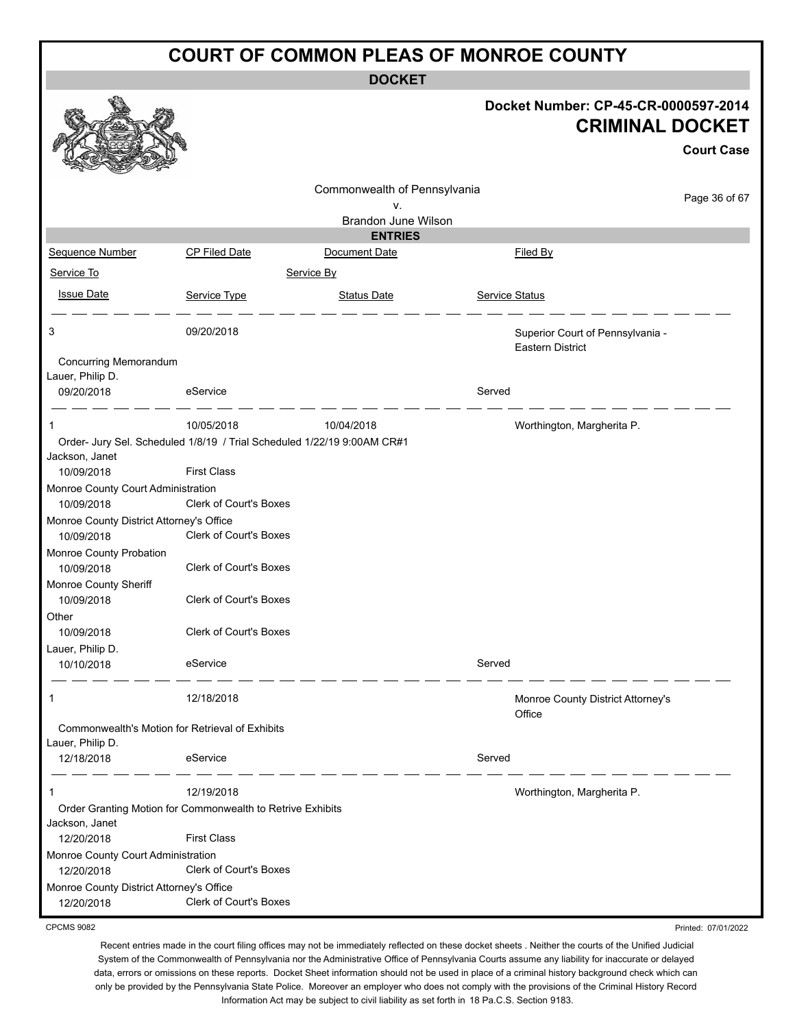# COURT OF COMMON PLEAS OF MONROE COUNTY

## DOCKET

**Docket Number: CP-45-CR-0000597-2014**

**CRIMINAL DOCKET**

**Court Case**

Commonwealth of Pennsylvania
v.
Brandon June Wilson

### ENTRIES

| Sequence Number | CP Filed Date | Document Date | Filed By |
|---|---|---|---|
| Service To | | Service By | |
| Issue Date | Service Type | Status Date | Service Status |

---

| | | | |
|---|---|---|---|
| 3 | 09/20/2018 | | Superior Court of Pennsylvania - Eastern District |
| Concurring Memorandum | | | |
| Lauer, Philip D. | | | |
| 09/20/2018 | eService | | Served |

---

| | | | |
|---|---|---|---|
| 1 | 10/05/2018 | 10/04/2018 | Worthington, Margherita P. |
| Order- Jury Sel. Scheduled 1/8/19 / Trial Scheduled 1/22/19 9:00AM CR#1 | | | |
| Jackson, Janet | | | |
| 10/09/2018 | First Class | | |
| Monroe County Court Administration | | | |
| 10/09/2018 | Clerk of Court's Boxes | | |
| Monroe County District Attorney's Office | | | |
| 10/09/2018 | Clerk of Court's Boxes | | |
| Monroe County Probation | | | |
| 10/09/2018 | Clerk of Court's Boxes | | |
| Monroe County Sheriff | | | |
| 10/09/2018 | Clerk of Court's Boxes | | |
| Other | | | |
| 10/09/2018 | Clerk of Court's Boxes | | |
| Lauer, Philip D. | | | |
| 10/10/2018 | eService | | Served |

---

| | | | |
|---|---|---|---|
| 1 | 12/18/2018 | | Monroe County District Attorney's Office |
| Commonwealth's Motion for Retrieval of Exhibits | | | |
| Lauer, Philip D. | | | |
| 12/18/2018 | eService | | Served |

---

| | | | |
|---|---|---|---|
| 1 | 12/19/2018 | | Worthington, Margherita P. |
| Order Granting Motion for Commonwealth to Retrive Exhibits | | | |
| Jackson, Janet | | | |
| 12/20/2018 | First Class | | |
| Monroe County Court Administration | | | |
| 12/20/2018 | Clerk of Court's Boxes | | |
| Monroe County District Attorney's Office | | | |
| 12/20/2018 | Clerk of Court's Boxes | | |

CPCMS 9082

Printed: 07/01/2022

Recent entries made in the court filing offices may not be immediately reflected on these docket sheets . Neither the courts of the Unified Judicial System of the Commonwealth of Pennsylvania nor the Administrative Office of Pennsylvania Courts assume any liability for inaccurate or delayed data, errors or omissions on these reports. Docket Sheet information should not be used in place of a criminal history background check which can only be provided by the Pennsylvania State Police. Moreover an employer who does not comply with the provisions of the Criminal History Record Information Act may be subject to civil liability as set forth in 18 Pa.C.S. Section 9183.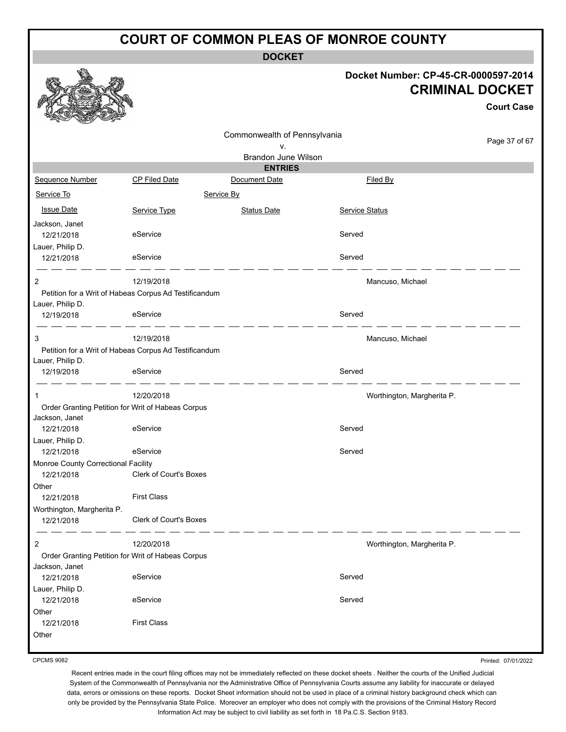# COURT OF COMMON PLEAS OF MONROE COUNTY

**DOCKET**

**Docket Number: CP-45-CR-0000597-2014**

**CRIMINAL DOCKET**

**Court Case**

Commonwealth of Pennsylvania
v.
Brandon June Wilson

**ENTRIES**

| Sequence Number | CP Filed Date | Document Date | Filed By |
|---|---|---|---|
| Service To | | Service By | |
| Issue Date | Service Type | Status Date | Service Status |
| Jackson, Janet | | | |
| 12/21/2018 | eService | | Served |
| Lauer, Philip D. | | | |
| 12/21/2018 | eService | | Served |
| 2 | 12/19/2018 | | Mancuso, Michael |
| Petition for a Writ of Habeas Corpus Ad Testificandum | | | |
| Lauer, Philip D. | | | |
| 12/19/2018 | eService | | Served |
| 3 | 12/19/2018 | | Mancuso, Michael |
| Petition for a Writ of Habeas Corpus Ad Testificandum | | | |
| Lauer, Philip D. | | | |
| 12/19/2018 | eService | | Served |
| 1 | 12/20/2018 | | Worthington, Margherita P. |
| Order Granting Petition for Writ of Habeas Corpus | | | |
| Jackson, Janet | | | |
| 12/21/2018 | eService | | Served |
| Lauer, Philip D. | | | |
| 12/21/2018 | eService | | Served |
| Monroe County Correctional Facility | | | |
| 12/21/2018 | Clerk of Court's Boxes | | |
| Other | | | |
| 12/21/2018 | First Class | | |
| Worthington, Margherita P. | | | |
| 12/21/2018 | Clerk of Court's Boxes | | |
| 2 | 12/20/2018 | | Worthington, Margherita P. |
| Order Granting Petition for Writ of Habeas Corpus | | | |
| Jackson, Janet | | | |
| 12/21/2018 | eService | | Served |
| Lauer, Philip D. | | | |
| 12/21/2018 | eService | | Served |
| Other | | | |
| 12/21/2018 | First Class | | |
| Other | | | |

CPCMS 9082

Printed: 07/01/2022

Recent entries made in the court filing offices may not be immediately reflected on these docket sheets . Neither the courts of the Unified Judicial System of the Commonwealth of Pennsylvania nor the Administrative Office of Pennsylvania Courts assume any liability for inaccurate or delayed data, errors or omissions on these reports. Docket Sheet information should not be used in place of a criminal history background check which can only be provided by the Pennsylvania State Police. Moreover an employer who does not comply with the provisions of the Criminal History Record Information Act may be subject to civil liability as set forth in 18 Pa.C.S. Section 9183.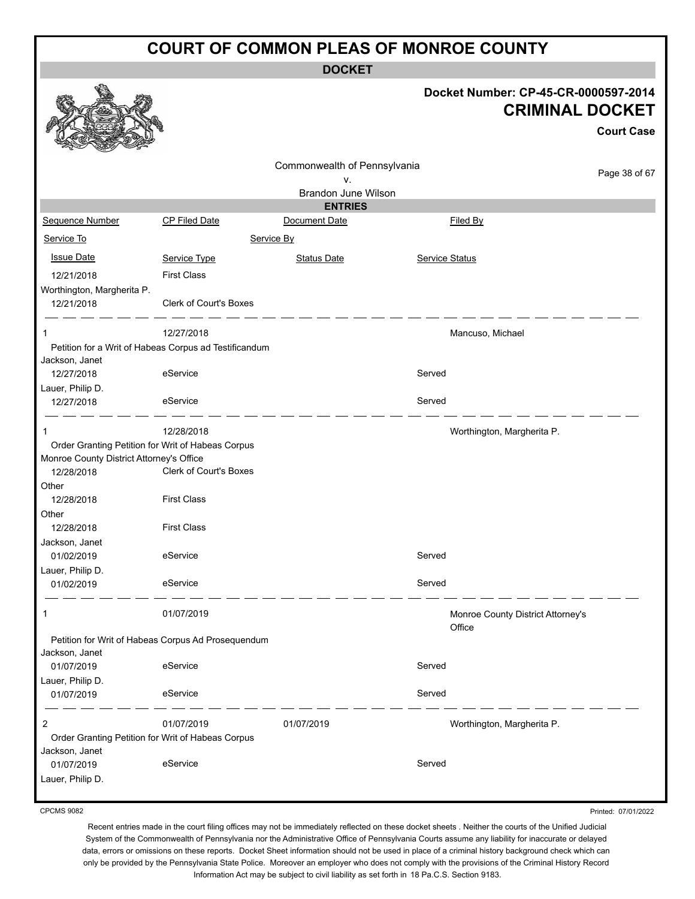# COURT OF COMMON PLEAS OF MONROE COUNTY

## DOCKET

**Docket Number: CP-45-CR-0000597-2014**

**CRIMINAL DOCKET**

**Court Case**

Commonwealth of Pennsylvania
v.
Brandon June Wilson

### ENTRIES

| Sequence Number | CP Filed Date | Document Date | Filed By |
|---|---|---|---|
| Service To | | Service By | |
| Issue Date | Service Type | Status Date | Service Status |

| | | | |
|---|---|---|---|
| 12/21/2018 | First Class | | |
| Worthington, Margherita P. | | | |
| 12/21/2018 | Clerk of Court's Boxes | | |

| | | | |
|---|---|---|---|
| 1 | 12/27/2018 | | Mancuso, Michael |
| Petition for a Writ of Habeas Corpus ad Testificandum | | | |
| Jackson, Janet | | | |
| 12/27/2018 | eService | | Served |
| Lauer, Philip D. | | | |
| 12/27/2018 | eService | | Served |

| | | | |
|---|---|---|---|
| 1 | 12/28/2018 | | Worthington, Margherita P. |
| Order Granting Petition for Writ of Habeas Corpus | | | |
| Monroe County District Attorney's Office | | | |
| 12/28/2018 | Clerk of Court's Boxes | | |
| Other | | | |
| 12/28/2018 | First Class | | |
| Other | | | |
| 12/28/2018 | First Class | | |
| Jackson, Janet | | | |
| 01/02/2019 | eService | | Served |
| Lauer, Philip D. | | | |
| 01/02/2019 | eService | | Served |

| | | | |
|---|---|---|---|
| 1 | 01/07/2019 | | Monroe County District Attorney's Office |
| Petition for Writ of Habeas Corpus Ad Prosequendum | | | |
| Jackson, Janet | | | |
| 01/07/2019 | eService | | Served |
| Lauer, Philip D. | | | |
| 01/07/2019 | eService | | Served |

| | | | |
|---|---|---|---|
| 2 | 01/07/2019 | 01/07/2019 | Worthington, Margherita P. |
| Order Granting Petition for Writ of Habeas Corpus | | | |
| Jackson, Janet | | | |
| 01/07/2019 | eService | | Served |
| Lauer, Philip D. | | | |

CPCMS 9082

Printed: 07/01/2022

Recent entries made in the court filing offices may not be immediately reflected on these docket sheets . Neither the courts of the Unified Judicial System of the Commonwealth of Pennsylvania nor the Administrative Office of Pennsylvania Courts assume any liability for inaccurate or delayed data, errors or omissions on these reports. Docket Sheet information should not be used in place of a criminal history background check which can only be provided by the Pennsylvania State Police. Moreover an employer who does not comply with the provisions of the Criminal History Record Information Act may be subject to civil liability as set forth in 18 Pa.C.S. Section 9183.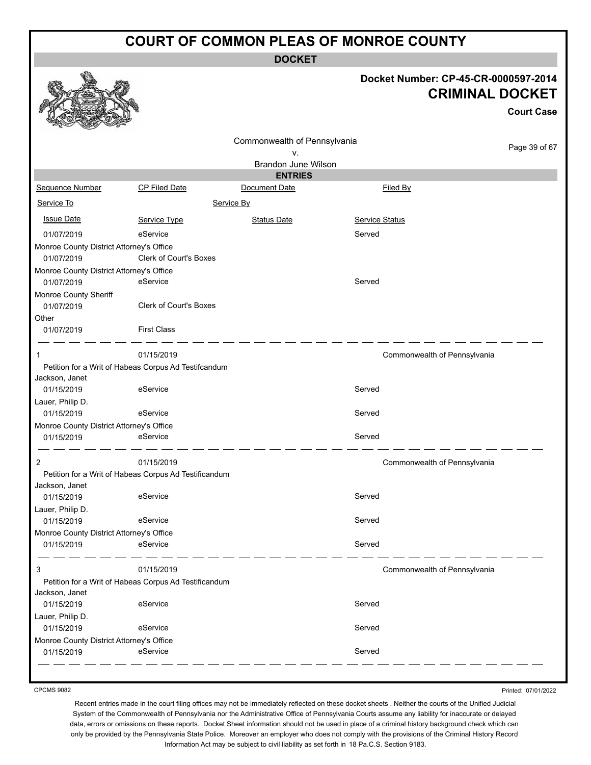# COURT OF COMMON PLEAS OF MONROE COUNTY

**DOCKET**

**Docket Number: CP-45-CR-0000597-2014**

**CRIMINAL DOCKET**

**Court Case**

Commonwealth of Pennsylvania
v.
Brandon June Wilson

**ENTRIES**

| Sequence Number | CP Filed Date | Document Date | Filed By |
|---|---|---|---|
| Service To | | Service By | |
| Issue Date | Service Type | Status Date | Service Status |
| 01/07/2019 | eService | | Served |
| Monroe County District Attorney's Office | | | |
| 01/07/2019 | Clerk of Court's Boxes | | |
| Monroe County District Attorney's Office | | | |
| 01/07/2019 | eService | | Served |
| Monroe County Sheriff | | | |
| 01/07/2019 | Clerk of Court's Boxes | | |
| Other | | | |
| 01/07/2019 | First Class | | |
| 1 | 01/15/2019 | | Commonwealth of Pennsylvania |
| Petition for a Writ of Habeas Corpus Ad Testifcandum | | | |
| Jackson, Janet | | | |
| 01/15/2019 | eService | | Served |
| Lauer, Philip D. | | | |
| 01/15/2019 | eService | | Served |
| Monroe County District Attorney's Office | | | |
| 01/15/2019 | eService | | Served |
| 2 | 01/15/2019 | | Commonwealth of Pennsylvania |
| Petition for a Writ of Habeas Corpus Ad Testificandum | | | |
| Jackson, Janet | | | |
| 01/15/2019 | eService | | Served |
| Lauer, Philip D. | | | |
| 01/15/2019 | eService | | Served |
| Monroe County District Attorney's Office | | | |
| 01/15/2019 | eService | | Served |
| 3 | 01/15/2019 | | Commonwealth of Pennsylvania |
| Petition for a Writ of Habeas Corpus Ad Testificandum | | | |
| Jackson, Janet | | | |
| 01/15/2019 | eService | | Served |
| Lauer, Philip D. | | | |
| 01/15/2019 | eService | | Served |
| Monroe County District Attorney's Office | | | |
| 01/15/2019 | eService | | Served |

CPCMS 9082

Printed: 07/01/2022

Recent entries made in the court filing offices may not be immediately reflected on these docket sheets . Neither the courts of the Unified Judicial System of the Commonwealth of Pennsylvania nor the Administrative Office of Pennsylvania Courts assume any liability for inaccurate or delayed data, errors or omissions on these reports. Docket Sheet information should not be used in place of a criminal history background check which can only be provided by the Pennsylvania State Police. Moreover an employer who does not comply with the provisions of the Criminal History Record Information Act may be subject to civil liability as set forth in 18 Pa.C.S. Section 9183.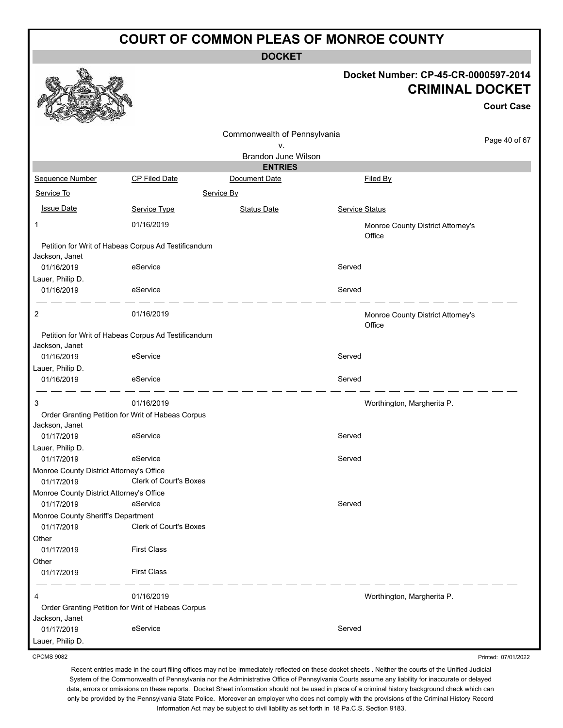# COURT OF COMMON PLEAS OF MONROE COUNTY

**DOCKET**

**Docket Number: CP-45-CR-0000597-2014**

**CRIMINAL DOCKET**

**Court Case**

Commonwealth of Pennsylvania
v.
Brandon June Wilson

**ENTRIES**

| Sequence Number | CP Filed Date | Document Date | Filed By |
|---|---|---|---|
| Service To | | Service By | |
| Issue Date | Service Type | Status Date | Service Status |
| 1 | 01/16/2019 | | Monroe County District Attorney's Office |
| Petition for Writ of Habeas Corpus Ad Testificandum | | | |
| Jackson, Janet | | | |
| 01/16/2019 | eService | | Served |
| Lauer, Philip D. | | | |
| 01/16/2019 | eService | | Served |
| 2 | 01/16/2019 | | Monroe County District Attorney's Office |
| Petition for Writ of Habeas Corpus Ad Testificandum | | | |
| Jackson, Janet | | | |
| 01/16/2019 | eService | | Served |
| Lauer, Philip D. | | | |
| 01/16/2019 | eService | | Served |
| 3 | 01/16/2019 | | Worthington, Margherita P. |
| Order Granting Petition for Writ of Habeas Corpus | | | |
| Jackson, Janet | | | |
| 01/17/2019 | eService | | Served |
| Lauer, Philip D. | | | |
| 01/17/2019 | eService | | Served |
| Monroe County District Attorney's Office | | | |
| 01/17/2019 | Clerk of Court's Boxes | | |
| Monroe County District Attorney's Office | | | |
| 01/17/2019 | eService | | Served |
| Monroe County Sheriff's Department | | | |
| 01/17/2019 | Clerk of Court's Boxes | | |
| Other | | | |
| 01/17/2019 | First Class | | |
| Other | | | |
| 01/17/2019 | First Class | | |
| 4 | 01/16/2019 | | Worthington, Margherita P. |
| Order Granting Petition for Writ of Habeas Corpus | | | |
| Jackson, Janet | | | |
| 01/17/2019 | eService | | Served |
| Lauer, Philip D. | | | |

CPCMS 9082

Printed: 07/01/2022

Recent entries made in the court filing offices may not be immediately reflected on these docket sheets . Neither the courts of the Unified Judicial System of the Commonwealth of Pennsylvania nor the Administrative Office of Pennsylvania Courts assume any liability for inaccurate or delayed data, errors or omissions on these reports. Docket Sheet information should not be used in place of a criminal history background check which can only be provided by the Pennsylvania State Police. Moreover an employer who does not comply with the provisions of the Criminal History Record Information Act may be subject to civil liability as set forth in 18 Pa.C.S. Section 9183.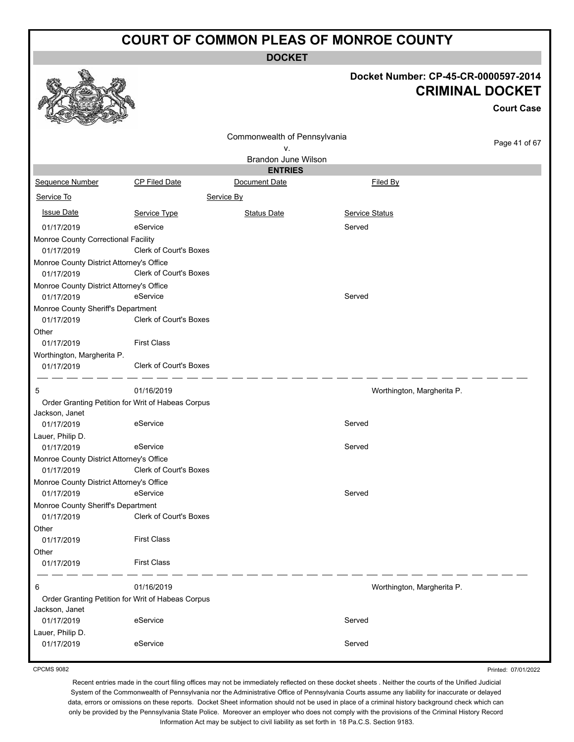# COURT OF COMMON PLEAS OF MONROE COUNTY

## DOCKET

**Docket Number: CP-45-CR-0000597-2014**

## CRIMINAL DOCKET

**Court Case**

Commonwealth of Pennsylvania
v.
Brandon June Wilson

### ENTRIES

| Sequence Number | CP Filed Date | Document Date | Filed By |
|---|---|---|---|
| Service To | | Service By | |
| Issue Date | Service Type | Status Date | Service Status |
| 01/17/2019 | eService | | Served |
| Monroe County Correctional Facility | | | |
| 01/17/2019 | Clerk of Court's Boxes | | |
| Monroe County District Attorney's Office | | | |
| 01/17/2019 | Clerk of Court's Boxes | | |
| Monroe County District Attorney's Office | | | |
| 01/17/2019 | eService | | Served |
| Monroe County Sheriff's Department | | | |
| 01/17/2019 | Clerk of Court's Boxes | | |
| Other | | | |
| 01/17/2019 | First Class | | |
| Worthington, Margherita P. | | | |
| 01/17/2019 | Clerk of Court's Boxes | | |
| 5 | 01/16/2019 | | Worthington, Margherita P. |
| Order Granting Petition for Writ of Habeas Corpus | | | |
| Jackson, Janet | | | |
| 01/17/2019 | eService | | Served |
| Lauer, Philip D. | | | |
| 01/17/2019 | eService | | Served |
| Monroe County District Attorney's Office | | | |
| 01/17/2019 | Clerk of Court's Boxes | | |
| Monroe County District Attorney's Office | | | |
| 01/17/2019 | eService | | Served |
| Monroe County Sheriff's Department | | | |
| 01/17/2019 | Clerk of Court's Boxes | | |
| Other | | | |
| 01/17/2019 | First Class | | |
| Other | | | |
| 01/17/2019 | First Class | | |
| 6 | 01/16/2019 | | Worthington, Margherita P. |
| Order Granting Petition for Writ of Habeas Corpus | | | |
| Jackson, Janet | | | |
| 01/17/2019 | eService | | Served |
| Lauer, Philip D. | | | |
| 01/17/2019 | eService | | Served |

CPCMS 9082

Printed: 07/01/2022

Recent entries made in the court filing offices may not be immediately reflected on these docket sheets . Neither the courts of the Unified Judicial System of the Commonwealth of Pennsylvania nor the Administrative Office of Pennsylvania Courts assume any liability for inaccurate or delayed data, errors or omissions on these reports. Docket Sheet information should not be used in place of a criminal history background check which can only be provided by the Pennsylvania State Police. Moreover an employer who does not comply with the provisions of the Criminal History Record Information Act may be subject to civil liability as set forth in 18 Pa.C.S. Section 9183.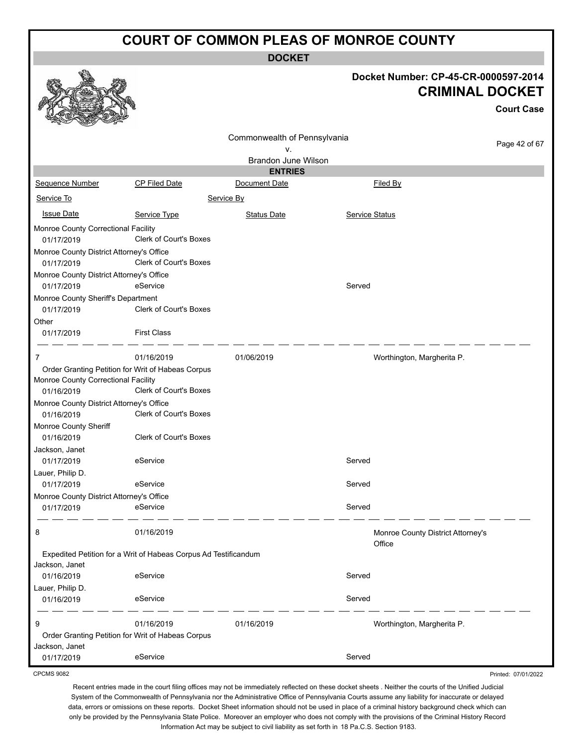# COURT OF COMMON PLEAS OF MONROE COUNTY

**DOCKET**

**Docket Number: CP-45-CR-0000597-2014**
**CRIMINAL DOCKET**
**Court Case**

Commonwealth of Pennsylvania
v.
Brandon June Wilson

**ENTRIES**

| Sequence Number | CP Filed Date | Document Date | Filed By |
|---|---|---|---|
| Service To | | Service By | |
| Issue Date | Service Type | Status Date | Service Status |

| | | | |
|---|---|---|---|
| Monroe County Correctional Facility | | | |
| 01/17/2019 | Clerk of Court's Boxes | | |
| Monroe County District Attorney's Office | | | |
| 01/17/2019 | Clerk of Court's Boxes | | |
| Monroe County District Attorney's Office | | | |
| 01/17/2019 | eService | | Served |
| Monroe County Sheriff's Department | | | |
| 01/17/2019 | Clerk of Court's Boxes | | |
| Other | | | |
| 01/17/2019 | First Class | | |

| | | | |
|---|---|---|---|
| 7 | 01/16/2019 | 01/06/2019 | Worthington, Margherita P. |
| Order Granting Petition for Writ of Habeas Corpus | | | |
| Monroe County Correctional Facility | | | |
| 01/16/2019 | Clerk of Court's Boxes | | |
| Monroe County District Attorney's Office | | | |
| 01/16/2019 | Clerk of Court's Boxes | | |
| Monroe County Sheriff | | | |
| 01/16/2019 | Clerk of Court's Boxes | | |
| Jackson, Janet | | | |
| 01/17/2019 | eService | | Served |
| Lauer, Philip D. | | | |
| 01/17/2019 | eService | | Served |
| Monroe County District Attorney's Office | | | |
| 01/17/2019 | eService | | Served |

| | | | |
|---|---|---|---|
| 8 | 01/16/2019 | | Monroe County District Attorney's Office |
| Expedited Petition for a Writ of Habeas Corpus Ad Testificandum | | | |
| Jackson, Janet | | | |
| 01/16/2019 | eService | | Served |
| Lauer, Philip D. | | | |
| 01/16/2019 | eService | | Served |

| | | | |
|---|---|---|---|
| 9 | 01/16/2019 | 01/16/2019 | Worthington, Margherita P. |
| Order Granting Petition for Writ of Habeas Corpus | | | |
| Jackson, Janet | | | |
| 01/17/2019 | eService | | Served |

CPCMS 9082

Printed: 07/01/2022

Recent entries made in the court filing offices may not be immediately reflected on these docket sheets . Neither the courts of the Unified Judicial System of the Commonwealth of Pennsylvania nor the Administrative Office of Pennsylvania Courts assume any liability for inaccurate or delayed data, errors or omissions on these reports. Docket Sheet information should not be used in place of a criminal history background check which can only be provided by the Pennsylvania State Police. Moreover an employer who does not comply with the provisions of the Criminal History Record Information Act may be subject to civil liability as set forth in 18 Pa.C.S. Section 9183.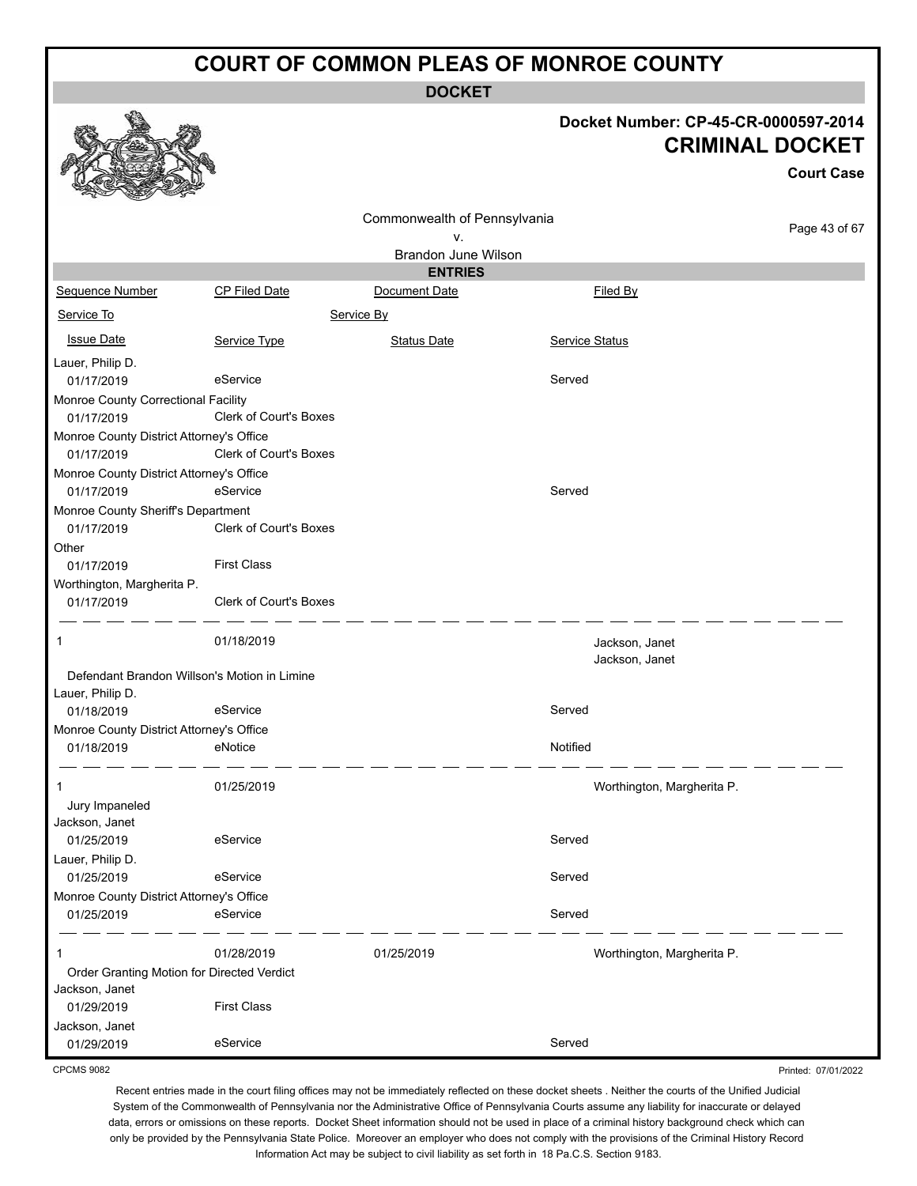# COURT OF COMMON PLEAS OF MONROE COUNTY

## DOCKET

**Docket Number: CP-45-CR-0000597-2014**

**CRIMINAL DOCKET**

**Court Case**

Commonwealth of Pennsylvania
v.
Brandon June Wilson

### ENTRIES

| Sequence Number | CP Filed Date | Document Date | Filed By |
|---|---|---|---|
| Service To | Service By | | |
| Issue Date | Service Type | Status Date | Service Status |
| Lauer, Philip D. | | | |
| 01/17/2019 | eService | | Served |
| Monroe County Correctional Facility | | | |
| 01/17/2019 | Clerk of Court's Boxes | | |
| Monroe County District Attorney's Office | | | |
| 01/17/2019 | Clerk of Court's Boxes | | |
| Monroe County District Attorney's Office | | | |
| 01/17/2019 | eService | | Served |
| Monroe County Sheriff's Department | | | |
| 01/17/2019 | Clerk of Court's Boxes | | |
| Other | | | |
| 01/17/2019 | First Class | | |
| Worthington, Margherita P. | | | |
| 01/17/2019 | Clerk of Court's Boxes | | |
| 1 | 01/18/2019 | | Jackson, Janet<br>Jackson, Janet |
| Defendant Brandon Willson's Motion in Limine | | | |
| Lauer, Philip D. | | | |
| 01/18/2019 | eService | | Served |
| Monroe County District Attorney's Office | | | |
| 01/18/2019 | eNotice | | Notified |
| 1 | 01/25/2019 | | Worthington, Margherita P. |
| Jury Impaneled | | | |
| Jackson, Janet | | | |
| 01/25/2019 | eService | | Served |
| Lauer, Philip D. | | | |
| 01/25/2019 | eService | | Served |
| Monroe County District Attorney's Office | | | |
| 01/25/2019 | eService | | Served |
| 1 | 01/28/2019 | 01/25/2019 | Worthington, Margherita P. |
| Order Granting Motion for Directed Verdict | | | |
| Jackson, Janet | | | |
| 01/29/2019 | First Class | | |
| Jackson, Janet | | | |
| 01/29/2019 | eService | | Served |

CPCMS 9082

Printed: 07/01/2022

Recent entries made in the court filing offices may not be immediately reflected on these docket sheets . Neither the courts of the Unified Judicial System of the Commonwealth of Pennsylvania nor the Administrative Office of Pennsylvania Courts assume any liability for inaccurate or delayed data, errors or omissions on these reports. Docket Sheet information should not be used in place of a criminal history background check which can only be provided by the Pennsylvania State Police. Moreover an employer who does not comply with the provisions of the Criminal History Record Information Act may be subject to civil liability as set forth in 18 Pa.C.S. Section 9183.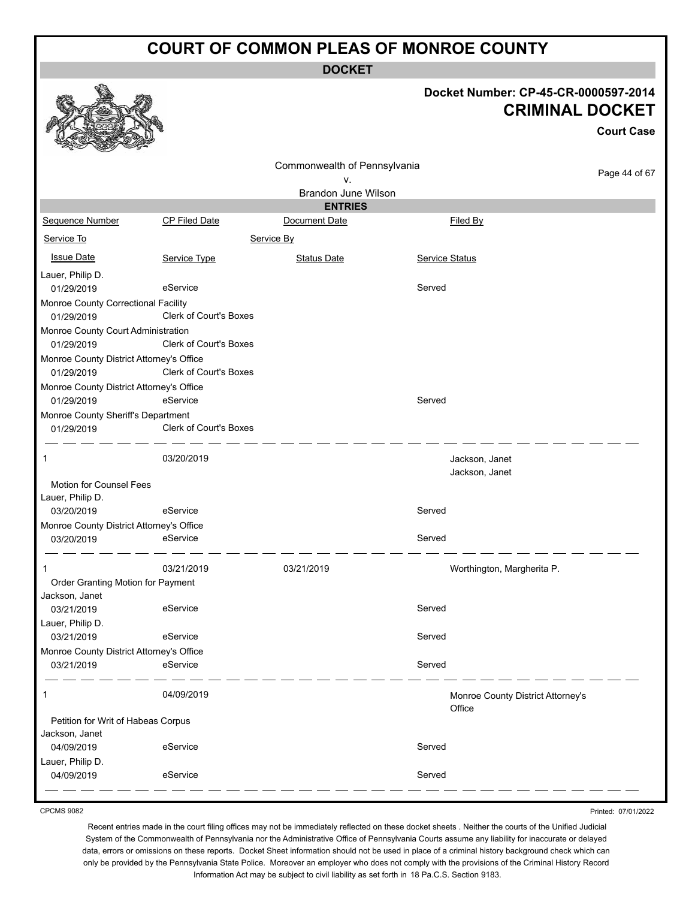# COURT OF COMMON PLEAS OF MONROE COUNTY

## DOCKET

**Docket Number: CP-45-CR-0000597-2014**

**CRIMINAL DOCKET**

**Court Case**

Commonwealth of Pennsylvania
v.
Brandon June Wilson

### ENTRIES

| Sequence Number | CP Filed Date | Document Date | Filed By |
|---|---|---|---|
| Service To | | Service By | |
| Issue Date | Service Type | Status Date | Service Status |
| Lauer, Philip D. | | | |
| 01/29/2019 | eService | | Served |
| Monroe County Correctional Facility | | | |
| 01/29/2019 | Clerk of Court's Boxes | | |
| Monroe County Court Administration | | | |
| 01/29/2019 | Clerk of Court's Boxes | | |
| Monroe County District Attorney's Office | | | |
| 01/29/2019 | Clerk of Court's Boxes | | |
| Monroe County District Attorney's Office | | | |
| 01/29/2019 | eService | | Served |
| Monroe County Sheriff's Department | | | |
| 01/29/2019 | Clerk of Court's Boxes | | |
| 1 | 03/20/2019 | | Jackson, Janet<br>Jackson, Janet |
| Motion for Counsel Fees | | | |
| Lauer, Philip D. | | | |
| 03/20/2019 | eService | | Served |
| Monroe County District Attorney's Office | | | |
| 03/20/2019 | eService | | Served |
| 1 | 03/21/2019 | 03/21/2019 | Worthington, Margherita P. |
| Order Granting Motion for Payment | | | |
| Jackson, Janet | | | |
| 03/21/2019 | eService | | Served |
| Lauer, Philip D. | | | |
| 03/21/2019 | eService | | Served |
| Monroe County District Attorney's Office | | | |
| 03/21/2019 | eService | | Served |
| 1 | 04/09/2019 | | Monroe County District Attorney's Office |
| Petition for Writ of Habeas Corpus | | | |
| Jackson, Janet | | | |
| 04/09/2019 | eService | | Served |
| Lauer, Philip D. | | | |
| 04/09/2019 | eService | | Served |

CPCMS 9082

Printed: 07/01/2022

Recent entries made in the court filing offices may not be immediately reflected on these docket sheets . Neither the courts of the Unified Judicial System of the Commonwealth of Pennsylvania nor the Administrative Office of Pennsylvania Courts assume any liability for inaccurate or delayed data, errors or omissions on these reports. Docket Sheet information should not be used in place of a criminal history background check which can only be provided by the Pennsylvania State Police. Moreover an employer who does not comply with the provisions of the Criminal History Record Information Act may be subject to civil liability as set forth in 18 Pa.C.S. Section 9183.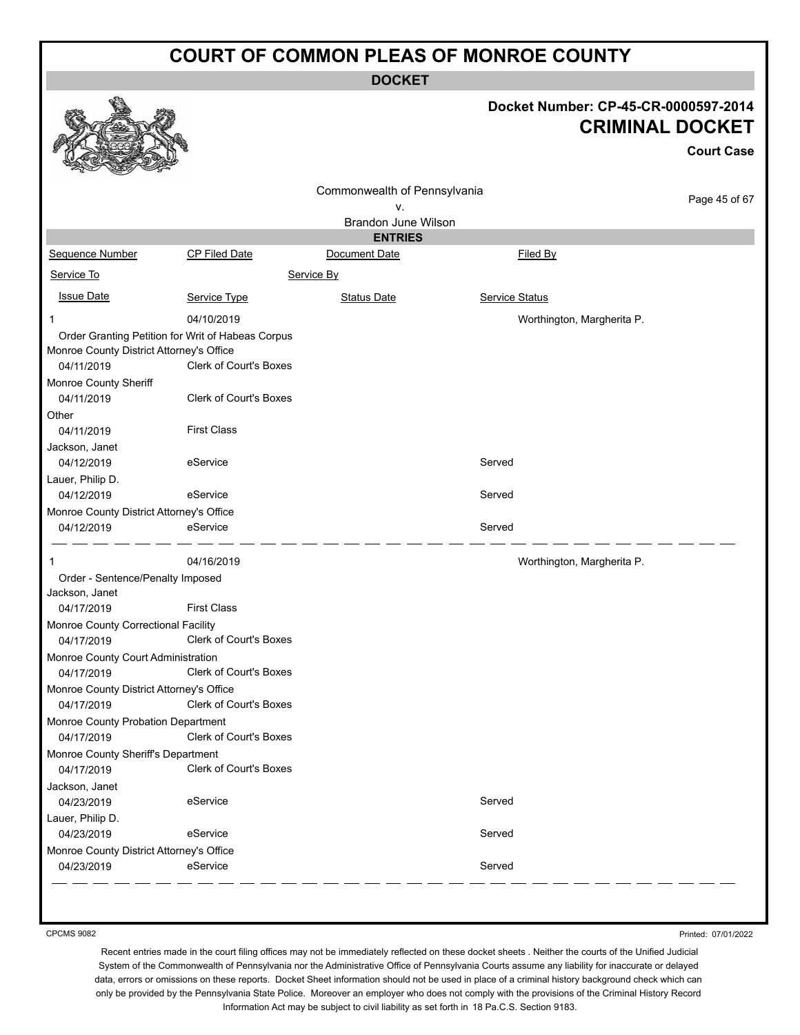# COURT OF COMMON PLEAS OF MONROE COUNTY

## DOCKET

**Docket Number: CP-45-CR-0000597-2014**

**CRIMINAL DOCKET**

**Court Case**

Commonwealth of Pennsylvania
v.
Brandon June Wilson

### ENTRIES

| Sequence Number | CP Filed Date | Document Date | Filed By |
|---|---|---|---|
| Service To | Service By | | |
| Issue Date | Service Type | Status Date | Service Status |
| 1 | 04/10/2019 | | Worthington, Margherita P. |
| Order Granting Petition for Writ of Habeas Corpus | | | |
| Monroe County District Attorney's Office | | | |
| 04/11/2019 | Clerk of Court's Boxes | | |
| Monroe County Sheriff | | | |
| 04/11/2019 | Clerk of Court's Boxes | | |
| Other | | | |
| 04/11/2019 | First Class | | |
| Jackson, Janet | | | |
| 04/12/2019 | eService | | Served |
| Lauer, Philip D. | | | |
| 04/12/2019 | eService | | Served |
| Monroe County District Attorney's Office | | | |
| 04/12/2019 | eService | | Served |
| 1 | 04/16/2019 | | Worthington, Margherita P. |
| Order - Sentence/Penalty Imposed | | | |
| Jackson, Janet | | | |
| 04/17/2019 | First Class | | |
| Monroe County Correctional Facility | | | |
| 04/17/2019 | Clerk of Court's Boxes | | |
| Monroe County Court Administration | | | |
| 04/17/2019 | Clerk of Court's Boxes | | |
| Monroe County District Attorney's Office | | | |
| 04/17/2019 | Clerk of Court's Boxes | | |
| Monroe County Probation Department | | | |
| 04/17/2019 | Clerk of Court's Boxes | | |
| Monroe County Sheriff's Department | | | |
| 04/17/2019 | Clerk of Court's Boxes | | |
| Jackson, Janet | | | |
| 04/23/2019 | eService | | Served |
| Lauer, Philip D. | | | |
| 04/23/2019 | eService | | Served |
| Monroe County District Attorney's Office | | | |
| 04/23/2019 | eService | | Served |

CPCMS 9082

Printed: 07/01/2022

Recent entries made in the court filing offices may not be immediately reflected on these docket sheets . Neither the courts of the Unified Judicial System of the Commonwealth of Pennsylvania nor the Administrative Office of Pennsylvania Courts assume any liability for inaccurate or delayed data, errors or omissions on these reports. Docket Sheet information should not be used in place of a criminal history background check which can only be provided by the Pennsylvania State Police. Moreover an employer who does not comply with the provisions of the Criminal History Record Information Act may be subject to civil liability as set forth in 18 Pa.C.S. Section 9183.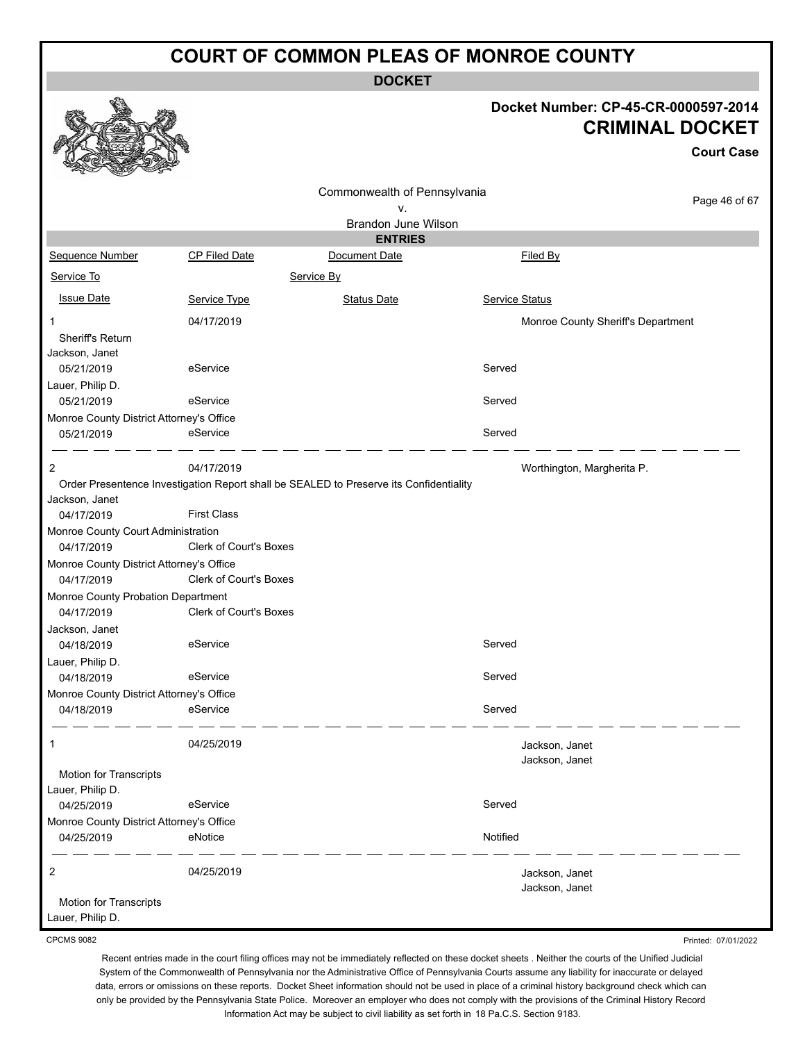# COURT OF COMMON PLEAS OF MONROE COUNTY

## DOCKET

**Docket Number: CP-45-CR-0000597-2014**

**CRIMINAL DOCKET**

**Court Case**

Commonwealth of Pennsylvania
v.
Brandon June Wilson

### ENTRIES

| Sequence Number | CP Filed Date | Document Date | Filed By |
|---|---|---|---|
| Service To | | Service By | |
| Issue Date | Service Type | Status Date | Service Status |
| 1 | 04/17/2019 | | Monroe County Sheriff's Department |
| Sheriff's Return | | | |
| Jackson, Janet | | | |
| 05/21/2019 | eService | | Served |
| Lauer, Philip D. | | | |
| 05/21/2019 | eService | | Served |
| Monroe County District Attorney's Office | | | |
| 05/21/2019 | eService | | Served |
| 2 | 04/17/2019 | | Worthington, Margherita P. |
| Order Presentence Investigation Report shall be SEALED to Preserve its Confidentiality | | | |
| Jackson, Janet | | | |
| 04/17/2019 | First Class | | |
| Monroe County Court Administration | | | |
| 04/17/2019 | Clerk of Court's Boxes | | |
| Monroe County District Attorney's Office | | | |
| 04/17/2019 | Clerk of Court's Boxes | | |
| Monroe County Probation Department | | | |
| 04/17/2019 | Clerk of Court's Boxes | | |
| Jackson, Janet | | | |
| 04/18/2019 | eService | | Served |
| Lauer, Philip D. | | | |
| 04/18/2019 | eService | | Served |
| Monroe County District Attorney's Office | | | |
| 04/18/2019 | eService | | Served |
| 1 | 04/25/2019 | | Jackson, Janet<br>Jackson, Janet |
| Motion for Transcripts | | | |
| Lauer, Philip D. | | | |
| 04/25/2019 | eService | | Served |
| Monroe County District Attorney's Office | | | |
| 04/25/2019 | eNotice | | Notified |
| 2 | 04/25/2019 | | Jackson, Janet<br>Jackson, Janet |
| Motion for Transcripts | | | |
| Lauer, Philip D. | | | |

CPCMS 9082

Printed: 07/01/2022

Recent entries made in the court filing offices may not be immediately reflected on these docket sheets . Neither the courts of the Unified Judicial System of the Commonwealth of Pennsylvania nor the Administrative Office of Pennsylvania Courts assume any liability for inaccurate or delayed data, errors or omissions on these reports. Docket Sheet information should not be used in place of a criminal history background check which can only be provided by the Pennsylvania State Police. Moreover an employer who does not comply with the provisions of the Criminal History Record Information Act may be subject to civil liability as set forth in 18 Pa.C.S. Section 9183.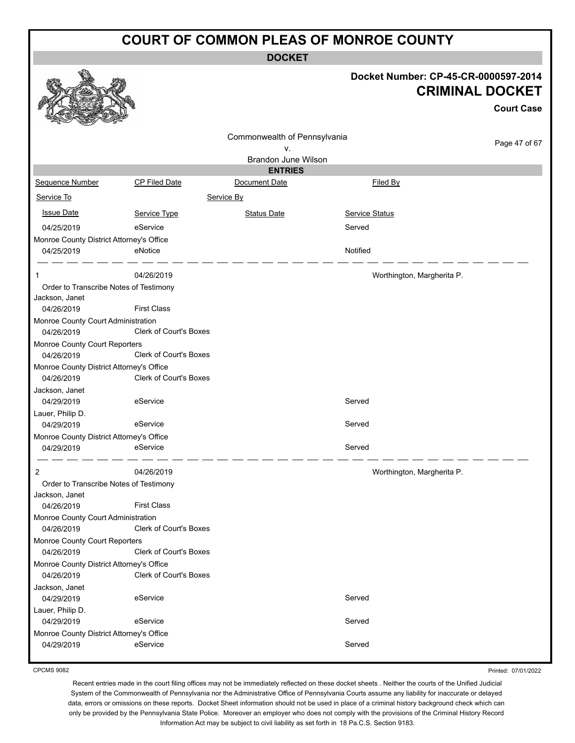# COURT OF COMMON PLEAS OF MONROE COUNTY

## DOCKET

**Docket Number: CP-45-CR-0000597-2014**

**CRIMINAL DOCKET**

**Court Case**

Commonwealth of Pennsylvania
v.
Brandon June Wilson

### ENTRIES

| Sequence Number | CP Filed Date | Document Date | Filed By |
|---|---|---|---|
| Service To | | Service By | |
| Issue Date | Service Type | Status Date | Service Status |
| 04/25/2019 | eService | | Served |
| Monroe County District Attorney's Office | | | |
| 04/25/2019 | eNotice | | Notified |
| 1 | 04/26/2019 | | Worthington, Margherita P. |
| Order to Transcribe Notes of Testimony | | | |
| Jackson, Janet | | | |
| 04/26/2019 | First Class | | |
| Monroe County Court Administration | | | |
| 04/26/2019 | Clerk of Court's Boxes | | |
| Monroe County Court Reporters | | | |
| 04/26/2019 | Clerk of Court's Boxes | | |
| Monroe County District Attorney's Office | | | |
| 04/26/2019 | Clerk of Court's Boxes | | |
| Jackson, Janet | | | |
| 04/29/2019 | eService | | Served |
| Lauer, Philip D. | | | |
| 04/29/2019 | eService | | Served |
| Monroe County District Attorney's Office | | | |
| 04/29/2019 | eService | | Served |
| 2 | 04/26/2019 | | Worthington, Margherita P. |
| Order to Transcribe Notes of Testimony | | | |
| Jackson, Janet | | | |
| 04/26/2019 | First Class | | |
| Monroe County Court Administration | | | |
| 04/26/2019 | Clerk of Court's Boxes | | |
| Monroe County Court Reporters | | | |
| 04/26/2019 | Clerk of Court's Boxes | | |
| Monroe County District Attorney's Office | | | |
| 04/26/2019 | Clerk of Court's Boxes | | |
| Jackson, Janet | | | |
| 04/29/2019 | eService | | Served |
| Lauer, Philip D. | | | |
| 04/29/2019 | eService | | Served |
| Monroe County District Attorney's Office | | | |
| 04/29/2019 | eService | | Served |

CPCMS 9082

Printed: 07/01/2022

Recent entries made in the court filing offices may not be immediately reflected on these docket sheets . Neither the courts of the Unified Judicial System of the Commonwealth of Pennsylvania nor the Administrative Office of Pennsylvania Courts assume any liability for inaccurate or delayed data, errors or omissions on these reports. Docket Sheet information should not be used in place of a criminal history background check which can only be provided by the Pennsylvania State Police. Moreover an employer who does not comply with the provisions of the Criminal History Record Information Act may be subject to civil liability as set forth in 18 Pa.C.S. Section 9183.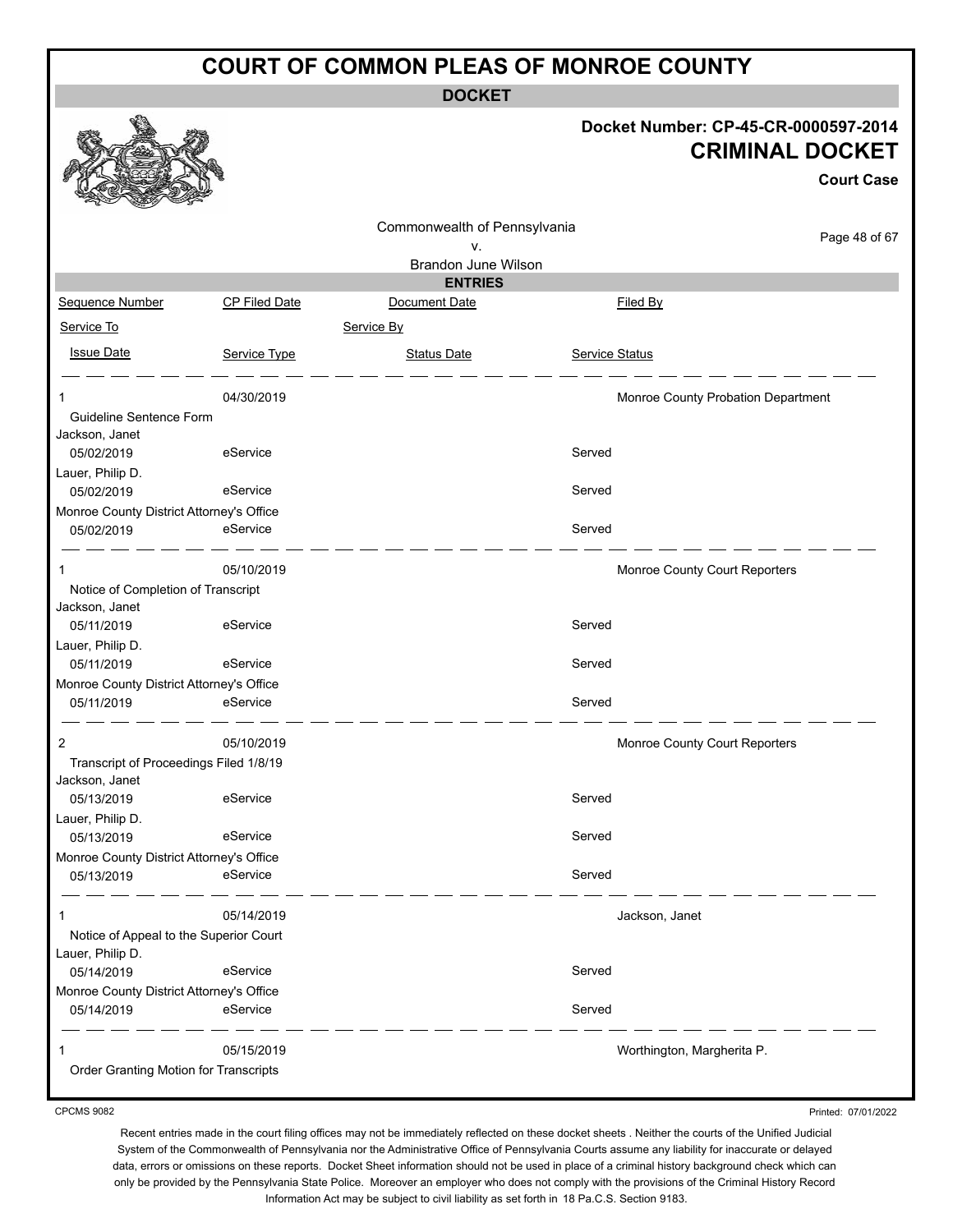# COURT OF COMMON PLEAS OF MONROE COUNTY

## DOCKET

**Docket Number: CP-45-CR-0000597-2014**

**CRIMINAL DOCKET**

**Court Case**

Commonwealth of Pennsylvania
v.
Brandon June Wilson

### ENTRIES

| Sequence Number | CP Filed Date | Document Date | Filed By |
|---|---|---|---|
| Service To | | Service By | |
| Issue Date | Service Type | Status Date | Service Status |
| 1 | 04/30/2019 | | Monroe County Probation Department |
| Guideline Sentence Form | | | |
| Jackson, Janet | | | |
| 05/02/2019 | eService | | Served |
| Lauer, Philip D. | | | |
| 05/02/2019 | eService | | Served |
| Monroe County District Attorney's Office | | | |
| 05/02/2019 | eService | | Served |
| 1 | 05/10/2019 | | Monroe County Court Reporters |
| Notice of Completion of Transcript | | | |
| Jackson, Janet | | | |
| 05/11/2019 | eService | | Served |
| Lauer, Philip D. | | | |
| 05/11/2019 | eService | | Served |
| Monroe County District Attorney's Office | | | |
| 05/11/2019 | eService | | Served |
| 2 | 05/10/2019 | | Monroe County Court Reporters |
| Transcript of Proceedings Filed 1/8/19 | | | |
| Jackson, Janet | | | |
| 05/13/2019 | eService | | Served |
| Lauer, Philip D. | | | |
| 05/13/2019 | eService | | Served |
| Monroe County District Attorney's Office | | | |
| 05/13/2019 | eService | | Served |
| 1 | 05/14/2019 | | Jackson, Janet |
| Notice of Appeal to the Superior Court | | | |
| Lauer, Philip D. | | | |
| 05/14/2019 | eService | | Served |
| Monroe County District Attorney's Office | | | |
| 05/14/2019 | eService | | Served |
| 1 | 05/15/2019 | | Worthington, Margherita P. |
| Order Granting Motion for Transcripts | | | |

CPCMS 9082

Printed: 07/01/2022

Recent entries made in the court filing offices may not be immediately reflected on these docket sheets . Neither the courts of the Unified Judicial System of the Commonwealth of Pennsylvania nor the Administrative Office of Pennsylvania Courts assume any liability for inaccurate or delayed data, errors or omissions on these reports. Docket Sheet information should not be used in place of a criminal history background check which can only be provided by the Pennsylvania State Police. Moreover an employer who does not comply with the provisions of the Criminal History Record Information Act may be subject to civil liability as set forth in 18 Pa.C.S. Section 9183.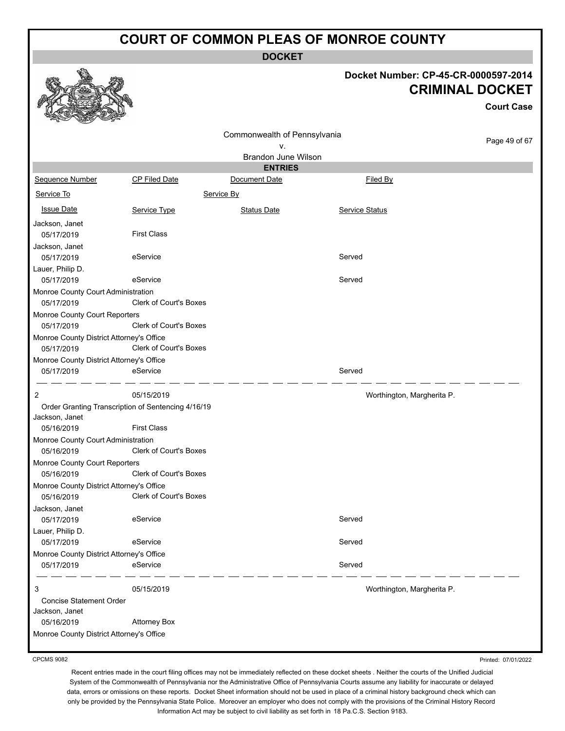# COURT OF COMMON PLEAS OF MONROE COUNTY

**DOCKET**

**Docket Number: CP-45-CR-0000597-2014**

**CRIMINAL DOCKET**

**Court Case**

Commonwealth of Pennsylvania
v.
Brandon June Wilson

**ENTRIES**

| Sequence Number | CP Filed Date | Document Date | Filed By |
|---|---|---|---|
| Service To | | Service By | |
| Issue Date | Service Type | Status Date | Service Status |
| Jackson, Janet | | | |
| 05/17/2019 | First Class | | |
| Jackson, Janet | | | |
| 05/17/2019 | eService | | Served |
| Lauer, Philip D. | | | |
| 05/17/2019 | eService | | Served |
| Monroe County Court Administration | | | |
| 05/17/2019 | Clerk of Court's Boxes | | |
| Monroe County Court Reporters | | | |
| 05/17/2019 | Clerk of Court's Boxes | | |
| Monroe County District Attorney's Office | | | |
| 05/17/2019 | Clerk of Court's Boxes | | |
| Monroe County District Attorney's Office | | | |
| 05/17/2019 | eService | | Served |
| 2 | 05/15/2019 | | Worthington, Margherita P. |
| Order Granting Transcription of Sentencing 4/16/19 | | | |
| Jackson, Janet | | | |
| 05/16/2019 | First Class | | |
| Monroe County Court Administration | | | |
| 05/16/2019 | Clerk of Court's Boxes | | |
| Monroe County Court Reporters | | | |
| 05/16/2019 | Clerk of Court's Boxes | | |
| Monroe County District Attorney's Office | | | |
| 05/16/2019 | Clerk of Court's Boxes | | |
| Jackson, Janet | | | |
| 05/17/2019 | eService | | Served |
| Lauer, Philip D. | | | |
| 05/17/2019 | eService | | Served |
| Monroe County District Attorney's Office | | | |
| 05/17/2019 | eService | | Served |
| 3 | 05/15/2019 | | Worthington, Margherita P. |
| Concise Statement Order | | | |
| Jackson, Janet | | | |
| 05/16/2019 | Attorney Box | | |
| Monroe County District Attorney's Office | | | |

CPCMS 9082

Printed: 07/01/2022

Recent entries made in the court filing offices may not be immediately reflected on these docket sheets . Neither the courts of the Unified Judicial System of the Commonwealth of Pennsylvania nor the Administrative Office of Pennsylvania Courts assume any liability for inaccurate or delayed data, errors or omissions on these reports. Docket Sheet information should not be used in place of a criminal history background check which can only be provided by the Pennsylvania State Police. Moreover an employer who does not comply with the provisions of the Criminal History Record Information Act may be subject to civil liability as set forth in 18 Pa.C.S. Section 9183.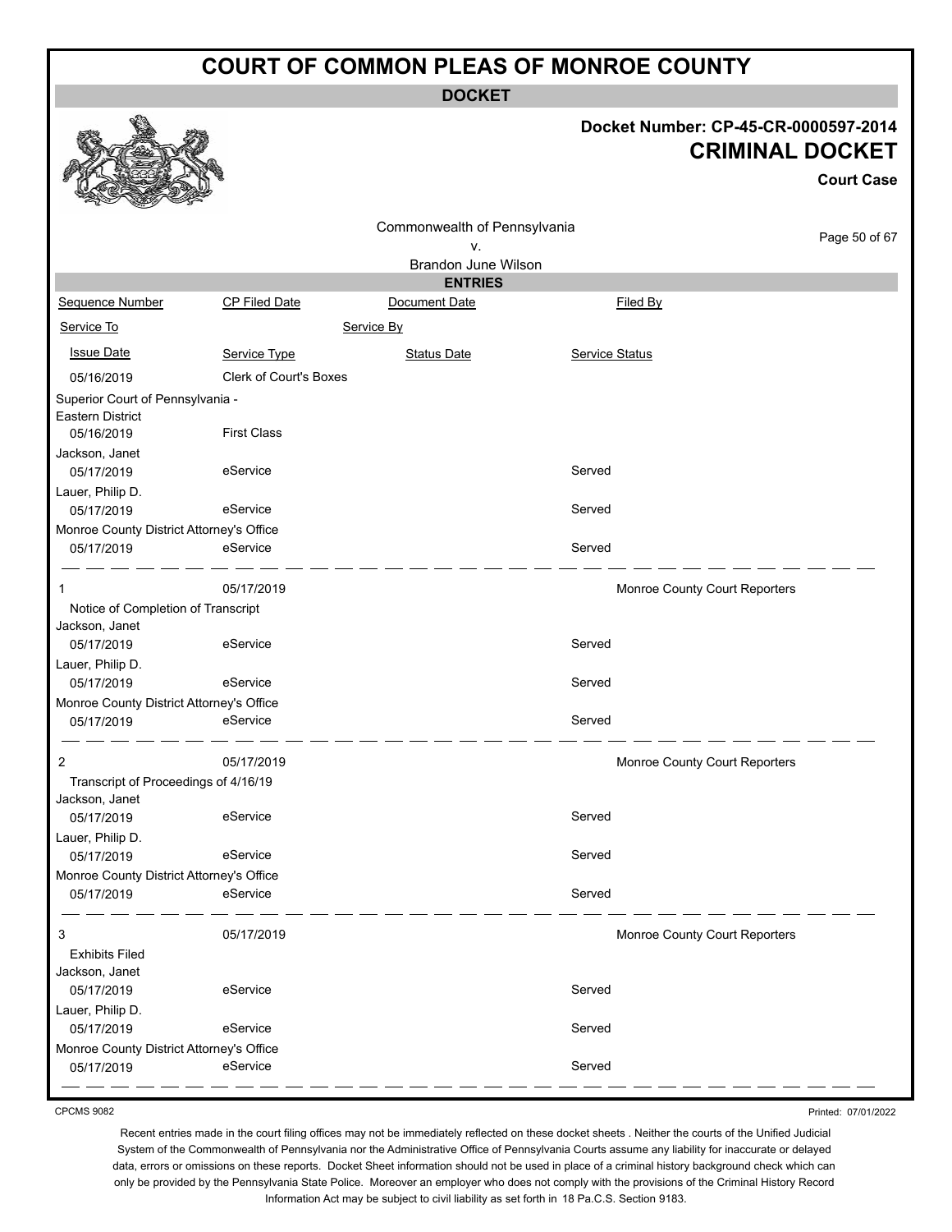# COURT OF COMMON PLEAS OF MONROE COUNTY

**DOCKET**

**Docket Number: CP-45-CR-0000597-2014**

**CRIMINAL DOCKET**

**Court Case**

Commonwealth of Pennsylvania
v.
Brandon June Wilson

**ENTRIES**

| Sequence Number | CP Filed Date | Document Date | Filed By |
|---|---|---|---|
| Service To | | Service By | |
| Issue Date | Service Type | Status Date | Service Status |
| 05/16/2019 | Clerk of Court's Boxes | | |
| Superior Court of Pennsylvania - Eastern District | | | |
| 05/16/2019 | First Class | | |
| Jackson, Janet | | | |
| 05/17/2019 | eService | | Served |
| Lauer, Philip D. | | | |
| 05/17/2019 | eService | | Served |
| Monroe County District Attorney's Office | | | |
| 05/17/2019 | eService | | Served |
| 1 | 05/17/2019 | | Monroe County Court Reporters |
| Notice of Completion of Transcript | | | |
| Jackson, Janet | | | |
| 05/17/2019 | eService | | Served |
| Lauer, Philip D. | | | |
| 05/17/2019 | eService | | Served |
| Monroe County District Attorney's Office | | | |
| 05/17/2019 | eService | | Served |
| 2 | 05/17/2019 | | Monroe County Court Reporters |
| Transcript of Proceedings of 4/16/19 | | | |
| Jackson, Janet | | | |
| 05/17/2019 | eService | | Served |
| Lauer, Philip D. | | | |
| 05/17/2019 | eService | | Served |
| Monroe County District Attorney's Office | | | |
| 05/17/2019 | eService | | Served |
| 3 | 05/17/2019 | | Monroe County Court Reporters |
| Exhibits Filed | | | |
| Jackson, Janet | | | |
| 05/17/2019 | eService | | Served |
| Lauer, Philip D. | | | |
| 05/17/2019 | eService | | Served |
| Monroe County District Attorney's Office | | | |
| 05/17/2019 | eService | | Served |

CPCMS 9082

Printed: 07/01/2022

Recent entries made in the court filing offices may not be immediately reflected on these docket sheets . Neither the courts of the Unified Judicial System of the Commonwealth of Pennsylvania nor the Administrative Office of Pennsylvania Courts assume any liability for inaccurate or delayed data, errors or omissions on these reports. Docket Sheet information should not be used in place of a criminal history background check which can only be provided by the Pennsylvania State Police. Moreover an employer who does not comply with the provisions of the Criminal History Record Information Act may be subject to civil liability as set forth in 18 Pa.C.S. Section 9183.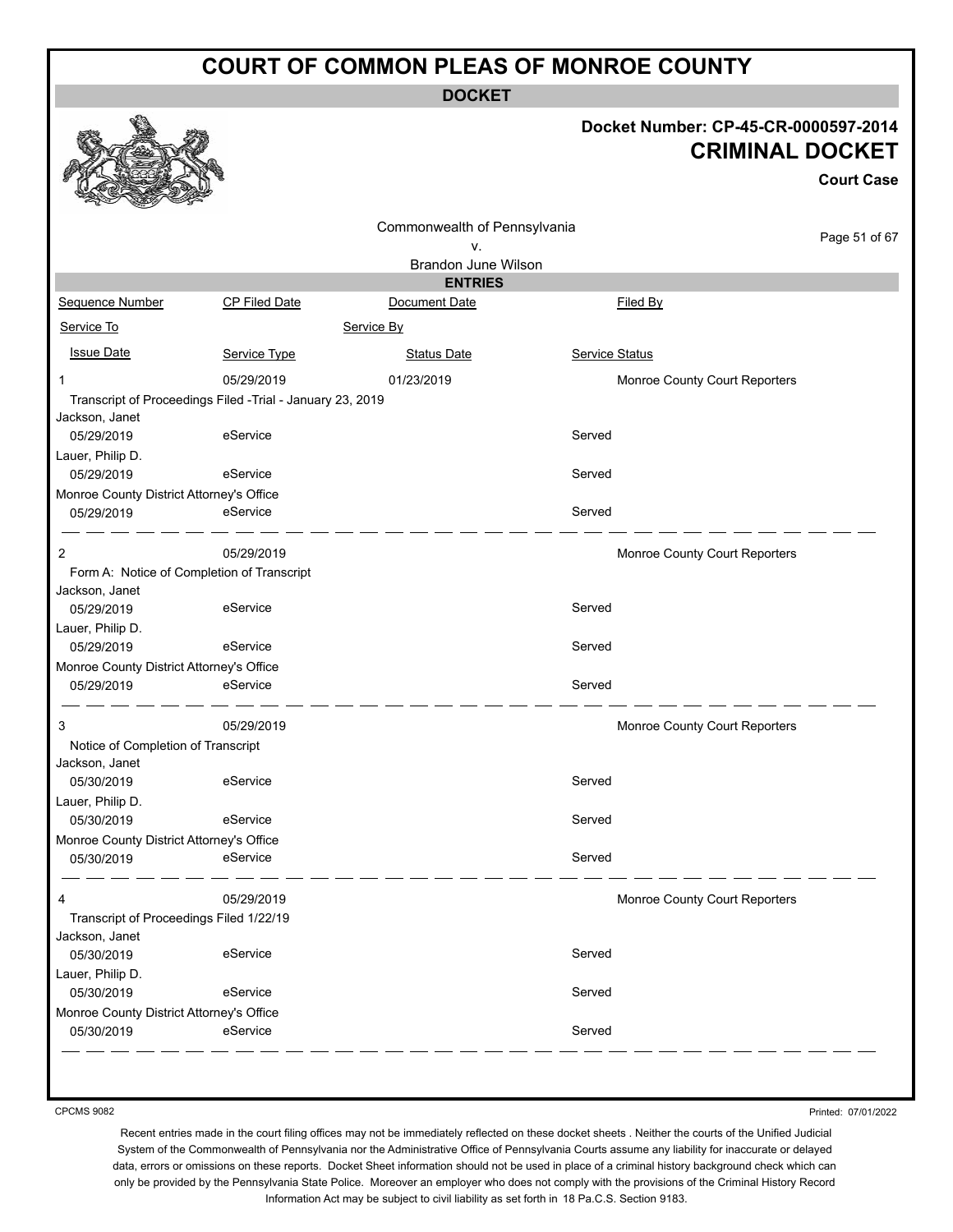# COURT OF COMMON PLEAS OF MONROE COUNTY

**DOCKET**

**Docket Number: CP-45-CR-0000597-2014**

**CRIMINAL DOCKET**

**Court Case**

Commonwealth of Pennsylvania
v.
Brandon June Wilson

**ENTRIES**

| Sequence Number | CP Filed Date | Document Date | Filed By |
|---|---|---|---|
| Service To | | Service By | |
| Issue Date | Service Type | Status Date | Service Status |
| 1 | 05/29/2019 | 01/23/2019 | Monroe County Court Reporters |
| Transcript of Proceedings Filed -Trial - January 23, 2019 | | | |
| Jackson, Janet | | | |
| 05/29/2019 | eService | | Served |
| Lauer, Philip D. | | | |
| 05/29/2019 | eService | | Served |
| Monroe County District Attorney's Office | | | |
| 05/29/2019 | eService | | Served |
| 2 | 05/29/2019 | | Monroe County Court Reporters |
| Form A: Notice of Completion of Transcript | | | |
| Jackson, Janet | | | |
| 05/29/2019 | eService | | Served |
| Lauer, Philip D. | | | |
| 05/29/2019 | eService | | Served |
| Monroe County District Attorney's Office | | | |
| 05/29/2019 | eService | | Served |
| 3 | 05/29/2019 | | Monroe County Court Reporters |
| Notice of Completion of Transcript | | | |
| Jackson, Janet | | | |
| 05/30/2019 | eService | | Served |
| Lauer, Philip D. | | | |
| 05/30/2019 | eService | | Served |
| Monroe County District Attorney's Office | | | |
| 05/30/2019 | eService | | Served |
| 4 | 05/29/2019 | | Monroe County Court Reporters |
| Transcript of Proceedings Filed 1/22/19 | | | |
| Jackson, Janet | | | |
| 05/30/2019 | eService | | Served |
| Lauer, Philip D. | | | |
| 05/30/2019 | eService | | Served |
| Monroe County District Attorney's Office | | | |
| 05/30/2019 | eService | | Served |

CPCMS 9082

Printed: 07/01/2022

Recent entries made in the court filing offices may not be immediately reflected on these docket sheets . Neither the courts of the Unified Judicial System of the Commonwealth of Pennsylvania nor the Administrative Office of Pennsylvania Courts assume any liability for inaccurate or delayed data, errors or omissions on these reports. Docket Sheet information should not be used in place of a criminal history background check which can only be provided by the Pennsylvania State Police. Moreover an employer who does not comply with the provisions of the Criminal History Record Information Act may be subject to civil liability as set forth in 18 Pa.C.S. Section 9183.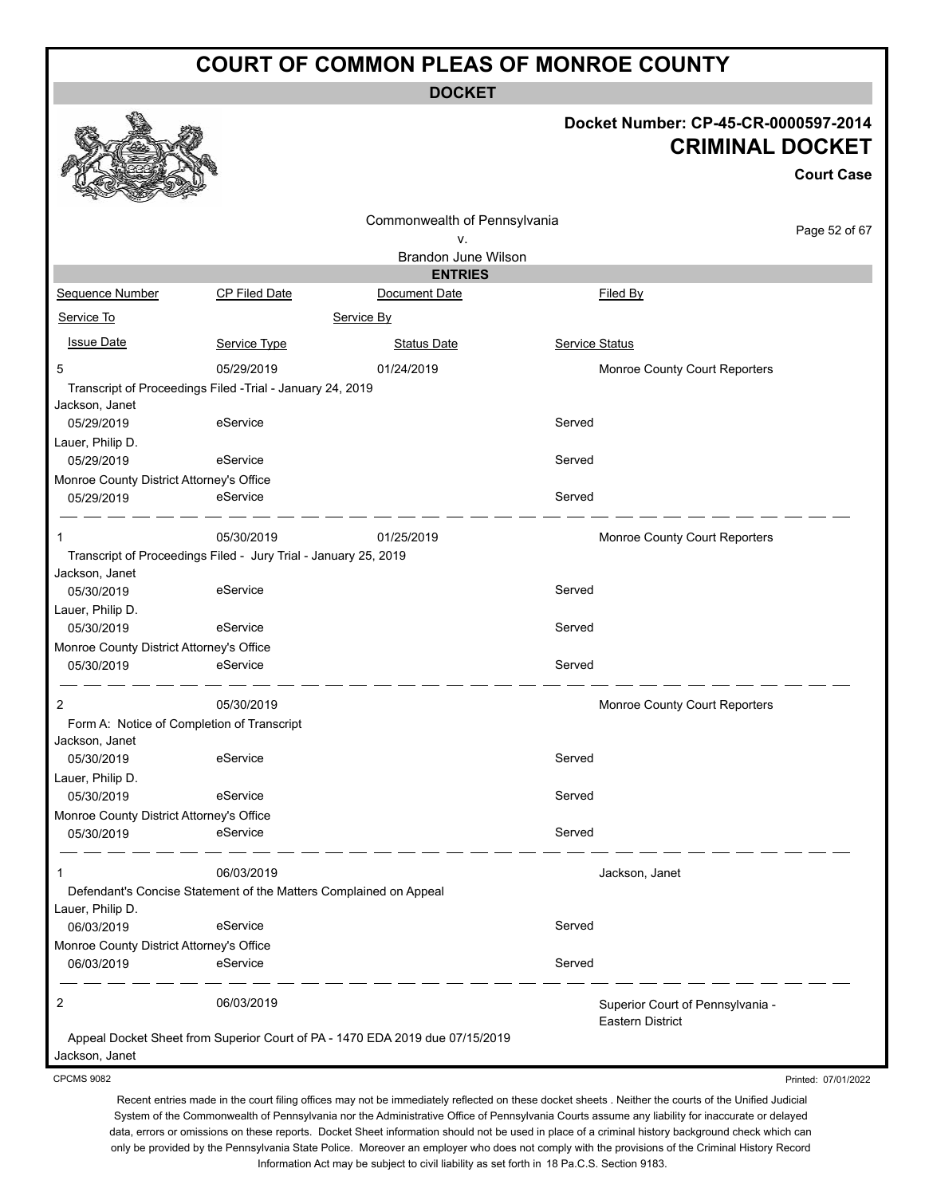# COURT OF COMMON PLEAS OF MONROE COUNTY

**DOCKET**

**Docket Number: CP-45-CR-0000597-2014**

**CRIMINAL DOCKET**

**Court Case**

Commonwealth of Pennsylvania
v.
Brandon June Wilson

**ENTRIES**

| Sequence Number | CP Filed Date | Document Date | Filed By |
|---|---|---|---|
| Service To | | Service By | |
| Issue Date | Service Type | Status Date | Service Status |
| 5 | 05/29/2019 | 01/24/2019 | Monroe County Court Reporters |
| Transcript of Proceedings Filed -Trial - January 24, 2019 | | | |
| Jackson, Janet | | | |
| 05/29/2019 | eService | | Served |
| Lauer, Philip D. | | | |
| 05/29/2019 | eService | | Served |
| Monroe County District Attorney's Office | | | |
| 05/29/2019 | eService | | Served |
| 1 | 05/30/2019 | 01/25/2019 | Monroe County Court Reporters |
| Transcript of Proceedings Filed - Jury Trial - January 25, 2019 | | | |
| Jackson, Janet | | | |
| 05/30/2019 | eService | | Served |
| Lauer, Philip D. | | | |
| 05/30/2019 | eService | | Served |
| Monroe County District Attorney's Office | | | |
| 05/30/2019 | eService | | Served |
| 2 | 05/30/2019 | | Monroe County Court Reporters |
| Form A: Notice of Completion of Transcript | | | |
| Jackson, Janet | | | |
| 05/30/2019 | eService | | Served |
| Lauer, Philip D. | | | |
| 05/30/2019 | eService | | Served |
| Monroe County District Attorney's Office | | | |
| 05/30/2019 | eService | | Served |
| 1 | 06/03/2019 | | Jackson, Janet |
| Defendant's Concise Statement of the Matters Complained on Appeal | | | |
| Lauer, Philip D. | | | |
| 06/03/2019 | eService | | Served |
| Monroe County District Attorney's Office | | | |
| 06/03/2019 | eService | | Served |
| 2 | 06/03/2019 | | Superior Court of Pennsylvania - Eastern District |
| Appeal Docket Sheet from Superior Court of PA - 1470 EDA 2019 due 07/15/2019 | | | |
| Jackson, Janet | | | |

CPCMS 9082

Printed: 07/01/2022

Recent entries made in the court filing offices may not be immediately reflected on these docket sheets . Neither the courts of the Unified Judicial System of the Commonwealth of Pennsylvania nor the Administrative Office of Pennsylvania Courts assume any liability for inaccurate or delayed data, errors or omissions on these reports. Docket Sheet information should not be used in place of a criminal history background check which can only be provided by the Pennsylvania State Police. Moreover an employer who does not comply with the provisions of the Criminal History Record Information Act may be subject to civil liability as set forth in 18 Pa.C.S. Section 9183.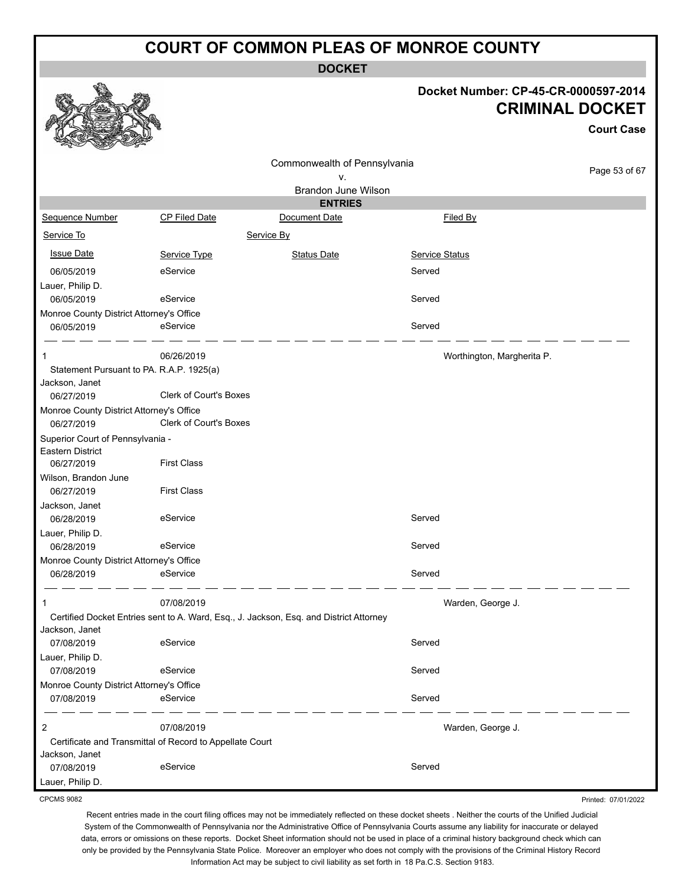# COURT OF COMMON PLEAS OF MONROE COUNTY

**DOCKET**

**Docket Number: CP-45-CR-0000597-2014**
**CRIMINAL DOCKET**
**Court Case**

Commonwealth of Pennsylvania
v.
Brandon June Wilson

**ENTRIES**

| Sequence Number | CP Filed Date | Document Date | Filed By |
|---|---|---|---|
| Service To | | Service By | |
| Issue Date | Service Type | Status Date | Service Status |

| | | | |
|---|---|---|---|
| 06/05/2019 | eService | | Served |
| Lauer, Philip D. | | | |
| 06/05/2019 | eService | | Served |
| Monroe County District Attorney's Office | | | |
| 06/05/2019 | eService | | Served |

| | | | |
|---|---|---|---|
| 1 | 06/26/2019 | | Worthington, Margherita P. |
| Statement Pursuant to PA. R.A.P. 1925(a) | | | |
| Jackson, Janet | | | |
| 06/27/2019 | Clerk of Court's Boxes | | |
| Monroe County District Attorney's Office | | | |
| 06/27/2019 | Clerk of Court's Boxes | | |
| Superior Court of Pennsylvania - Eastern District | | | |
| 06/27/2019 | First Class | | |
| Wilson, Brandon June | | | |
| 06/27/2019 | First Class | | |
| Jackson, Janet | | | |
| 06/28/2019 | eService | | Served |
| Lauer, Philip D. | | | |
| 06/28/2019 | eService | | Served |
| Monroe County District Attorney's Office | | | |
| 06/28/2019 | eService | | Served |

| | | | |
|---|---|---|---|
| 1 | 07/08/2019 | | Warden, George J. |
| Certified Docket Entries sent to A. Ward, Esq., J. Jackson, Esq. and District Attorney | | | |
| Jackson, Janet | | | |
| 07/08/2019 | eService | | Served |
| Lauer, Philip D. | | | |
| 07/08/2019 | eService | | Served |
| Monroe County District Attorney's Office | | | |
| 07/08/2019 | eService | | Served |

| | | | |
|---|---|---|---|
| 2 | 07/08/2019 | | Warden, George J. |
| Certificate and Transmittal of Record to Appellate Court | | | |
| Jackson, Janet | | | |
| 07/08/2019 | eService | | Served |
| Lauer, Philip D. | | | |

CPCMS 9082 Printed: 07/01/2022

Recent entries made in the court filing offices may not be immediately reflected on these docket sheets . Neither the courts of the Unified Judicial System of the Commonwealth of Pennsylvania nor the Administrative Office of Pennsylvania Courts assume any liability for inaccurate or delayed data, errors or omissions on these reports. Docket Sheet information should not be used in place of a criminal history background check which can only be provided by the Pennsylvania State Police. Moreover an employer who does not comply with the provisions of the Criminal History Record Information Act may be subject to civil liability as set forth in 18 Pa.C.S. Section 9183.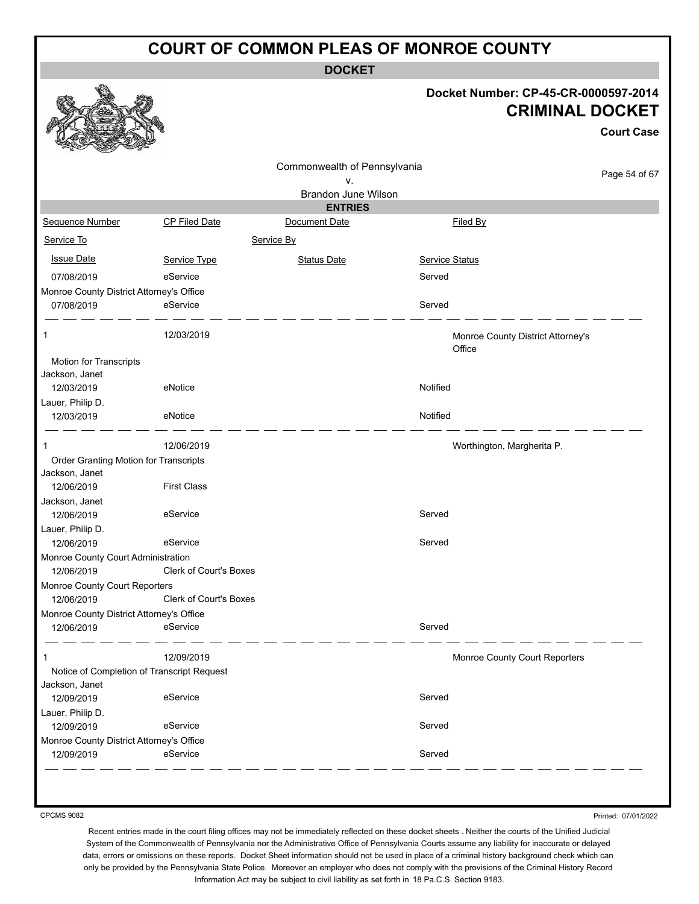# COURT OF COMMON PLEAS OF MONROE COUNTY

**DOCKET**

**Docket Number: CP-45-CR-0000597-2014**

**CRIMINAL DOCKET**

**Court Case**

Commonwealth of Pennsylvania
v.
Brandon June Wilson

**ENTRIES**

| Sequence Number | CP Filed Date | Document Date | Filed By |
|---|---|---|---|
| Service To | | Service By | |
| Issue Date | Service Type | Status Date | Service Status |
| 07/08/2019 | eService | | Served |
| Monroe County District Attorney's Office | | | |
| 07/08/2019 | eService | | Served |
| 1 | 12/03/2019 | | Monroe County District Attorney's Office |
| Motion for Transcripts | | | |
| Jackson, Janet | | | |
| 12/03/2019 | eNotice | | Notified |
| Lauer, Philip D. | | | |
| 12/03/2019 | eNotice | | Notified |
| 1 | 12/06/2019 | | Worthington, Margherita P. |
| Order Granting Motion for Transcripts | | | |
| Jackson, Janet | | | |
| 12/06/2019 | First Class | | |
| Jackson, Janet | | | |
| 12/06/2019 | eService | | Served |
| Lauer, Philip D. | | | |
| 12/06/2019 | eService | | Served |
| Monroe County Court Administration | | | |
| 12/06/2019 | Clerk of Court's Boxes | | |
| Monroe County Court Reporters | | | |
| 12/06/2019 | Clerk of Court's Boxes | | |
| Monroe County District Attorney's Office | | | |
| 12/06/2019 | eService | | Served |
| 1 | 12/09/2019 | | Monroe County Court Reporters |
| Notice of Completion of Transcript Request | | | |
| Jackson, Janet | | | |
| 12/09/2019 | eService | | Served |
| Lauer, Philip D. | | | |
| 12/09/2019 | eService | | Served |
| Monroe County District Attorney's Office | | | |
| 12/09/2019 | eService | | Served |

CPCMS 9082

Printed: 07/01/2022

Recent entries made in the court filing offices may not be immediately reflected on these docket sheets . Neither the courts of the Unified Judicial System of the Commonwealth of Pennsylvania nor the Administrative Office of Pennsylvania Courts assume any liability for inaccurate or delayed data, errors or omissions on these reports. Docket Sheet information should not be used in place of a criminal history background check which can only be provided by the Pennsylvania State Police. Moreover an employer who does not comply with the provisions of the Criminal History Record Information Act may be subject to civil liability as set forth in 18 Pa.C.S. Section 9183.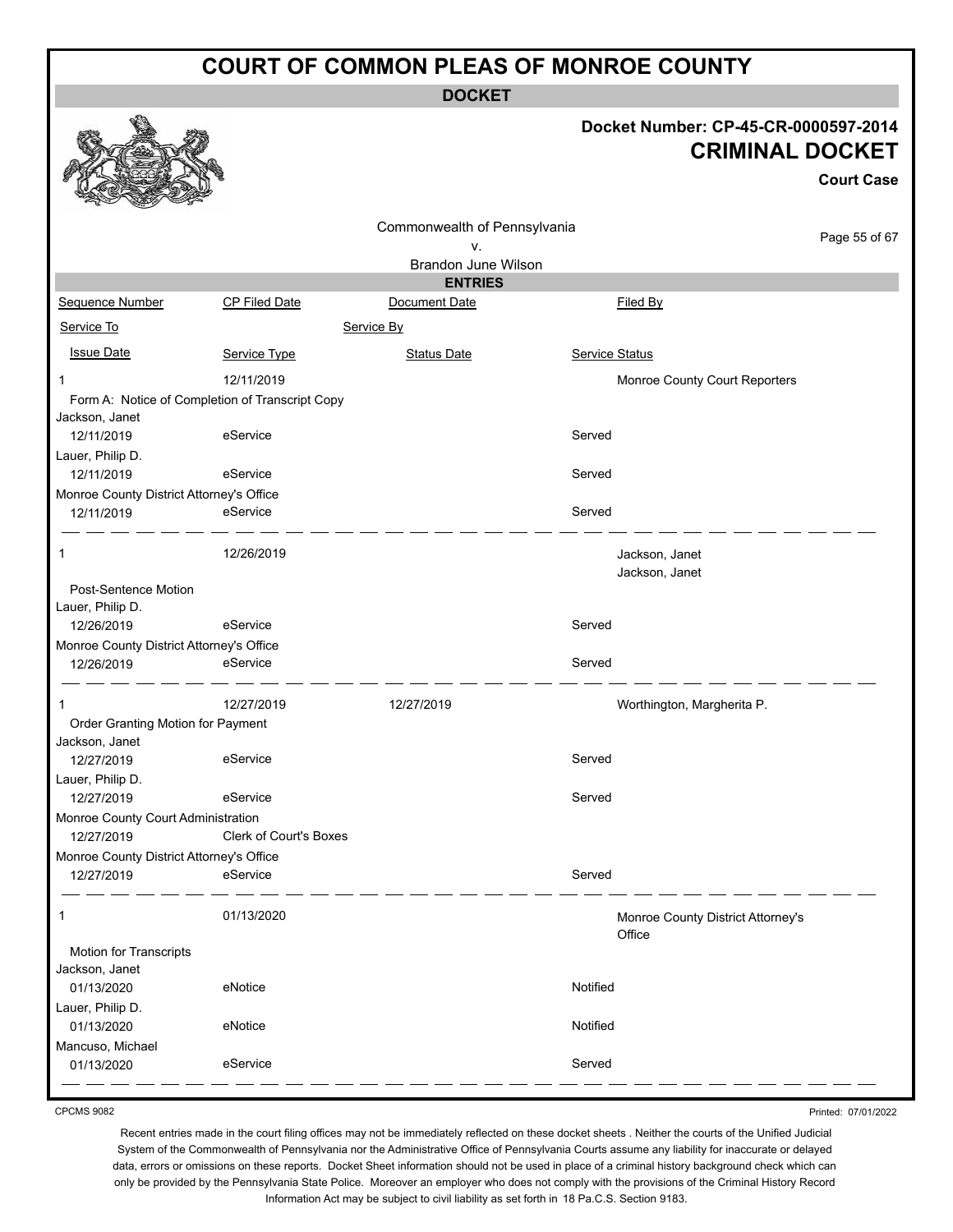# COURT OF COMMON PLEAS OF MONROE COUNTY

**DOCKET**

**Docket Number: CP-45-CR-0000597-2014**

## CRIMINAL DOCKET

**Court Case**

Commonwealth of Pennsylvania
v.
Brandon June Wilson

**ENTRIES**

| Sequence Number | CP Filed Date | Document Date | Filed By |
|---|---|---|---|
| Service To | | Service By | |
| Issue Date | Service Type | Status Date | Service Status |
| 1 | 12/11/2019 | | Monroe County Court Reporters |
| Form A: Notice of Completion of Transcript Copy | | | |
| Jackson, Janet | | | |
| 12/11/2019 | eService | | Served |
| Lauer, Philip D. | | | |
| 12/11/2019 | eService | | Served |
| Monroe County District Attorney's Office | | | |
| 12/11/2019 | eService | | Served |
| 1 | 12/26/2019 | | Jackson, Janet<br>Jackson, Janet |
| Post-Sentence Motion | | | |
| Lauer, Philip D. | | | |
| 12/26/2019 | eService | | Served |
| Monroe County District Attorney's Office | | | |
| 12/26/2019 | eService | | Served |
| 1 | 12/27/2019 | 12/27/2019 | Worthington, Margherita P. |
| Order Granting Motion for Payment | | | |
| Jackson, Janet | | | |
| 12/27/2019 | eService | | Served |
| Lauer, Philip D. | | | |
| 12/27/2019 | eService | | Served |
| Monroe County Court Administration | | | |
| 12/27/2019 | Clerk of Court's Boxes | | |
| Monroe County District Attorney's Office | | | |
| 12/27/2019 | eService | | Served |
| 1 | 01/13/2020 | | Monroe County District Attorney's Office |
| Motion for Transcripts | | | |
| Jackson, Janet | | | |
| 01/13/2020 | eNotice | | Notified |
| Lauer, Philip D. | | | |
| 01/13/2020 | eNotice | | Notified |
| Mancuso, Michael | | | |
| 01/13/2020 | eService | | Served |

CPCMS 9082

Printed: 07/01/2022

Recent entries made in the court filing offices may not be immediately reflected on these docket sheets . Neither the courts of the Unified Judicial System of the Commonwealth of Pennsylvania nor the Administrative Office of Pennsylvania Courts assume any liability for inaccurate or delayed data, errors or omissions on these reports. Docket Sheet information should not be used in place of a criminal history background check which can only be provided by the Pennsylvania State Police. Moreover an employer who does not comply with the provisions of the Criminal History Record Information Act may be subject to civil liability as set forth in 18 Pa.C.S. Section 9183.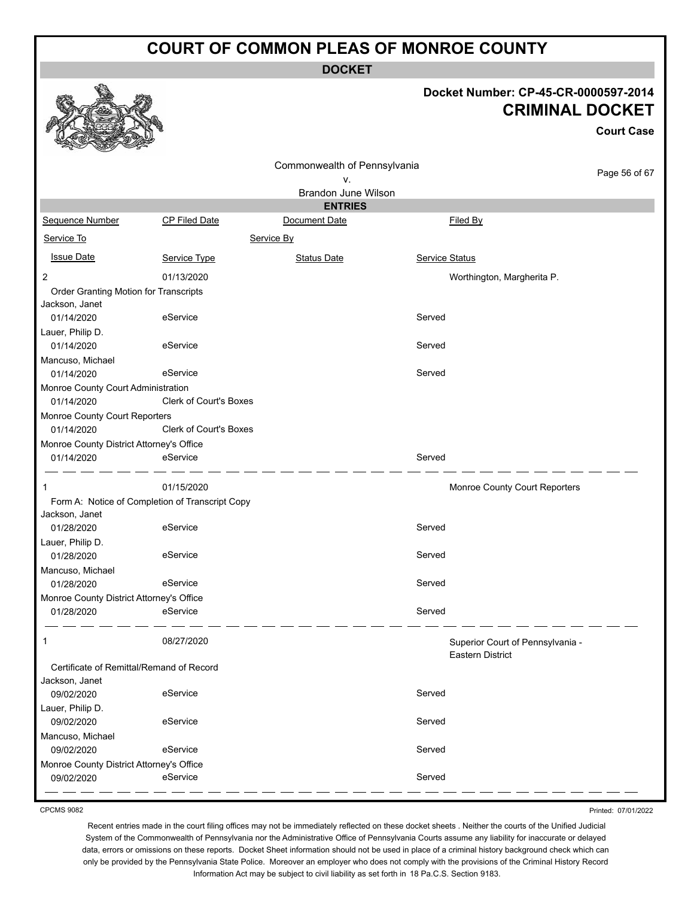# COURT OF COMMON PLEAS OF MONROE COUNTY

**DOCKET**

**Docket Number: CP-45-CR-0000597-2014**

**CRIMINAL DOCKET**

**Court Case**

Commonwealth of Pennsylvania
v.
Brandon June Wilson

**ENTRIES**

| Sequence Number | CP Filed Date | Document Date | Filed By |
|---|---|---|---|
| Service To | | Service By | |
| Issue Date | Service Type | Status Date | Service Status |
| 2 | 01/13/2020 | | Worthington, Margherita P. |
| Order Granting Motion for Transcripts | | | |
| Jackson, Janet | | | |
| 01/14/2020 | eService | | Served |
| Lauer, Philip D. | | | |
| 01/14/2020 | eService | | Served |
| Mancuso, Michael | | | |
| 01/14/2020 | eService | | Served |
| Monroe County Court Administration | | | |
| 01/14/2020 | Clerk of Court's Boxes | | |
| Monroe County Court Reporters | | | |
| 01/14/2020 | Clerk of Court's Boxes | | |
| Monroe County District Attorney's Office | | | |
| 01/14/2020 | eService | | Served |
| 1 | 01/15/2020 | | Monroe County Court Reporters |
| Form A: Notice of Completion of Transcript Copy | | | |
| Jackson, Janet | | | |
| 01/28/2020 | eService | | Served |
| Lauer, Philip D. | | | |
| 01/28/2020 | eService | | Served |
| Mancuso, Michael | | | |
| 01/28/2020 | eService | | Served |
| Monroe County District Attorney's Office | | | |
| 01/28/2020 | eService | | Served |
| 1 | 08/27/2020 | | Superior Court of Pennsylvania - Eastern District |
| Certificate of Remittal/Remand of Record | | | |
| Jackson, Janet | | | |
| 09/02/2020 | eService | | Served |
| Lauer, Philip D. | | | |
| 09/02/2020 | eService | | Served |
| Mancuso, Michael | | | |
| 09/02/2020 | eService | | Served |
| Monroe County District Attorney's Office | | | |
| 09/02/2020 | eService | | Served |

CPCMS 9082

Printed: 07/01/2022

Recent entries made in the court filing offices may not be immediately reflected on these docket sheets . Neither the courts of the Unified Judicial System of the Commonwealth of Pennsylvania nor the Administrative Office of Pennsylvania Courts assume any liability for inaccurate or delayed data, errors or omissions on these reports. Docket Sheet information should not be used in place of a criminal history background check which can only be provided by the Pennsylvania State Police. Moreover an employer who does not comply with the provisions of the Criminal History Record Information Act may be subject to civil liability as set forth in 18 Pa.C.S. Section 9183.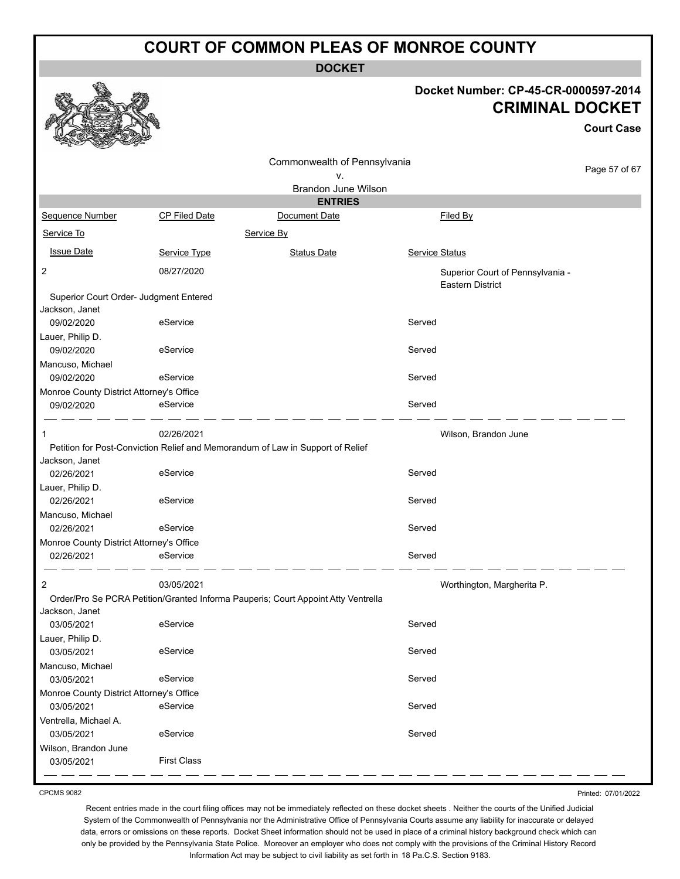# COURT OF COMMON PLEAS OF MONROE COUNTY

**DOCKET**

**Docket Number: CP-45-CR-0000597-2014**

**CRIMINAL DOCKET**

**Court Case**

Commonwealth of Pennsylvania
v.
Brandon June Wilson

**ENTRIES**

| Sequence Number | CP Filed Date | Document Date | Filed By |
|---|---|---|---|
| Service To | | Service By | |
| Issue Date | Service Type | Status Date | Service Status |
| 2 | 08/27/2020 | | Superior Court of Pennsylvania - Eastern District |
| Superior Court Order- Judgment Entered | | | |
| Jackson, Janet | | | |
| 09/02/2020 | eService | | Served |
| Lauer, Philip D. | | | |
| 09/02/2020 | eService | | Served |
| Mancuso, Michael | | | |
| 09/02/2020 | eService | | Served |
| Monroe County District Attorney's Office | | | |
| 09/02/2020 | eService | | Served |
| 1 | 02/26/2021 | | Wilson, Brandon June |
| Petition for Post-Conviction Relief and Memorandum of Law in Support of Relief | | | |
| Jackson, Janet | | | |
| 02/26/2021 | eService | | Served |
| Lauer, Philip D. | | | |
| 02/26/2021 | eService | | Served |
| Mancuso, Michael | | | |
| 02/26/2021 | eService | | Served |
| Monroe County District Attorney's Office | | | |
| 02/26/2021 | eService | | Served |
| 2 | 03/05/2021 | | Worthington, Margherita P. |
| Order/Pro Se PCRA Petition/Granted Informa Pauperis; Court Appoint Atty Ventrella | | | |
| Jackson, Janet | | | |
| 03/05/2021 | eService | | Served |
| Lauer, Philip D. | | | |
| 03/05/2021 | eService | | Served |
| Mancuso, Michael | | | |
| 03/05/2021 | eService | | Served |
| Monroe County District Attorney's Office | | | |
| 03/05/2021 | eService | | Served |
| Ventrella, Michael A. | | | |
| 03/05/2021 | eService | | Served |
| Wilson, Brandon June | | | |
| 03/05/2021 | First Class | | |

CPCMS 9082

Printed: 07/01/2022

Recent entries made in the court filing offices may not be immediately reflected on these docket sheets . Neither the courts of the Unified Judicial System of the Commonwealth of Pennsylvania nor the Administrative Office of Pennsylvania Courts assume any liability for inaccurate or delayed data, errors or omissions on these reports. Docket Sheet information should not be used in place of a criminal history background check which can only be provided by the Pennsylvania State Police. Moreover an employer who does not comply with the provisions of the Criminal History Record Information Act may be subject to civil liability as set forth in 18 Pa.C.S. Section 9183.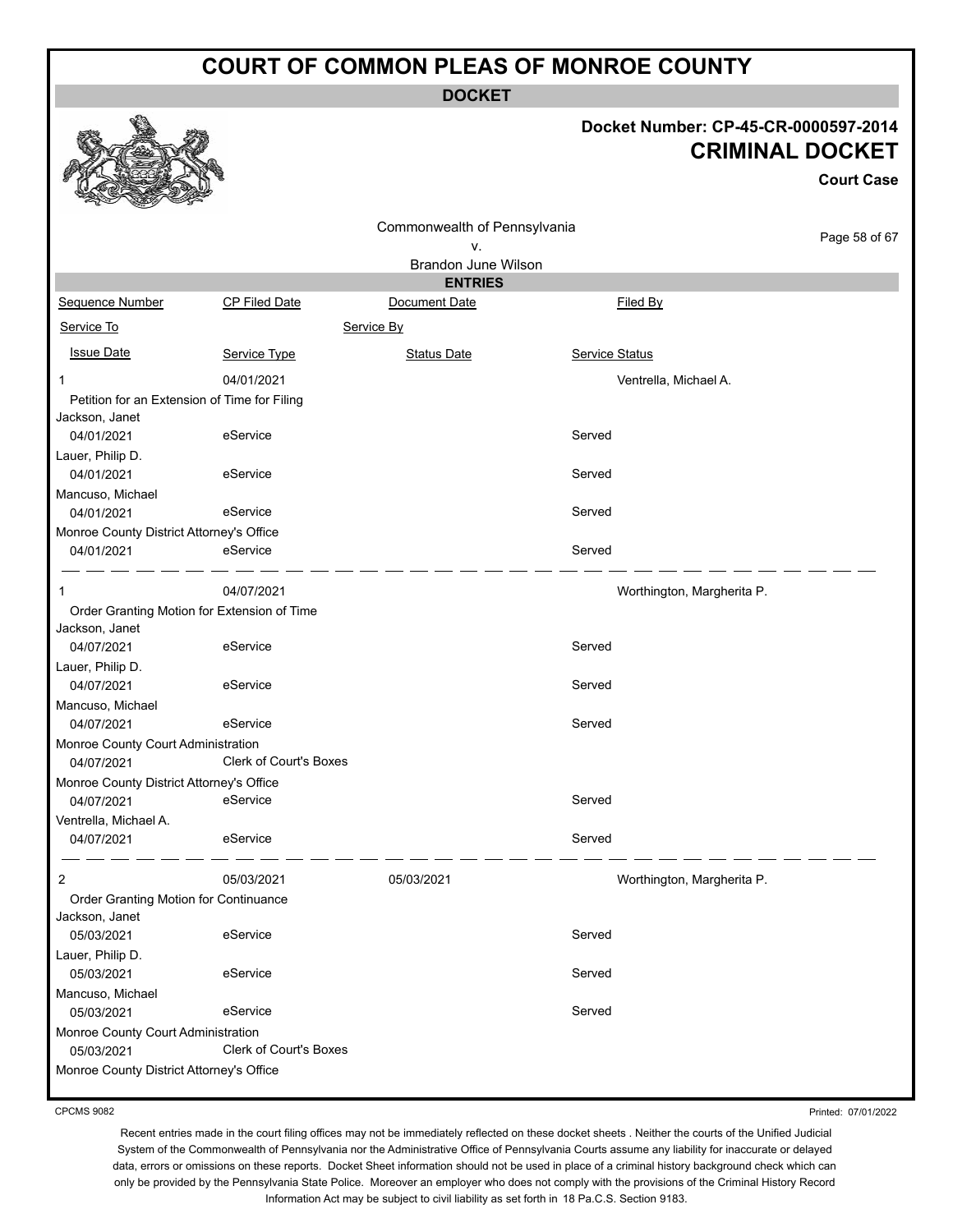# COURT OF COMMON PLEAS OF MONROE COUNTY

## DOCKET

**Docket Number: CP-45-CR-0000597-2014**

**CRIMINAL DOCKET**

**Court Case**

Commonwealth of Pennsylvania
v.
Brandon June Wilson

## ENTRIES

| Sequence Number | CP Filed Date | Document Date | Filed By |
|---|---|---|---|
| Service To | | Service By | |
| Issue Date | Service Type | Status Date | Service Status |
| 1 | 04/01/2021 | | Ventrella, Michael A. |
| Petition for an Extension of Time for Filing | | | |
| Jackson, Janet | | | |
| 04/01/2021 | eService | | Served |
| Lauer, Philip D. | | | |
| 04/01/2021 | eService | | Served |
| Mancuso, Michael | | | |
| 04/01/2021 | eService | | Served |
| Monroe County District Attorney's Office | | | |
| 04/01/2021 | eService | | Served |
| 1 | 04/07/2021 | | Worthington, Margherita P. |
| Order Granting Motion for Extension of Time | | | |
| Jackson, Janet | | | |
| 04/07/2021 | eService | | Served |
| Lauer, Philip D. | | | |
| 04/07/2021 | eService | | Served |
| Mancuso, Michael | | | |
| 04/07/2021 | eService | | Served |
| Monroe County Court Administration | | | |
| 04/07/2021 | Clerk of Court's Boxes | | |
| Monroe County District Attorney's Office | | | |
| 04/07/2021 | eService | | Served |
| Ventrella, Michael A. | | | |
| 04/07/2021 | eService | | Served |
| 2 | 05/03/2021 | 05/03/2021 | Worthington, Margherita P. |
| Order Granting Motion for Continuance | | | |
| Jackson, Janet | | | |
| 05/03/2021 | eService | | Served |
| Lauer, Philip D. | | | |
| 05/03/2021 | eService | | Served |
| Mancuso, Michael | | | |
| 05/03/2021 | eService | | Served |
| Monroe County Court Administration | | | |
| 05/03/2021 | Clerk of Court's Boxes | | |
| Monroe County District Attorney's Office | | | |

CPCMS 9082

Printed: 07/01/2022

Recent entries made in the court filing offices may not be immediately reflected on these docket sheets . Neither the courts of the Unified Judicial System of the Commonwealth of Pennsylvania nor the Administrative Office of Pennsylvania Courts assume any liability for inaccurate or delayed data, errors or omissions on these reports. Docket Sheet information should not be used in place of a criminal history background check which can only be provided by the Pennsylvania State Police. Moreover an employer who does not comply with the provisions of the Criminal History Record Information Act may be subject to civil liability as set forth in 18 Pa.C.S. Section 9183.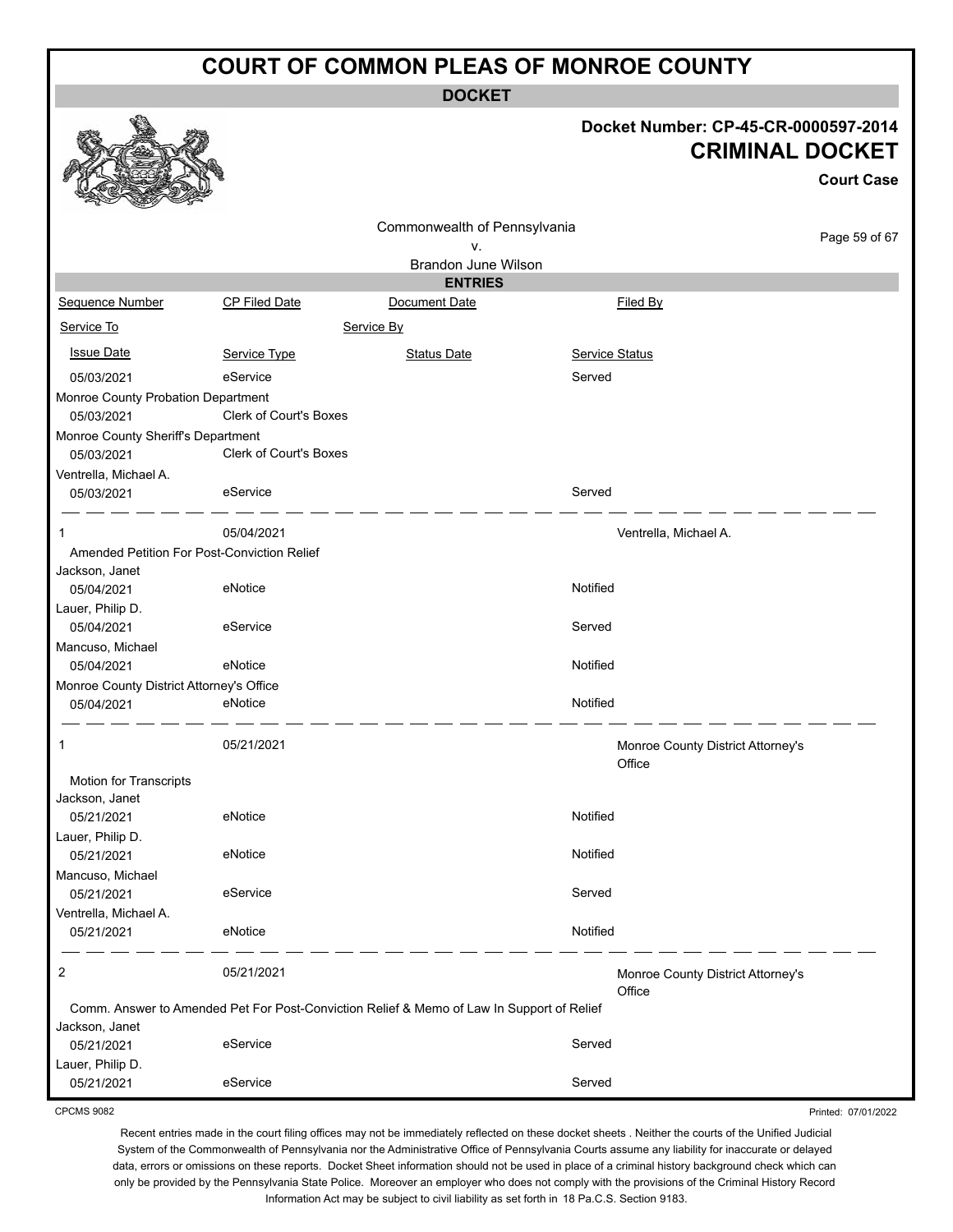# COURT OF COMMON PLEAS OF MONROE COUNTY

**DOCKET**

**Docket Number: CP-45-CR-0000597-2014**

**CRIMINAL DOCKET**

**Court Case**

Commonwealth of Pennsylvania
v.
Brandon June Wilson

**ENTRIES**

| Sequence Number | CP Filed Date | Document Date | Filed By |
|---|---|---|---|
| Service To | | Service By | |
| Issue Date | Service Type | Status Date | Service Status |
| 05/03/2021 | eService | | Served |
| Monroe County Probation Department | | | |
| 05/03/2021 | Clerk of Court's Boxes | | |
| Monroe County Sheriff's Department | | | |
| 05/03/2021 | Clerk of Court's Boxes | | |
| Ventrella, Michael A. | | | |
| 05/03/2021 | eService | | Served |
| 1 | 05/04/2021 | | Ventrella, Michael A. |
| Amended Petition For Post-Conviction Relief | | | |
| Jackson, Janet | | | |
| 05/04/2021 | eNotice | | Notified |
| Lauer, Philip D. | | | |
| 05/04/2021 | eService | | Served |
| Mancuso, Michael | | | |
| 05/04/2021 | eNotice | | Notified |
| Monroe County District Attorney's Office | | | |
| 05/04/2021 | eNotice | | Notified |
| 1 | 05/21/2021 | | Monroe County District Attorney's Office |
| Motion for Transcripts | | | |
| Jackson, Janet | | | |
| 05/21/2021 | eNotice | | Notified |
| Lauer, Philip D. | | | |
| 05/21/2021 | eNotice | | Notified |
| Mancuso, Michael | | | |
| 05/21/2021 | eService | | Served |
| Ventrella, Michael A. | | | |
| 05/21/2021 | eNotice | | Notified |
| 2 | 05/21/2021 | | Monroe County District Attorney's Office |
| Comm. Answer to Amended Pet For Post-Conviction Relief & Memo of Law In Support of Relief | | | |
| Jackson, Janet | | | |
| 05/21/2021 | eService | | Served |
| Lauer, Philip D. | | | |
| 05/21/2021 | eService | | Served |

CPCMS 9082

Printed: 07/01/2022

Recent entries made in the court filing offices may not be immediately reflected on these docket sheets . Neither the courts of the Unified Judicial System of the Commonwealth of Pennsylvania nor the Administrative Office of Pennsylvania Courts assume any liability for inaccurate or delayed data, errors or omissions on these reports. Docket Sheet information should not be used in place of a criminal history background check which can only be provided by the Pennsylvania State Police. Moreover an employer who does not comply with the provisions of the Criminal History Record Information Act may be subject to civil liability as set forth in 18 Pa.C.S. Section 9183.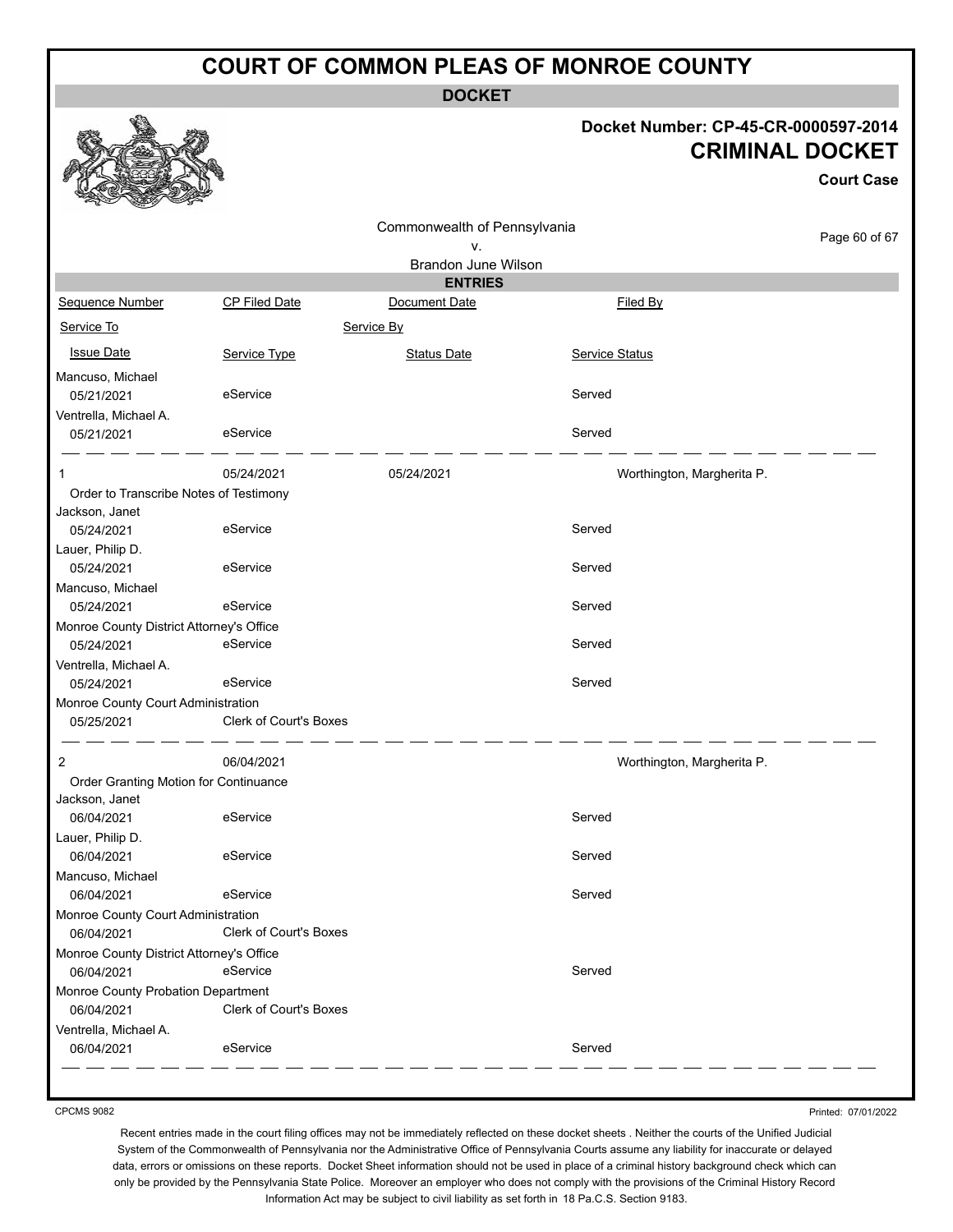# COURT OF COMMON PLEAS OF MONROE COUNTY

**DOCKET**

**Docket Number: CP-45-CR-0000597-2014**
**CRIMINAL DOCKET**
**Court Case**

Commonwealth of Pennsylvania
v.
Brandon June Wilson

**ENTRIES**

| Sequence Number | CP Filed Date | Document Date | Filed By |
|---|---|---|---|
| Service To | | Service By | |
| Issue Date | Service Type | Status Date | Service Status |
| Mancuso, Michael | | | |
| 05/21/2021 | eService | | Served |
| Ventrella, Michael A. | | | |
| 05/21/2021 | eService | | Served |
| 1 | 05/24/2021 | 05/24/2021 | Worthington, Margherita P. |
| Order to Transcribe Notes of Testimony | | | |
| Jackson, Janet | | | |
| 05/24/2021 | eService | | Served |
| Lauer, Philip D. | | | |
| 05/24/2021 | eService | | Served |
| Mancuso, Michael | | | |
| 05/24/2021 | eService | | Served |
| Monroe County District Attorney's Office | | | |
| 05/24/2021 | eService | | Served |
| Ventrella, Michael A. | | | |
| 05/24/2021 | eService | | Served |
| Monroe County Court Administration | | | |
| 05/25/2021 | Clerk of Court's Boxes | | |
| 2 | 06/04/2021 | | Worthington, Margherita P. |
| Order Granting Motion for Continuance | | | |
| Jackson, Janet | | | |
| 06/04/2021 | eService | | Served |
| Lauer, Philip D. | | | |
| 06/04/2021 | eService | | Served |
| Mancuso, Michael | | | |
| 06/04/2021 | eService | | Served |
| Monroe County Court Administration | | | |
| 06/04/2021 | Clerk of Court's Boxes | | |
| Monroe County District Attorney's Office | | | |
| 06/04/2021 | eService | | Served |
| Monroe County Probation Department | | | |
| 06/04/2021 | Clerk of Court's Boxes | | |
| Ventrella, Michael A. | | | |
| 06/04/2021 | eService | | Served |

CPCMS 9082

Printed: 07/01/2022

Recent entries made in the court filing offices may not be immediately reflected on these docket sheets . Neither the courts of the Unified Judicial System of the Commonwealth of Pennsylvania nor the Administrative Office of Pennsylvania Courts assume any liability for inaccurate or delayed data, errors or omissions on these reports. Docket Sheet information should not be used in place of a criminal history background check which can only be provided by the Pennsylvania State Police. Moreover an employer who does not comply with the provisions of the Criminal History Record Information Act may be subject to civil liability as set forth in 18 Pa.C.S. Section 9183.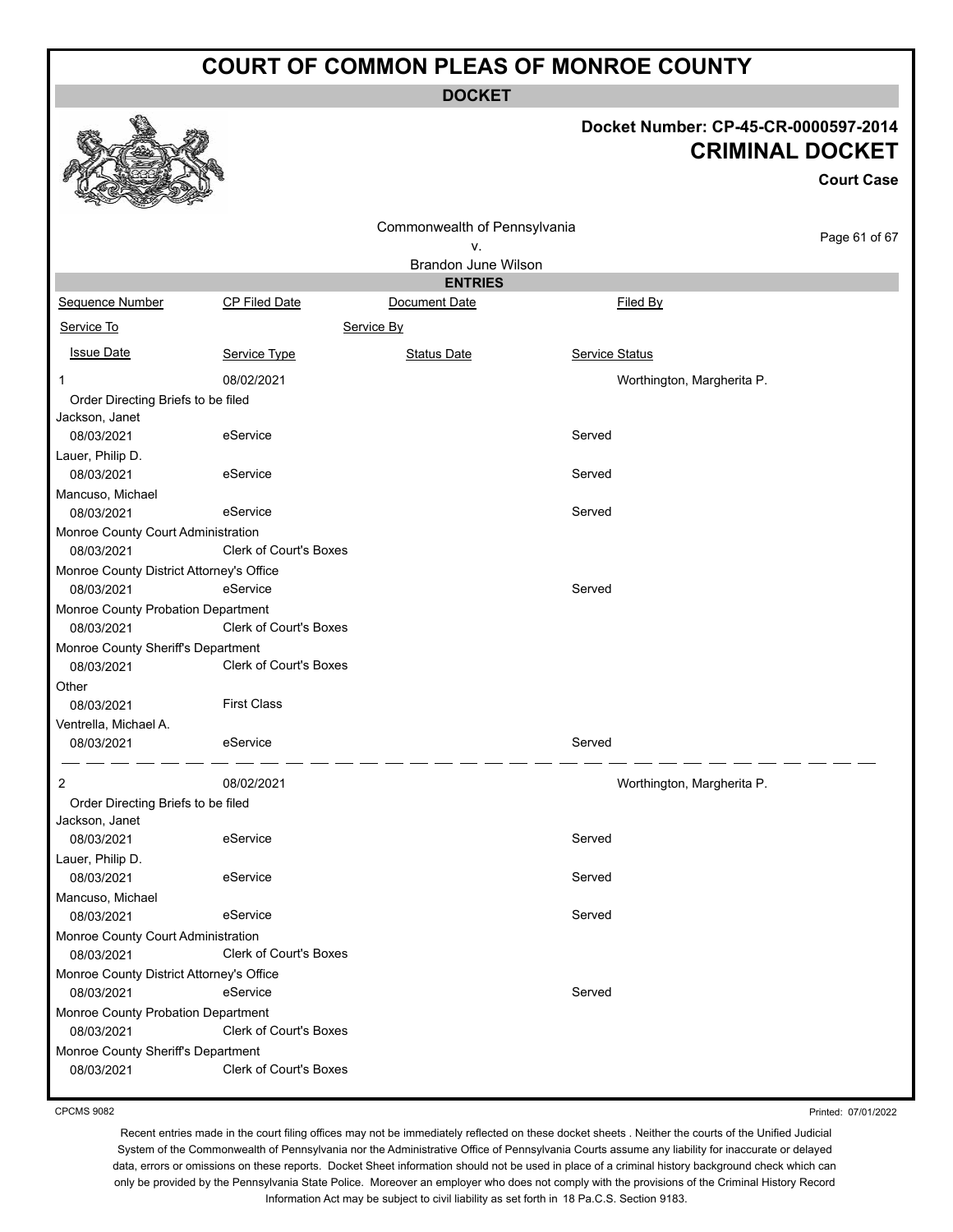# COURT OF COMMON PLEAS OF MONROE COUNTY

**DOCKET**

**Docket Number: CP-45-CR-0000597-2014**

**CRIMINAL DOCKET**

**Court Case**

Commonwealth of Pennsylvania
v.
Brandon June Wilson

**ENTRIES**

| Sequence Number | CP Filed Date | Document Date | Filed By |
|---|---|---|---|
| Service To | | Service By | |
| Issue Date | Service Type | Status Date | Service Status |
| 1 | 08/02/2021 | | Worthington, Margherita P. |
| Order Directing Briefs to be filed | | | |
| Jackson, Janet | | | |
| 08/03/2021 | eService | | Served |
| Lauer, Philip D. | | | |
| 08/03/2021 | eService | | Served |
| Mancuso, Michael | | | |
| 08/03/2021 | eService | | Served |
| Monroe County Court Administration | | | |
| 08/03/2021 | Clerk of Court's Boxes | | |
| Monroe County District Attorney's Office | | | |
| 08/03/2021 | eService | | Served |
| Monroe County Probation Department | | | |
| 08/03/2021 | Clerk of Court's Boxes | | |
| Monroe County Sheriff's Department | | | |
| 08/03/2021 | Clerk of Court's Boxes | | |
| Other | | | |
| 08/03/2021 | First Class | | |
| Ventrella, Michael A. | | | |
| 08/03/2021 | eService | | Served |
| 2 | 08/02/2021 | | Worthington, Margherita P. |
| Order Directing Briefs to be filed | | | |
| Jackson, Janet | | | |
| 08/03/2021 | eService | | Served |
| Lauer, Philip D. | | | |
| 08/03/2021 | eService | | Served |
| Mancuso, Michael | | | |
| 08/03/2021 | eService | | Served |
| Monroe County Court Administration | | | |
| 08/03/2021 | Clerk of Court's Boxes | | |
| Monroe County District Attorney's Office | | | |
| 08/03/2021 | eService | | Served |
| Monroe County Probation Department | | | |
| 08/03/2021 | Clerk of Court's Boxes | | |
| Monroe County Sheriff's Department | | | |
| 08/03/2021 | Clerk of Court's Boxes | | |

CPCMS 9082

Printed: 07/01/2022

Recent entries made in the court filing offices may not be immediately reflected on these docket sheets . Neither the courts of the Unified Judicial System of the Commonwealth of Pennsylvania nor the Administrative Office of Pennsylvania Courts assume any liability for inaccurate or delayed data, errors or omissions on these reports. Docket Sheet information should not be used in place of a criminal history background check which can only be provided by the Pennsylvania State Police. Moreover an employer who does not comply with the provisions of the Criminal History Record Information Act may be subject to civil liability as set forth in 18 Pa.C.S. Section 9183.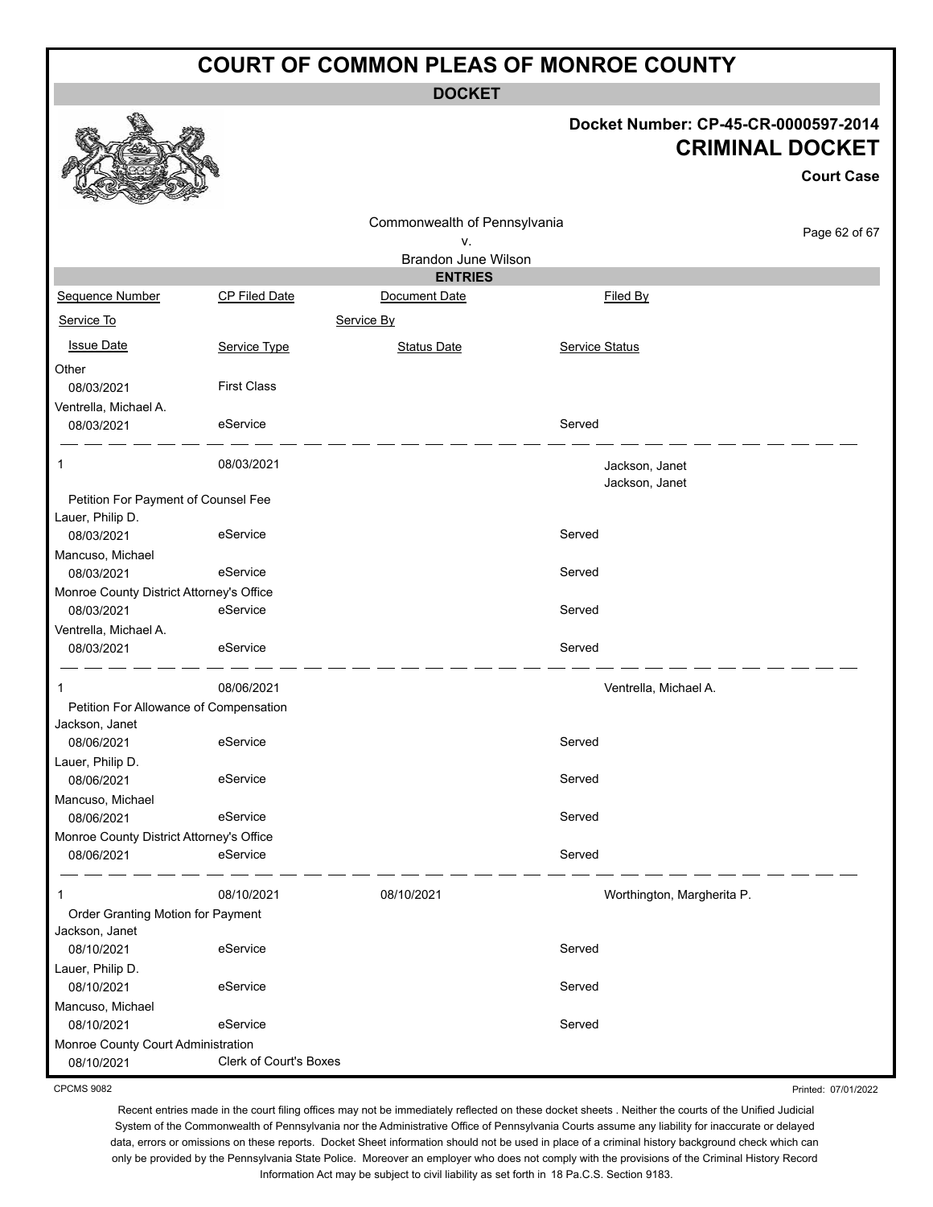# COURT OF COMMON PLEAS OF MONROE COUNTY

## DOCKET

**Docket Number: CP-45-CR-0000597-2014**

**CRIMINAL DOCKET**

**Court Case**

Commonwealth of Pennsylvania
v.
Brandon June Wilson

### ENTRIES

| Sequence Number | CP Filed Date | Document Date | Filed By |
|---|---|---|---|
| Service To | | Service By | |
| Issue Date | Service Type | Status Date | Service Status |

| | | | |
|---|---|---|---|
| Other | | | |
| 08/03/2021 | First Class | | |
| Ventrella, Michael A. | | | |
| 08/03/2021 | eService | | Served |

| | | | |
|---|---|---|---|
| 1 | 08/03/2021 | | Jackson, Janet<br>Jackson, Janet |
| Petition For Payment of Counsel Fee | | | |
| Lauer, Philip D. | | | |
| 08/03/2021 | eService | | Served |
| Mancuso, Michael | | | |
| 08/03/2021 | eService | | Served |
| Monroe County District Attorney's Office | | | |
| 08/03/2021 | eService | | Served |
| Ventrella, Michael A. | | | |
| 08/03/2021 | eService | | Served |

| | | | |
|---|---|---|---|
| 1 | 08/06/2021 | | Ventrella, Michael A. |
| Petition For Allowance of Compensation | | | |
| Jackson, Janet | | | |
| 08/06/2021 | eService | | Served |
| Lauer, Philip D. | | | |
| 08/06/2021 | eService | | Served |
| Mancuso, Michael | | | |
| 08/06/2021 | eService | | Served |
| Monroe County District Attorney's Office | | | |
| 08/06/2021 | eService | | Served |

| | | | |
|---|---|---|---|
| 1 | 08/10/2021 | 08/10/2021 | Worthington, Margherita P. |
| Order Granting Motion for Payment | | | |
| Jackson, Janet | | | |
| 08/10/2021 | eService | | Served |
| Lauer, Philip D. | | | |
| 08/10/2021 | eService | | Served |
| Mancuso, Michael | | | |
| 08/10/2021 | eService | | Served |
| Monroe County Court Administration | | | |
| 08/10/2021 | Clerk of Court's Boxes | | |

CPCMS 9082

Printed: 07/01/2022

Recent entries made in the court filing offices may not be immediately reflected on these docket sheets . Neither the courts of the Unified Judicial System of the Commonwealth of Pennsylvania nor the Administrative Office of Pennsylvania Courts assume any liability for inaccurate or delayed data, errors or omissions on these reports. Docket Sheet information should not be used in place of a criminal history background check which can only be provided by the Pennsylvania State Police. Moreover an employer who does not comply with the provisions of the Criminal History Record Information Act may be subject to civil liability as set forth in 18 Pa.C.S. Section 9183.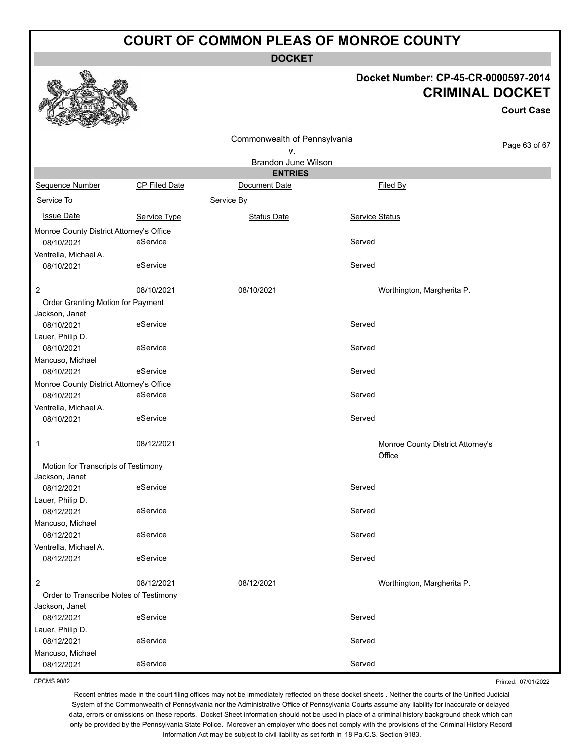# COURT OF COMMON PLEAS OF MONROE COUNTY

**DOCKET**

**Docket Number: CP-45-CR-0000597-2014**
**CRIMINAL DOCKET**
**Court Case**

Commonwealth of Pennsylvania
v.
Brandon June Wilson

**ENTRIES**

| Sequence Number | CP Filed Date | Document Date | Filed By |
|---|---|---|---|
| Service To | | Service By | |
| Issue Date | Service Type | Status Date | Service Status |
| Monroe County District Attorney's Office | | | |
| 08/10/2021 | eService | | Served |
| Ventrella, Michael A. | | | |
| 08/10/2021 | eService | | Served |
| 2 | 08/10/2021 | 08/10/2021 | Worthington, Margherita P. |
| Order Granting Motion for Payment | | | |
| Jackson, Janet | | | |
| 08/10/2021 | eService | | Served |
| Lauer, Philip D. | | | |
| 08/10/2021 | eService | | Served |
| Mancuso, Michael | | | |
| 08/10/2021 | eService | | Served |
| Monroe County District Attorney's Office | | | |
| 08/10/2021 | eService | | Served |
| Ventrella, Michael A. | | | |
| 08/10/2021 | eService | | Served |
| 1 | 08/12/2021 | | Monroe County District Attorney's Office |
| Motion for Transcripts of Testimony | | | |
| Jackson, Janet | | | |
| 08/12/2021 | eService | | Served |
| Lauer, Philip D. | | | |
| 08/12/2021 | eService | | Served |
| Mancuso, Michael | | | |
| 08/12/2021 | eService | | Served |
| Ventrella, Michael A. | | | |
| 08/12/2021 | eService | | Served |
| 2 | 08/12/2021 | 08/12/2021 | Worthington, Margherita P. |
| Order to Transcribe Notes of Testimony | | | |
| Jackson, Janet | | | |
| 08/12/2021 | eService | | Served |
| Lauer, Philip D. | | | |
| 08/12/2021 | eService | | Served |
| Mancuso, Michael | | | |
| 08/12/2021 | eService | | Served |

CPCMS 9082 Printed: 07/01/2022

Recent entries made in the court filing offices may not be immediately reflected on these docket sheets . Neither the courts of the Unified Judicial System of the Commonwealth of Pennsylvania nor the Administrative Office of Pennsylvania Courts assume any liability for inaccurate or delayed data, errors or omissions on these reports. Docket Sheet information should not be used in place of a criminal history background check which can only be provided by the Pennsylvania State Police. Moreover an employer who does not comply with the provisions of the Criminal History Record Information Act may be subject to civil liability as set forth in 18 Pa.C.S. Section 9183.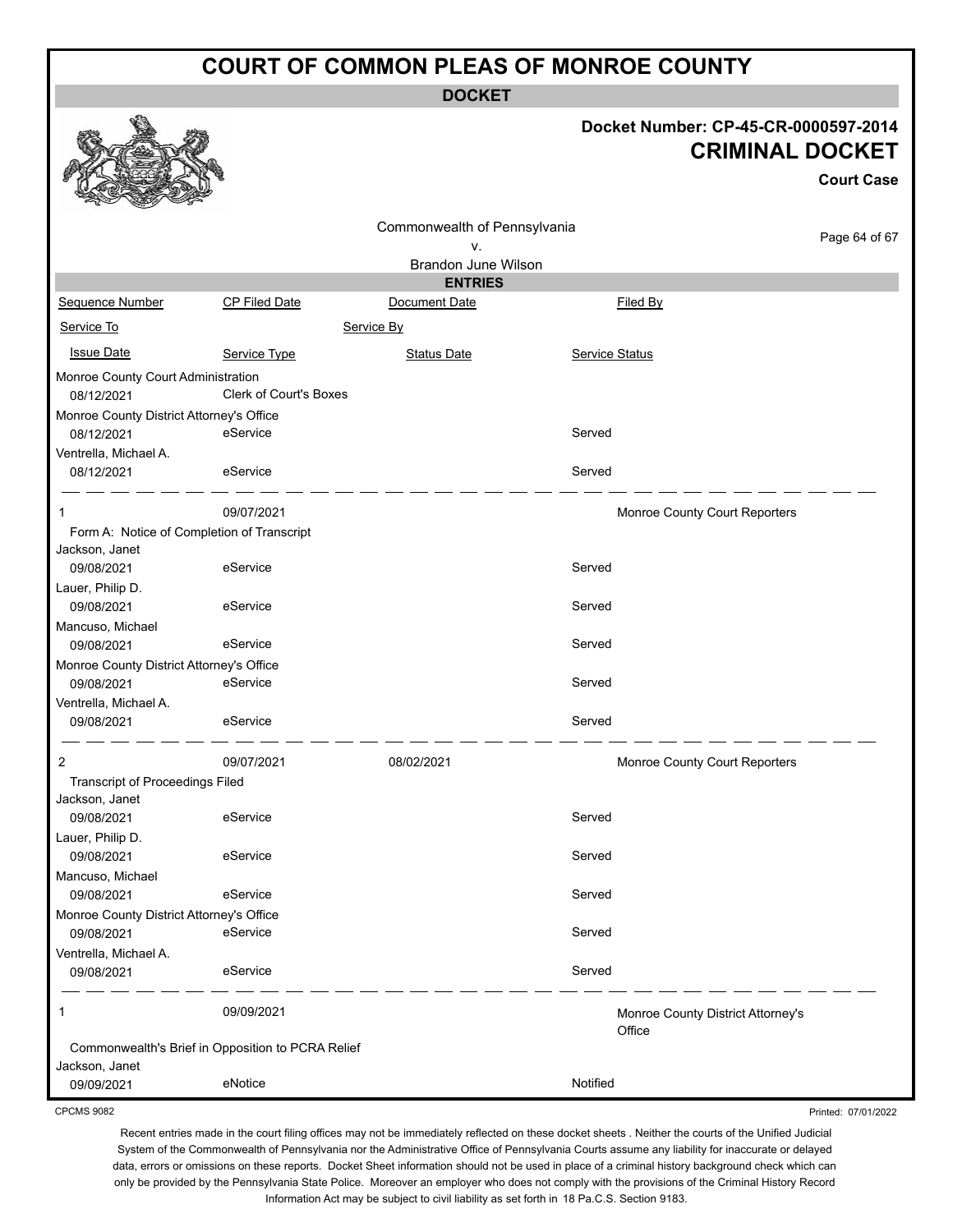# COURT OF COMMON PLEAS OF MONROE COUNTY

**DOCKET**

**Docket Number: CP-45-CR-0000597-2014**

**CRIMINAL DOCKET**

**Court Case**

Commonwealth of Pennsylvania
v.
Brandon June Wilson

**ENTRIES**

| Sequence Number | CP Filed Date | Document Date | Filed By |
|---|---|---|---|
| Service To | | Service By | |
| Issue Date | Service Type | Status Date | Service Status |
| Monroe County Court Administration | | | |
| 08/12/2021 | Clerk of Court's Boxes | | |
| Monroe County District Attorney's Office | | | |
| 08/12/2021 | eService | | Served |
| Ventrella, Michael A. | | | |
| 08/12/2021 | eService | | Served |
| 1 | 09/07/2021 | | Monroe County Court Reporters |
| Form A: Notice of Completion of Transcript | | | |
| Jackson, Janet | | | |
| 09/08/2021 | eService | | Served |
| Lauer, Philip D. | | | |
| 09/08/2021 | eService | | Served |
| Mancuso, Michael | | | |
| 09/08/2021 | eService | | Served |
| Monroe County District Attorney's Office | | | |
| 09/08/2021 | eService | | Served |
| Ventrella, Michael A. | | | |
| 09/08/2021 | eService | | Served |
| 2 | 09/07/2021 | 08/02/2021 | Monroe County Court Reporters |
| Transcript of Proceedings Filed | | | |
| Jackson, Janet | | | |
| 09/08/2021 | eService | | Served |
| Lauer, Philip D. | | | |
| 09/08/2021 | eService | | Served |
| Mancuso, Michael | | | |
| 09/08/2021 | eService | | Served |
| Monroe County District Attorney's Office | | | |
| 09/08/2021 | eService | | Served |
| Ventrella, Michael A. | | | |
| 09/08/2021 | eService | | Served |
| 1 | 09/09/2021 | | Monroe County District Attorney's Office |
| Commonwealth's Brief in Opposition to PCRA Relief | | | |
| Jackson, Janet | | | |
| 09/09/2021 | eNotice | | Notified |

CPCMS 9082 Printed: 07/01/2022

Recent entries made in the court filing offices may not be immediately reflected on these docket sheets . Neither the courts of the Unified Judicial System of the Commonwealth of Pennsylvania nor the Administrative Office of Pennsylvania Courts assume any liability for inaccurate or delayed data, errors or omissions on these reports. Docket Sheet information should not be used in place of a criminal history background check which can only be provided by the Pennsylvania State Police. Moreover an employer who does not comply with the provisions of the Criminal History Record Information Act may be subject to civil liability as set forth in 18 Pa.C.S. Section 9183.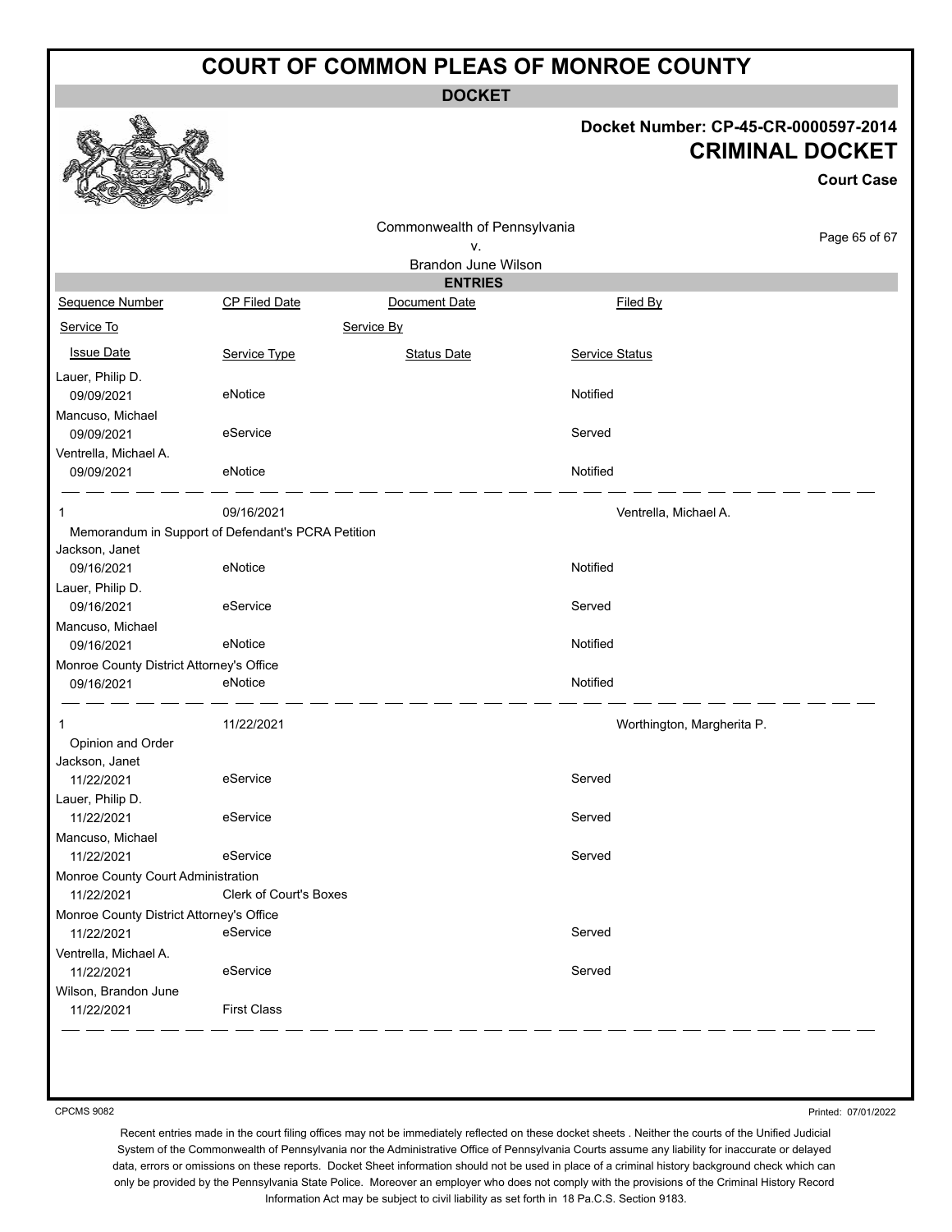# COURT OF COMMON PLEAS OF MONROE COUNTY

**DOCKET**

**Docket Number: CP-45-CR-0000597-2014**

**CRIMINAL DOCKET**

**Court Case**

Commonwealth of Pennsylvania
v.
Brandon June Wilson

**ENTRIES**

| Sequence Number | CP Filed Date | Document Date | Filed By |
|---|---|---|---|
| Service To | | Service By | |
| Issue Date | Service Type | Status Date | Service Status |
| Lauer, Philip D. | | | |
| 09/09/2021 | eNotice | | Notified |
| Mancuso, Michael | | | |
| 09/09/2021 | eService | | Served |
| Ventrella, Michael A. | | | |
| 09/09/2021 | eNotice | | Notified |
| 1 | 09/16/2021 | | Ventrella, Michael A. |
| Memorandum in Support of Defendant's PCRA Petition | | | |
| Jackson, Janet | | | |
| 09/16/2021 | eNotice | | Notified |
| Lauer, Philip D. | | | |
| 09/16/2021 | eService | | Served |
| Mancuso, Michael | | | |
| 09/16/2021 | eNotice | | Notified |
| Monroe County District Attorney's Office | | | |
| 09/16/2021 | eNotice | | Notified |
| 1 | 11/22/2021 | | Worthington, Margherita P. |
| Opinion and Order | | | |
| Jackson, Janet | | | |
| 11/22/2021 | eService | | Served |
| Lauer, Philip D. | | | |
| 11/22/2021 | eService | | Served |
| Mancuso, Michael | | | |
| 11/22/2021 | eService | | Served |
| Monroe County Court Administration | | | |
| 11/22/2021 | Clerk of Court's Boxes | | |
| Monroe County District Attorney's Office | | | |
| 11/22/2021 | eService | | Served |
| Ventrella, Michael A. | | | |
| 11/22/2021 | eService | | Served |
| Wilson, Brandon June | | | |
| 11/22/2021 | First Class | | |

CPCMS 9082

Printed: 07/01/2022

Recent entries made in the court filing offices may not be immediately reflected on these docket sheets . Neither the courts of the Unified Judicial System of the Commonwealth of Pennsylvania nor the Administrative Office of Pennsylvania Courts assume any liability for inaccurate or delayed data, errors or omissions on these reports. Docket Sheet information should not be used in place of a criminal history background check which can only be provided by the Pennsylvania State Police. Moreover an employer who does not comply with the provisions of the Criminal History Record Information Act may be subject to civil liability as set forth in 18 Pa.C.S. Section 9183.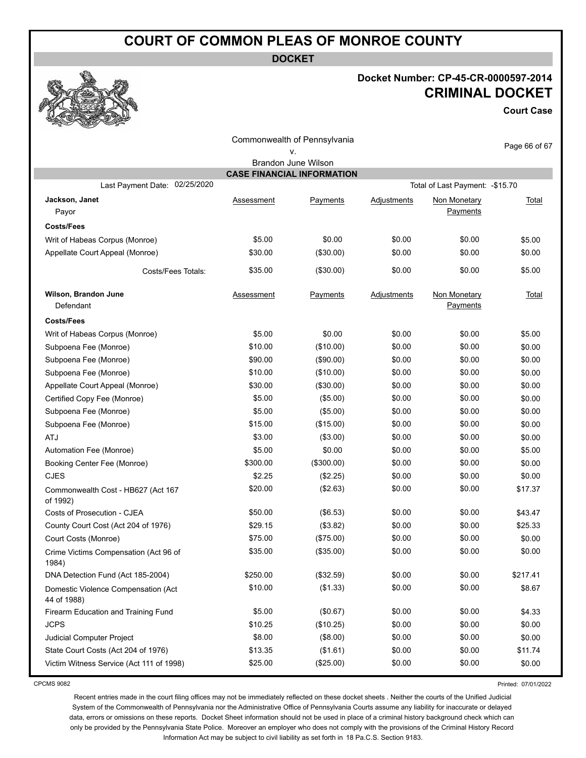# COURT OF COMMON PLEAS OF MONROE COUNTY

**DOCKET**

**Docket Number: CP-45-CR-0000597-2014**

## CRIMINAL DOCKET

**Court Case**

Commonwealth of Pennsylvania
v.
Brandon June Wilson

### CASE FINANCIAL INFORMATION

Last Payment Date: 02/25/2020 — Total of Last Payment: -$15.70

| Jackson, Janet<br>Payor | Assessment | Payments | Adjustments | Non Monetary Payments | Total |
|---|---|---|---|---|---|
| **Costs/Fees** | | | | | |
| Writ of Habeas Corpus (Monroe) | $5.00 | $0.00 | $0.00 | $0.00 | $5.00 |
| Appellate Court Appeal (Monroe) | $30.00 | ($30.00) | $0.00 | $0.00 | $0.00 |
| Costs/Fees Totals: | $35.00 | ($30.00) | $0.00 | $0.00 | $5.00 |

| Wilson, Brandon June<br>Defendant | Assessment | Payments | Adjustments | Non Monetary Payments | Total |
|---|---|---|---|---|---|
| **Costs/Fees** | | | | | |
| Writ of Habeas Corpus (Monroe) | $5.00 | $0.00 | $0.00 | $0.00 | $5.00 |
| Subpoena Fee (Monroe) | $10.00 | ($10.00) | $0.00 | $0.00 | $0.00 |
| Subpoena Fee (Monroe) | $90.00 | ($90.00) | $0.00 | $0.00 | $0.00 |
| Subpoena Fee (Monroe) | $10.00 | ($10.00) | $0.00 | $0.00 | $0.00 |
| Appellate Court Appeal (Monroe) | $30.00 | ($30.00) | $0.00 | $0.00 | $0.00 |
| Certified Copy Fee (Monroe) | $5.00 | ($5.00) | $0.00 | $0.00 | $0.00 |
| Subpoena Fee (Monroe) | $5.00 | ($5.00) | $0.00 | $0.00 | $0.00 |
| Subpoena Fee (Monroe) | $15.00 | ($15.00) | $0.00 | $0.00 | $0.00 |
| ATJ | $3.00 | ($3.00) | $0.00 | $0.00 | $0.00 |
| Automation Fee (Monroe) | $5.00 | $0.00 | $0.00 | $0.00 | $5.00 |
| Booking Center Fee (Monroe) | $300.00 | ($300.00) | $0.00 | $0.00 | $0.00 |
| CJES | $2.25 | ($2.25) | $0.00 | $0.00 | $0.00 |
| Commonwealth Cost - HB627 (Act 167 of 1992) | $20.00 | ($2.63) | $0.00 | $0.00 | $17.37 |
| Costs of Prosecution - CJEA | $50.00 | ($6.53) | $0.00 | $0.00 | $43.47 |
| County Court Cost (Act 204 of 1976) | $29.15 | ($3.82) | $0.00 | $0.00 | $25.33 |
| Court Costs (Monroe) | $75.00 | ($75.00) | $0.00 | $0.00 | $0.00 |
| Crime Victims Compensation (Act 96 of 1984) | $35.00 | ($35.00) | $0.00 | $0.00 | $0.00 |
| DNA Detection Fund (Act 185-2004) | $250.00 | ($32.59) | $0.00 | $0.00 | $217.41 |
| Domestic Violence Compensation (Act 44 of 1988) | $10.00 | ($1.33) | $0.00 | $0.00 | $8.67 |
| Firearm Education and Training Fund | $5.00 | ($0.67) | $0.00 | $0.00 | $4.33 |
| JCPS | $10.25 | ($10.25) | $0.00 | $0.00 | $0.00 |
| Judicial Computer Project | $8.00 | ($8.00) | $0.00 | $0.00 | $0.00 |
| State Court Costs (Act 204 of 1976) | $13.35 | ($1.61) | $0.00 | $0.00 | $11.74 |
| Victim Witness Service (Act 111 of 1998) | $25.00 | ($25.00) | $0.00 | $0.00 | $0.00 |

CPCMS 9082 — Printed: 07/01/2022

Recent entries made in the court filing offices may not be immediately reflected on these docket sheets . Neither the courts of the Unified Judicial System of the Commonwealth of Pennsylvania nor the Administrative Office of Pennsylvania Courts assume any liability for inaccurate or delayed data, errors or omissions on these reports. Docket Sheet information should not be used in place of a criminal history background check which can only be provided by the Pennsylvania State Police. Moreover an employer who does not comply with the provisions of the Criminal History Record Information Act may be subject to civil liability as set forth in 18 Pa.C.S. Section 9183.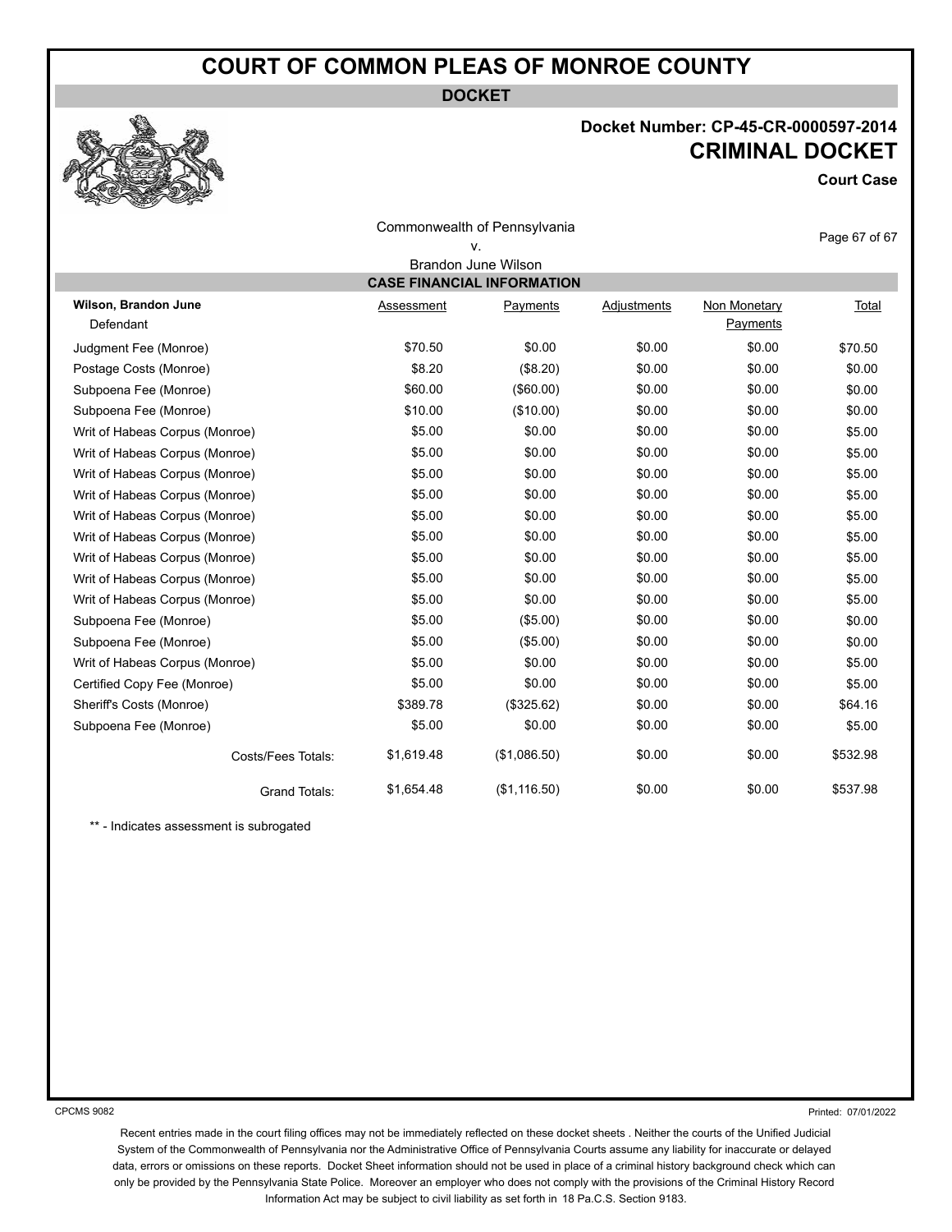# COURT OF COMMON PLEAS OF MONROE COUNTY

**DOCKET**

**Docket Number: CP-45-CR-0000597-2014**

**CRIMINAL DOCKET**

**Court Case**

Commonwealth of Pennsylvania
v.
Brandon June Wilson

## CASE FINANCIAL INFORMATION

| **Wilson, Brandon June** Defendant | Assessment | Payments | Adjustments | Non Monetary Payments | Total |
|---|---|---|---|---|---|
| Judgment Fee (Monroe) | $70.50 | $0.00 | $0.00 | $0.00 | $70.50 |
| Postage Costs (Monroe) | $8.20 | ($8.20) | $0.00 | $0.00 | $0.00 |
| Subpoena Fee (Monroe) | $60.00 | ($60.00) | $0.00 | $0.00 | $0.00 |
| Subpoena Fee (Monroe) | $10.00 | ($10.00) | $0.00 | $0.00 | $0.00 |
| Writ of Habeas Corpus (Monroe) | $5.00 | $0.00 | $0.00 | $0.00 | $5.00 |
| Writ of Habeas Corpus (Monroe) | $5.00 | $0.00 | $0.00 | $0.00 | $5.00 |
| Writ of Habeas Corpus (Monroe) | $5.00 | $0.00 | $0.00 | $0.00 | $5.00 |
| Writ of Habeas Corpus (Monroe) | $5.00 | $0.00 | $0.00 | $0.00 | $5.00 |
| Writ of Habeas Corpus (Monroe) | $5.00 | $0.00 | $0.00 | $0.00 | $5.00 |
| Writ of Habeas Corpus (Monroe) | $5.00 | $0.00 | $0.00 | $0.00 | $5.00 |
| Writ of Habeas Corpus (Monroe) | $5.00 | $0.00 | $0.00 | $0.00 | $5.00 |
| Writ of Habeas Corpus (Monroe) | $5.00 | $0.00 | $0.00 | $0.00 | $5.00 |
| Writ of Habeas Corpus (Monroe) | $5.00 | $0.00 | $0.00 | $0.00 | $5.00 |
| Subpoena Fee (Monroe) | $5.00 | ($5.00) | $0.00 | $0.00 | $0.00 |
| Subpoena Fee (Monroe) | $5.00 | ($5.00) | $0.00 | $0.00 | $0.00 |
| Writ of Habeas Corpus (Monroe) | $5.00 | $0.00 | $0.00 | $0.00 | $5.00 |
| Certified Copy Fee (Monroe) | $5.00 | $0.00 | $0.00 | $0.00 | $5.00 |
| Sheriff's Costs (Monroe) | $389.78 | ($325.62) | $0.00 | $0.00 | $64.16 |
| Subpoena Fee (Monroe) | $5.00 | $0.00 | $0.00 | $0.00 | $5.00 |
| Costs/Fees Totals: | $1,619.48 | ($1,086.50) | $0.00 | $0.00 | $532.98 |
| Grand Totals: | $1,654.48 | ($1,116.50) | $0.00 | $0.00 | $537.98 |

** - Indicates assessment is subrogated

CPCMS 9082

Printed: 07/01/2022

Recent entries made in the court filing offices may not be immediately reflected on these docket sheets . Neither the courts of the Unified Judicial System of the Commonwealth of Pennsylvania nor the Administrative Office of Pennsylvania Courts assume any liability for inaccurate or delayed data, errors or omissions on these reports. Docket Sheet information should not be used in place of a criminal history background check which can only be provided by the Pennsylvania State Police. Moreover an employer who does not comply with the provisions of the Criminal History Record Information Act may be subject to civil liability as set forth in 18 Pa.C.S. Section 9183.